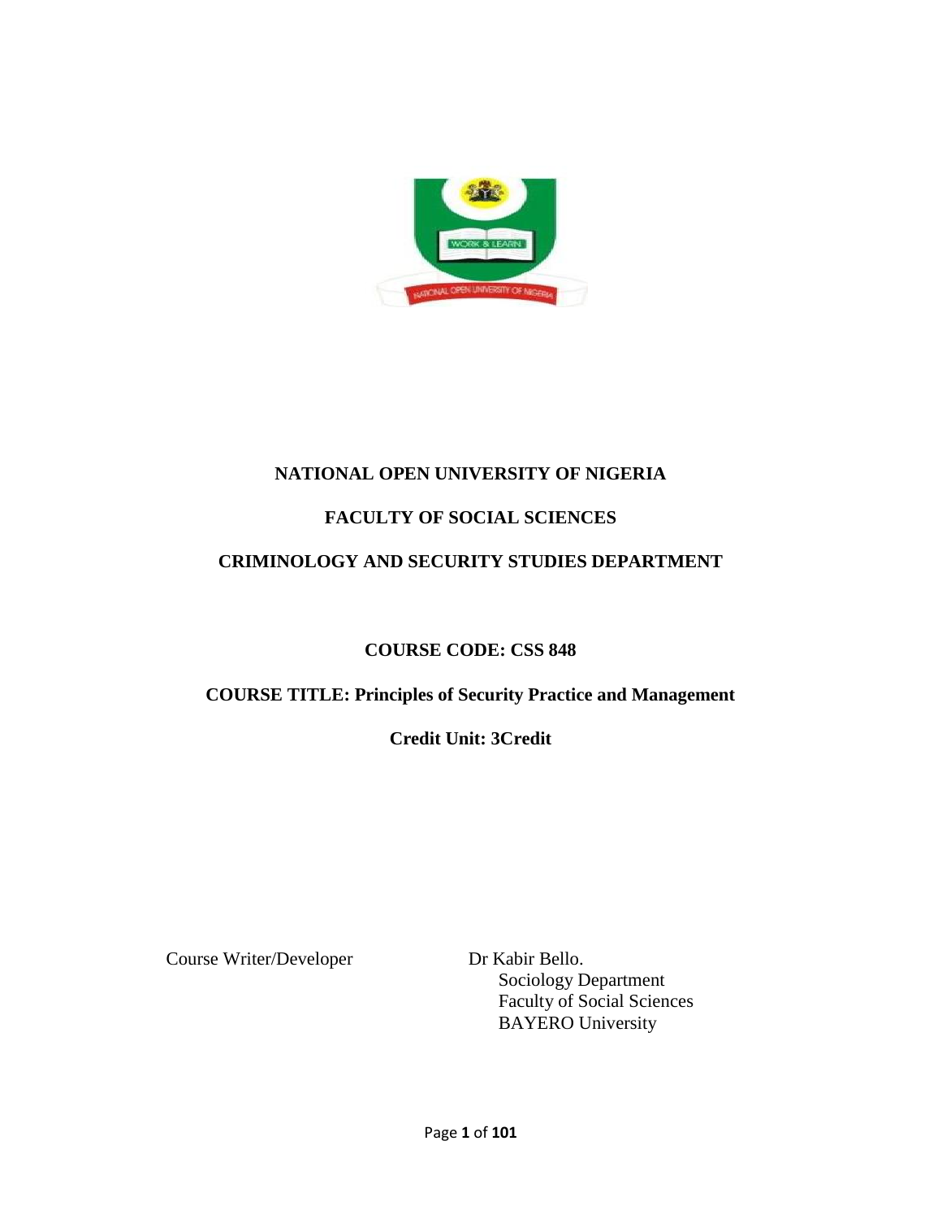**NATIONAL OPEN UNIVERSITY OF NIGERIA**

**FACULTY OF SOCIAL SCIENCES**

**CRIMINOLOGY AND SECURITY STUDIES DEPARTMENT**

**COURSE CODE: CSS 848**

**COURSE TITLE: Principles of Security Practice and Management**

**Credit Unit: 3Credit**

Course Writer/Developer

Dr Kabir Bello.
Sociology Department
Faculty of Social Sciences
BAYERO University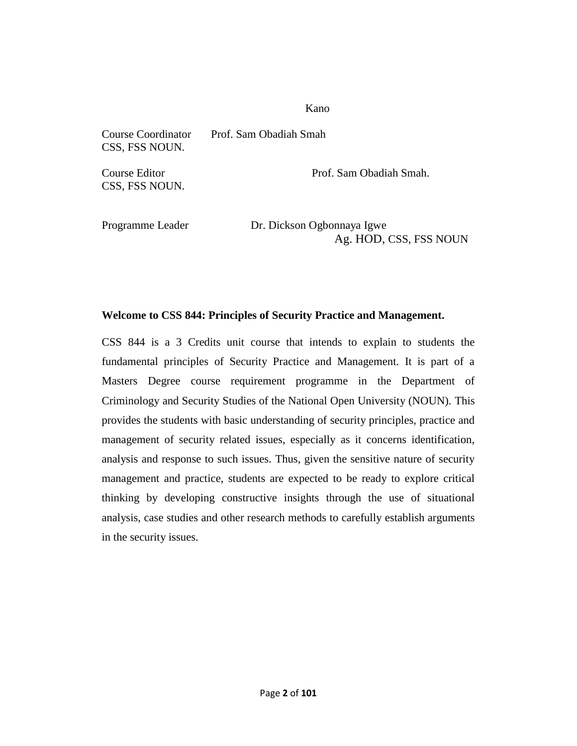Kano

Course Coordinator Prof. Sam Obadiah Smah
CSS, FSS NOUN.

Course Editor Prof. Sam Obadiah Smah.
CSS, FSS NOUN.

Programme Leader Dr. Dickson Ogbonnaya Igwe
Ag. HOD, CSS, FSS NOUN

**Welcome to CSS 844: Principles of Security Practice and Management.**

CSS 844 is a 3 Credits unit course that intends to explain to students the fundamental principles of Security Practice and Management. It is part of a Masters Degree course requirement programme in the Department of Criminology and Security Studies of the National Open University (NOUN). This provides the students with basic understanding of security principles, practice and management of security related issues, especially as it concerns identification, analysis and response to such issues. Thus, given the sensitive nature of security management and practice, students are expected to be ready to explore critical thinking by developing constructive insights through the use of situational analysis, case studies and other research methods to carefully establish arguments in the security issues.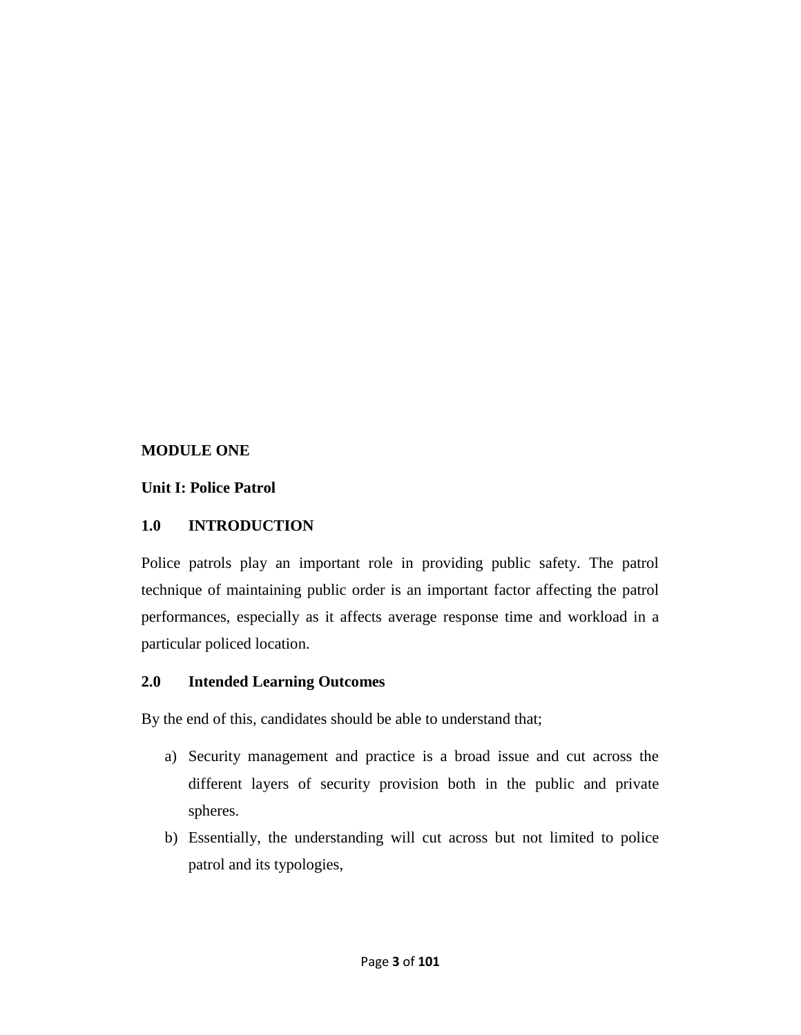**MODULE ONE**

**Unit I: Police Patrol**

## 1.0 INTRODUCTION

Police patrols play an important role in providing public safety. The patrol technique of maintaining public order is an important factor affecting the patrol performances, especially as it affects average response time and workload in a particular policed location.

## 2.0 Intended Learning Outcomes

By the end of this, candidates should be able to understand that;

a) Security management and practice is a broad issue and cut across the different layers of security provision both in the public and private spheres.
b) Essentially, the understanding will cut across but not limited to police patrol and its typologies,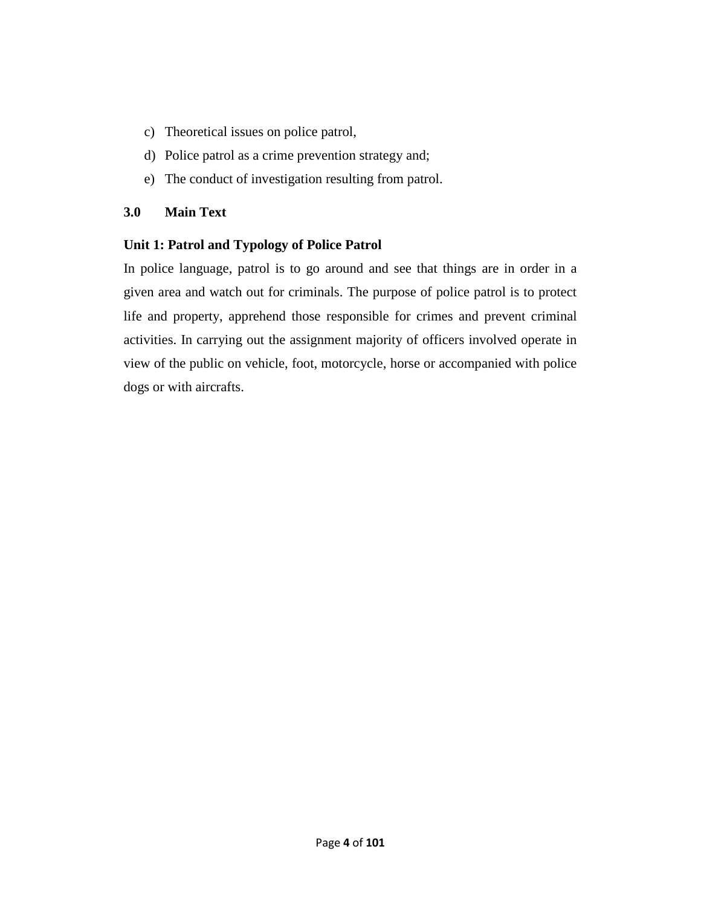c) Theoretical issues on police patrol,
d) Police patrol as a crime prevention strategy and;
e) The conduct of investigation resulting from patrol.

## 3.0 Main Text

### Unit 1: Patrol and Typology of Police Patrol

In police language, patrol is to go around and see that things are in order in a given area and watch out for criminals. The purpose of police patrol is to protect life and property, apprehend those responsible for crimes and prevent criminal activities. In carrying out the assignment majority of officers involved operate in view of the public on vehicle, foot, motorcycle, horse or accompanied with police dogs or with aircrafts.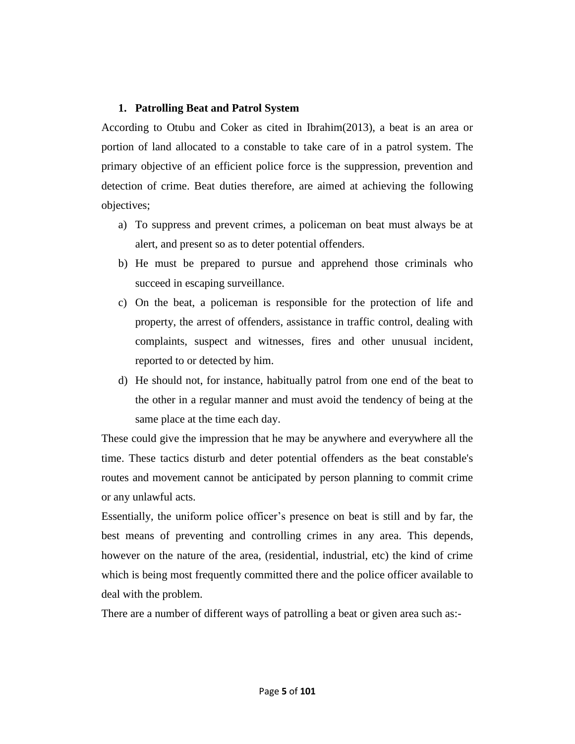## 1. Patrolling Beat and Patrol System

According to Otubu and Coker as cited in Ibrahim(2013), a beat is an area or portion of land allocated to a constable to take care of in a patrol system. The primary objective of an efficient police force is the suppression, prevention and detection of crime. Beat duties therefore, are aimed at achieving the following objectives;

a) To suppress and prevent crimes, a policeman on beat must always be at alert, and present so as to deter potential offenders.
b) He must be prepared to pursue and apprehend those criminals who succeed in escaping surveillance.
c) On the beat, a policeman is responsible for the protection of life and property, the arrest of offenders, assistance in traffic control, dealing with complaints, suspect and witnesses, fires and other unusual incident, reported to or detected by him.
d) He should not, for instance, habitually patrol from one end of the beat to the other in a regular manner and must avoid the tendency of being at the same place at the time each day.

These could give the impression that he may be anywhere and everywhere all the time. These tactics disturb and deter potential offenders as the beat constable's routes and movement cannot be anticipated by person planning to commit crime or any unlawful acts.

Essentially, the uniform police officer's presence on beat is still and by far, the best means of preventing and controlling crimes in any area. This depends, however on the nature of the area, (residential, industrial, etc) the kind of crime which is being most frequently committed there and the police officer available to deal with the problem.

There are a number of different ways of patrolling a beat or given area such as:-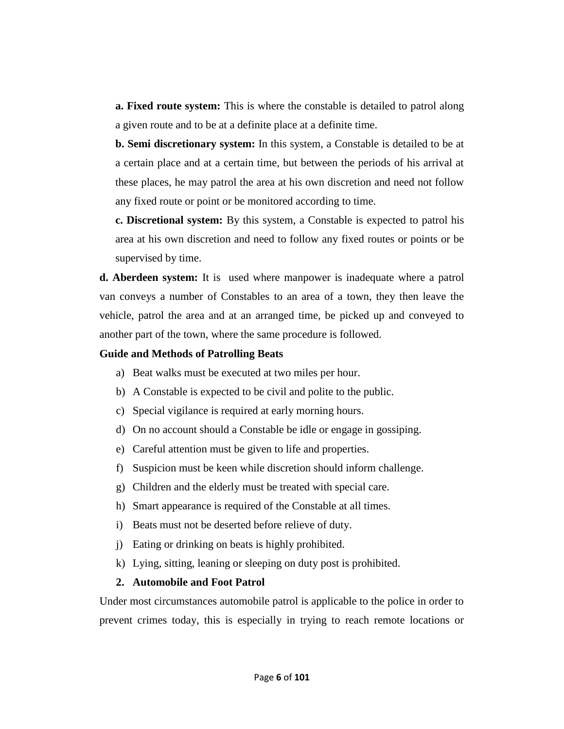**a. Fixed route system:** This is where the constable is detailed to patrol along a given route and to be at a definite place at a definite time.

**b. Semi discretionary system:** In this system, a Constable is detailed to be at a certain place and at a certain time, but between the periods of his arrival at these places, he may patrol the area at his own discretion and need not follow any fixed route or point or be monitored according to time.

**c. Discretional system:** By this system, a Constable is expected to patrol his area at his own discretion and need to follow any fixed routes or points or be supervised by time.

**d. Aberdeen system:** It is used where manpower is inadequate where a patrol van conveys a number of Constables to an area of a town, they then leave the vehicle, patrol the area and at an arranged time, be picked up and conveyed to another part of the town, where the same procedure is followed.

**Guide and Methods of Patrolling Beats**

a) Beat walks must be executed at two miles per hour.
b) A Constable is expected to be civil and polite to the public.
c) Special vigilance is required at early morning hours.
d) On no account should a Constable be idle or engage in gossiping.
e) Careful attention must be given to life and properties.
f) Suspicion must be keen while discretion should inform challenge.
g) Children and the elderly must be treated with special care.
h) Smart appearance is required of the Constable at all times.
i) Beats must not be deserted before relieve of duty.
j) Eating or drinking on beats is highly prohibited.
k) Lying, sitting, leaning or sleeping on duty post is prohibited.

**2. Automobile and Foot Patrol**

Under most circumstances automobile patrol is applicable to the police in order to prevent crimes today, this is especially in trying to reach remote locations or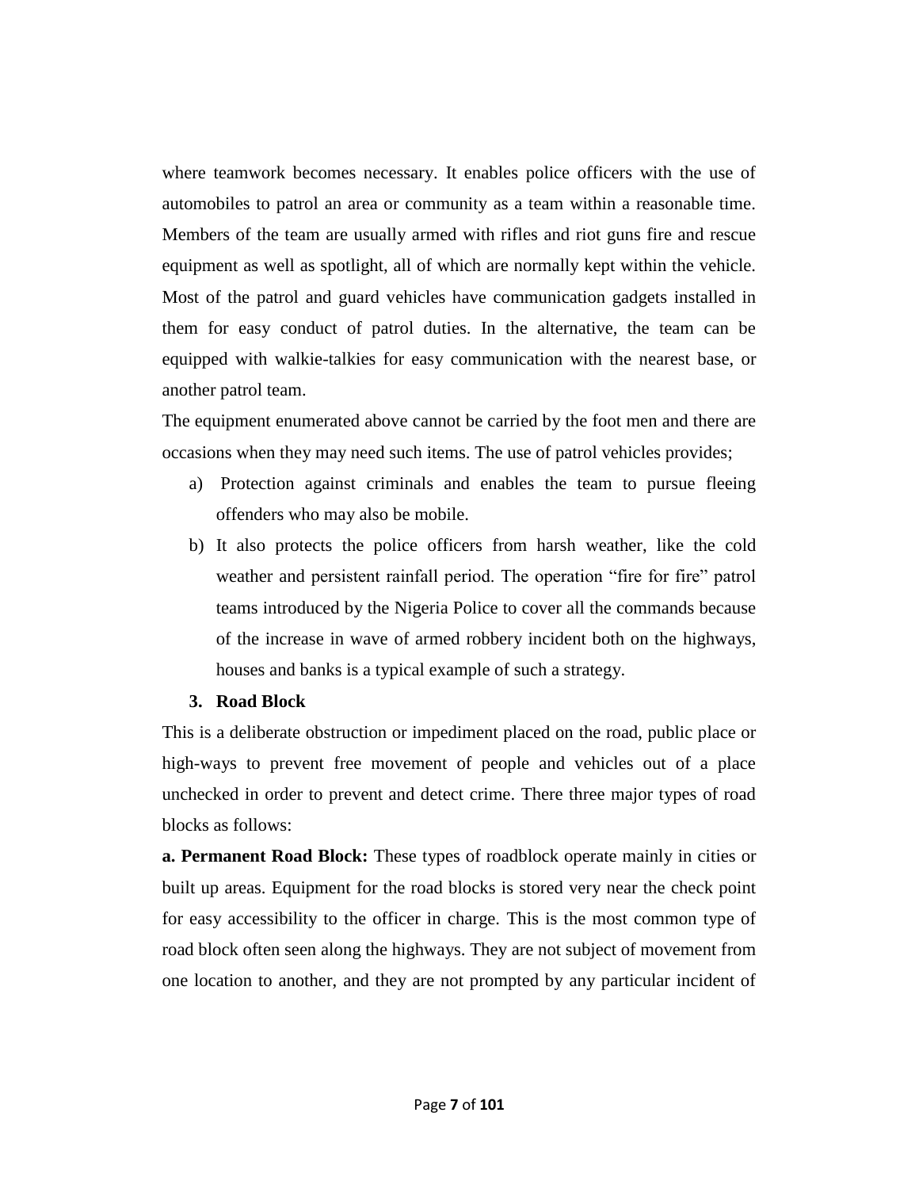where teamwork becomes necessary. It enables police officers with the use of automobiles to patrol an area or community as a team within a reasonable time. Members of the team are usually armed with rifles and riot guns fire and rescue equipment as well as spotlight, all of which are normally kept within the vehicle. Most of the patrol and guard vehicles have communication gadgets installed in them for easy conduct of patrol duties. In the alternative, the team can be equipped with walkie-talkies for easy communication with the nearest base, or another patrol team.

The equipment enumerated above cannot be carried by the foot men and there are occasions when they may need such items. The use of patrol vehicles provides;

a) Protection against criminals and enables the team to pursue fleeing offenders who may also be mobile.
b) It also protects the police officers from harsh weather, like the cold weather and persistent rainfall period. The operation "fire for fire" patrol teams introduced by the Nigeria Police to cover all the commands because of the increase in wave of armed robbery incident both on the highways, houses and banks is a typical example of such a strategy.

**3. Road Block**

This is a deliberate obstruction or impediment placed on the road, public place or high-ways to prevent free movement of people and vehicles out of a place unchecked in order to prevent and detect crime. There three major types of road blocks as follows:

**a. Permanent Road Block:** These types of roadblock operate mainly in cities or built up areas. Equipment for the road blocks is stored very near the check point for easy accessibility to the officer in charge. This is the most common type of road block often seen along the highways. They are not subject of movement from one location to another, and they are not prompted by any particular incident of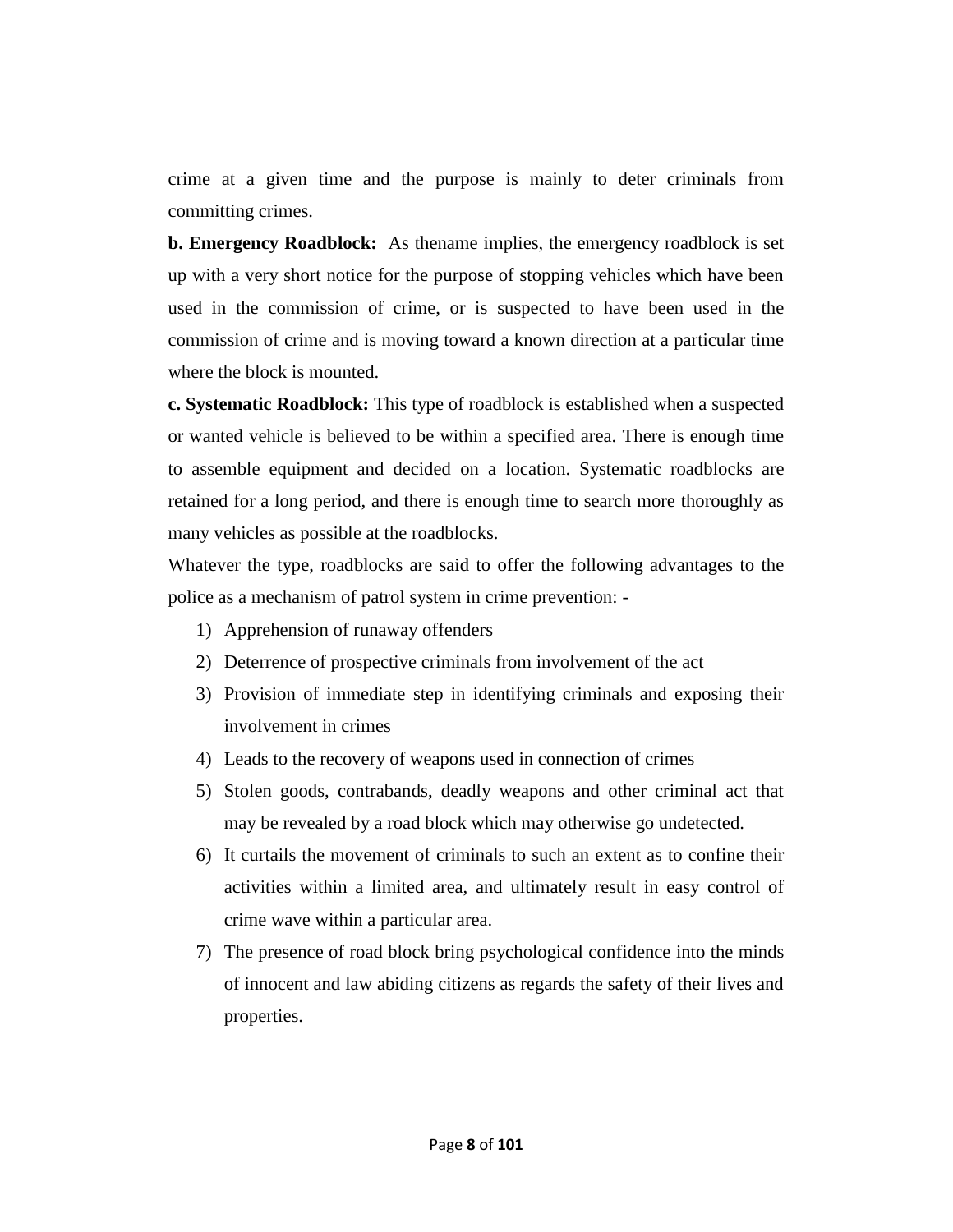crime at a given time and the purpose is mainly to deter criminals from committing crimes.

**b. Emergency Roadblock:** As thename implies, the emergency roadblock is set up with a very short notice for the purpose of stopping vehicles which have been used in the commission of crime, or is suspected to have been used in the commission of crime and is moving toward a known direction at a particular time where the block is mounted.

**c. Systematic Roadblock:** This type of roadblock is established when a suspected or wanted vehicle is believed to be within a specified area. There is enough time to assemble equipment and decided on a location. Systematic roadblocks are retained for a long period, and there is enough time to search more thoroughly as many vehicles as possible at the roadblocks.

Whatever the type, roadblocks are said to offer the following advantages to the police as a mechanism of patrol system in crime prevention: -

1) Apprehension of runaway offenders
2) Deterrence of prospective criminals from involvement of the act
3) Provision of immediate step in identifying criminals and exposing their involvement in crimes
4) Leads to the recovery of weapons used in connection of crimes
5) Stolen goods, contrabands, deadly weapons and other criminal act that may be revealed by a road block which may otherwise go undetected.
6) It curtails the movement of criminals to such an extent as to confine their activities within a limited area, and ultimately result in easy control of crime wave within a particular area.
7) The presence of road block bring psychological confidence into the minds of innocent and law abiding citizens as regards the safety of their lives and properties.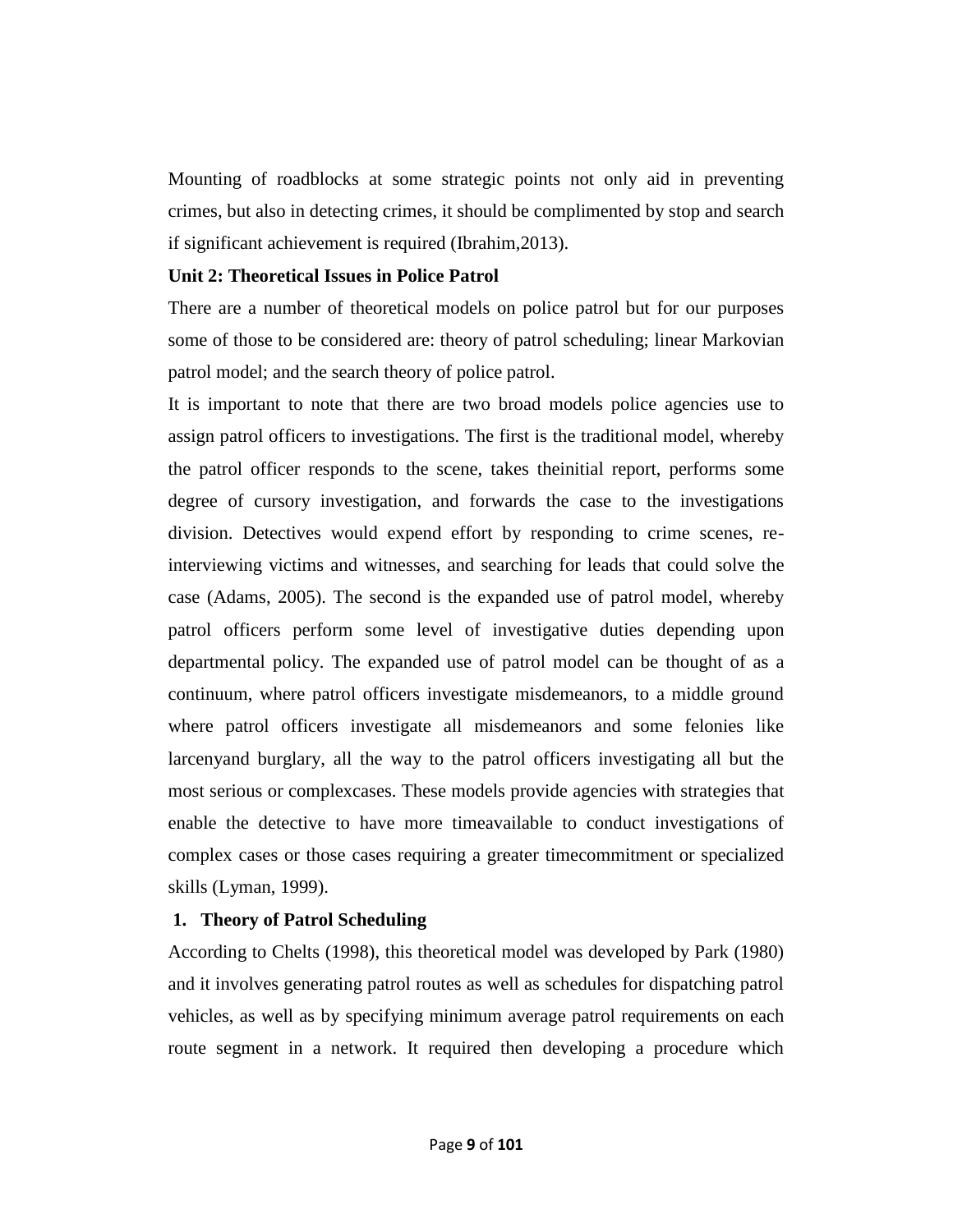Mounting of roadblocks at some strategic points not only aid in preventing crimes, but also in detecting crimes, it should be complimented by stop and search if significant achievement is required (Ibrahim,2013).

**Unit 2: Theoretical Issues in Police Patrol**

There are a number of theoretical models on police patrol but for our purposes some of those to be considered are: theory of patrol scheduling; linear Markovian patrol model; and the search theory of police patrol.

It is important to note that there are two broad models police agencies use to assign patrol officers to investigations. The first is the traditional model, whereby the patrol officer responds to the scene, takes theinitial report, performs some degree of cursory investigation, and forwards the case to the investigations division. Detectives would expend effort by responding to crime scenes, re-interviewing victims and witnesses, and searching for leads that could solve the case (Adams, 2005). The second is the expanded use of patrol model, whereby patrol officers perform some level of investigative duties depending upon departmental policy. The expanded use of patrol model can be thought of as a continuum, where patrol officers investigate misdemeanors, to a middle ground where patrol officers investigate all misdemeanors and some felonies like larcenyand burglary, all the way to the patrol officers investigating all but the most serious or complexcases. These models provide agencies with strategies that enable the detective to have more timeavailable to conduct investigations of complex cases or those cases requiring a greater timecommitment or specialized skills (Lyman, 1999).

**1. Theory of Patrol Scheduling**

According to Chelts (1998), this theoretical model was developed by Park (1980) and it involves generating patrol routes as well as schedules for dispatching patrol vehicles, as well as by specifying minimum average patrol requirements on each route segment in a network. It required then developing a procedure which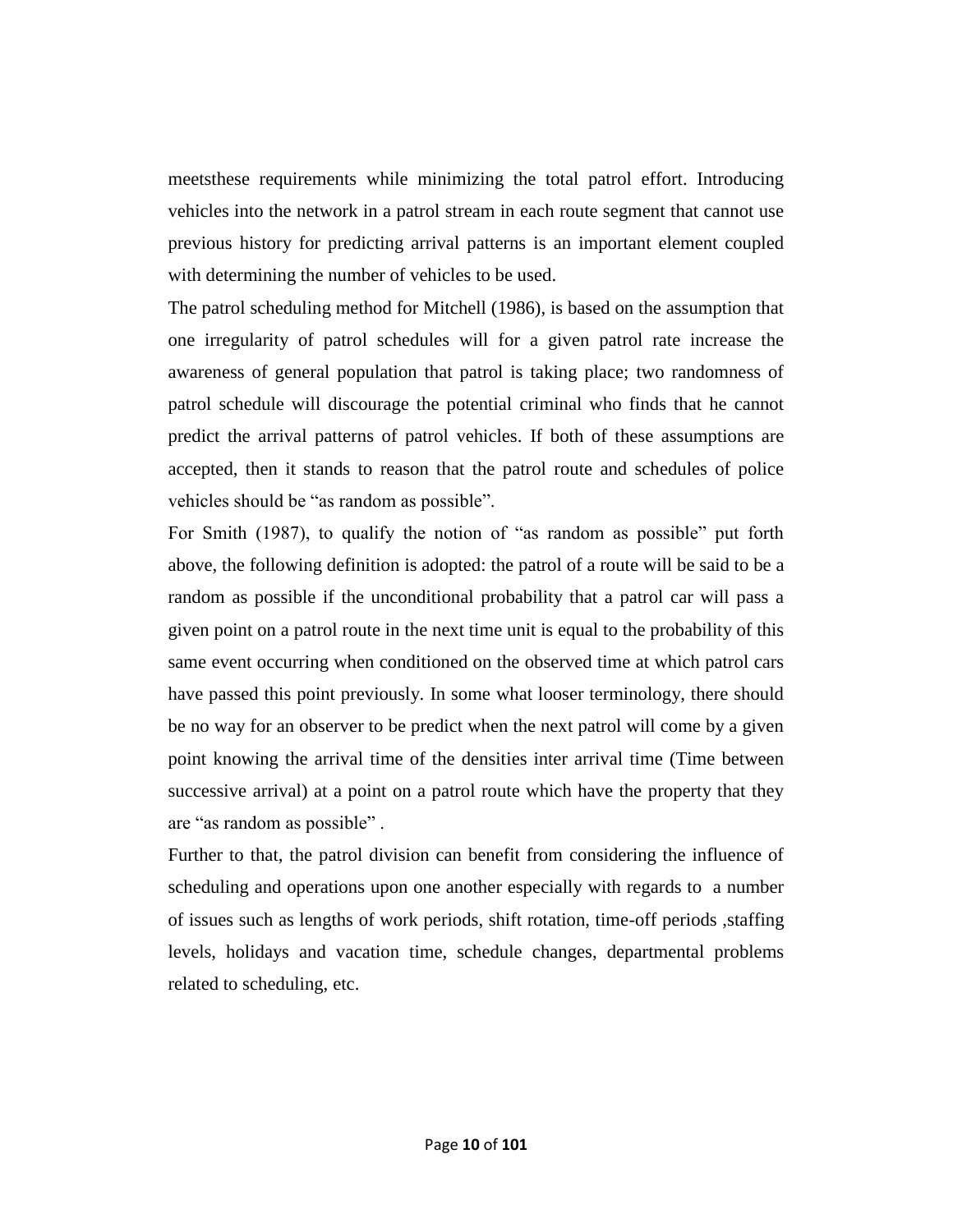meetsthese requirements while minimizing the total patrol effort. Introducing vehicles into the network in a patrol stream in each route segment that cannot use previous history for predicting arrival patterns is an important element coupled with determining the number of vehicles to be used.

The patrol scheduling method for Mitchell (1986), is based on the assumption that one irregularity of patrol schedules will for a given patrol rate increase the awareness of general population that patrol is taking place; two randomness of patrol schedule will discourage the potential criminal who finds that he cannot predict the arrival patterns of patrol vehicles. If both of these assumptions are accepted, then it stands to reason that the patrol route and schedules of police vehicles should be "as random as possible".

For Smith (1987), to qualify the notion of "as random as possible" put forth above, the following definition is adopted: the patrol of a route will be said to be a random as possible if the unconditional probability that a patrol car will pass a given point on a patrol route in the next time unit is equal to the probability of this same event occurring when conditioned on the observed time at which patrol cars have passed this point previously. In some what looser terminology, there should be no way for an observer to be predict when the next patrol will come by a given point knowing the arrival time of the densities inter arrival time (Time between successive arrival) at a point on a patrol route which have the property that they are "as random as possible" .

Further to that, the patrol division can benefit from considering the influence of scheduling and operations upon one another especially with regards to a number of issues such as lengths of work periods, shift rotation, time-off periods ,staffing levels, holidays and vacation time, schedule changes, departmental problems related to scheduling, etc.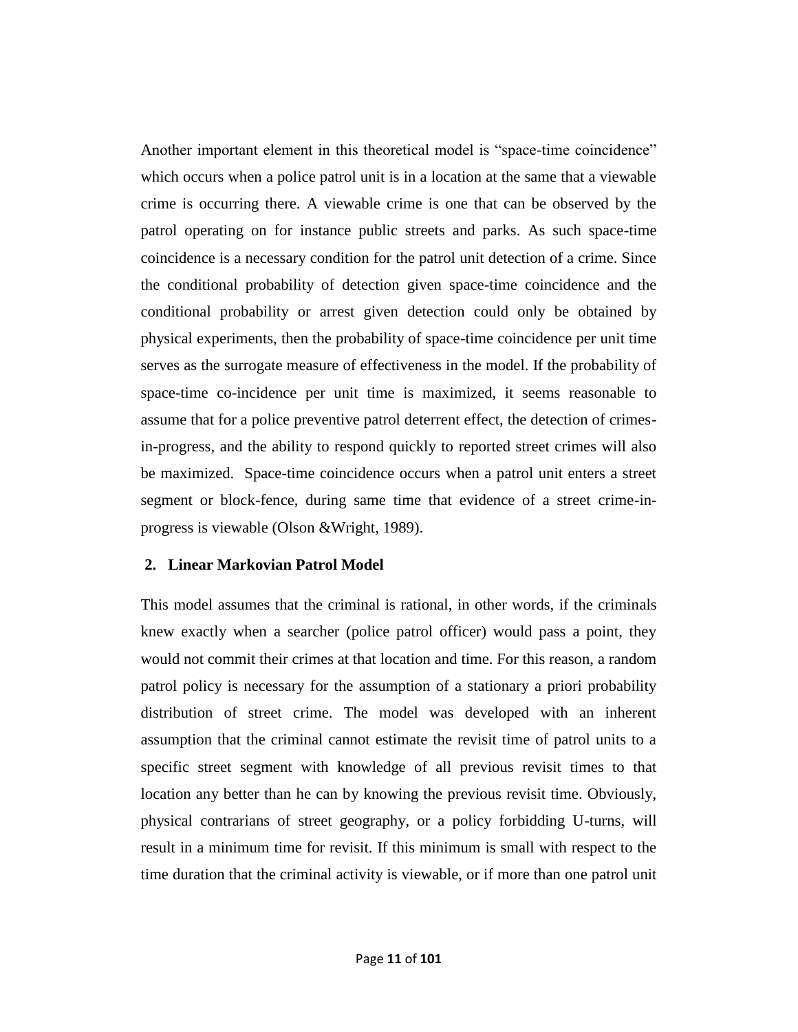Another important element in this theoretical model is "space-time coincidence" which occurs when a police patrol unit is in a location at the same that a viewable crime is occurring there. A viewable crime is one that can be observed by the patrol operating on for instance public streets and parks. As such space-time coincidence is a necessary condition for the patrol unit detection of a crime. Since the conditional probability of detection given space-time coincidence and the conditional probability or arrest given detection could only be obtained by physical experiments, then the probability of space-time coincidence per unit time serves as the surrogate measure of effectiveness in the model. If the probability of space-time co-incidence per unit time is maximized, it seems reasonable to assume that for a police preventive patrol deterrent effect, the detection of crimes-in-progress, and the ability to respond quickly to reported street crimes will also be maximized. Space-time coincidence occurs when a patrol unit enters a street segment or block-fence, during same time that evidence of a street crime-in-progress is viewable (Olson &Wright, 1989).

## 2. Linear Markovian Patrol Model

This model assumes that the criminal is rational, in other words, if the criminals knew exactly when a searcher (police patrol officer) would pass a point, they would not commit their crimes at that location and time. For this reason, a random patrol policy is necessary for the assumption of a stationary a priori probability distribution of street crime. The model was developed with an inherent assumption that the criminal cannot estimate the revisit time of patrol units to a specific street segment with knowledge of all previous revisit times to that location any better than he can by knowing the previous revisit time. Obviously, physical contrarians of street geography, or a policy forbidding U-turns, will result in a minimum time for revisit. If this minimum is small with respect to the time duration that the criminal activity is viewable, or if more than one patrol unit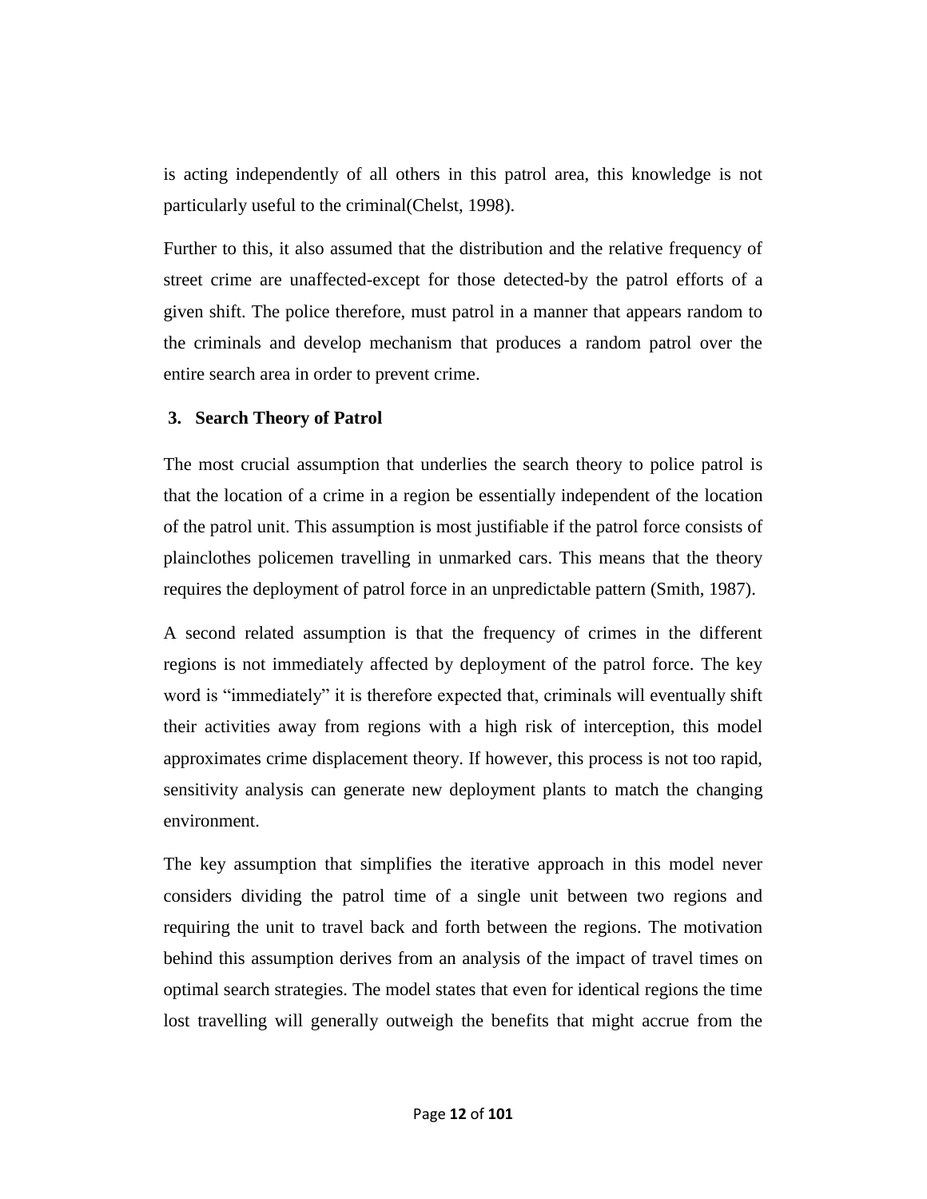is acting independently of all others in this patrol area, this knowledge is not particularly useful to the criminal(Chelst, 1998).

Further to this, it also assumed that the distribution and the relative frequency of street crime are unaffected-except for those detected-by the patrol efforts of a given shift. The police therefore, must patrol in a manner that appears random to the criminals and develop mechanism that produces a random patrol over the entire search area in order to prevent crime.

### 3. Search Theory of Patrol

The most crucial assumption that underlies the search theory to police patrol is that the location of a crime in a region be essentially independent of the location of the patrol unit. This assumption is most justifiable if the patrol force consists of plainclothes policemen travelling in unmarked cars. This means that the theory requires the deployment of patrol force in an unpredictable pattern (Smith, 1987).

A second related assumption is that the frequency of crimes in the different regions is not immediately affected by deployment of the patrol force. The key word is "immediately" it is therefore expected that, criminals will eventually shift their activities away from regions with a high risk of interception, this model approximates crime displacement theory. If however, this process is not too rapid, sensitivity analysis can generate new deployment plants to match the changing environment.

The key assumption that simplifies the iterative approach in this model never considers dividing the patrol time of a single unit between two regions and requiring the unit to travel back and forth between the regions. The motivation behind this assumption derives from an analysis of the impact of travel times on optimal search strategies. The model states that even for identical regions the time lost travelling will generally outweigh the benefits that might accrue from the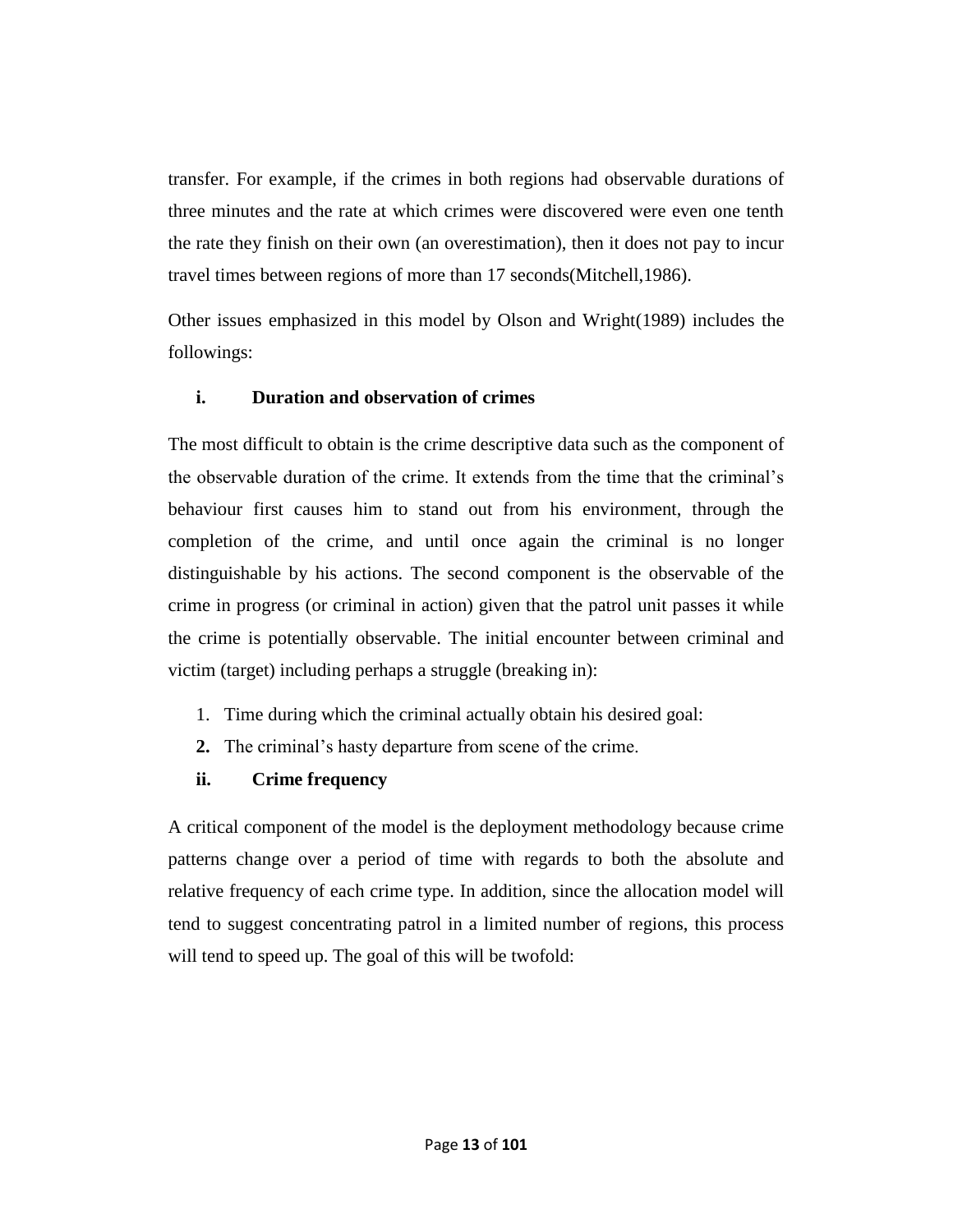transfer. For example, if the crimes in both regions had observable durations of three minutes and the rate at which crimes were discovered were even one tenth the rate they finish on their own (an overestimation), then it does not pay to incur travel times between regions of more than 17 seconds(Mitchell,1986).

Other issues emphasized in this model by Olson and Wright(1989) includes the followings:

### i. Duration and observation of crimes

The most difficult to obtain is the crime descriptive data such as the component of the observable duration of the crime. It extends from the time that the criminal's behaviour first causes him to stand out from his environment, through the completion of the crime, and until once again the criminal is no longer distinguishable by his actions. The second component is the observable of the crime in progress (or criminal in action) given that the patrol unit passes it while the crime is potentially observable. The initial encounter between criminal and victim (target) including perhaps a struggle (breaking in):

1. Time during which the criminal actually obtain his desired goal:
2. The criminal's hasty departure from scene of the crime.

### ii. Crime frequency

A critical component of the model is the deployment methodology because crime patterns change over a period of time with regards to both the absolute and relative frequency of each crime type. In addition, since the allocation model will tend to suggest concentrating patrol in a limited number of regions, this process will tend to speed up. The goal of this will be twofold: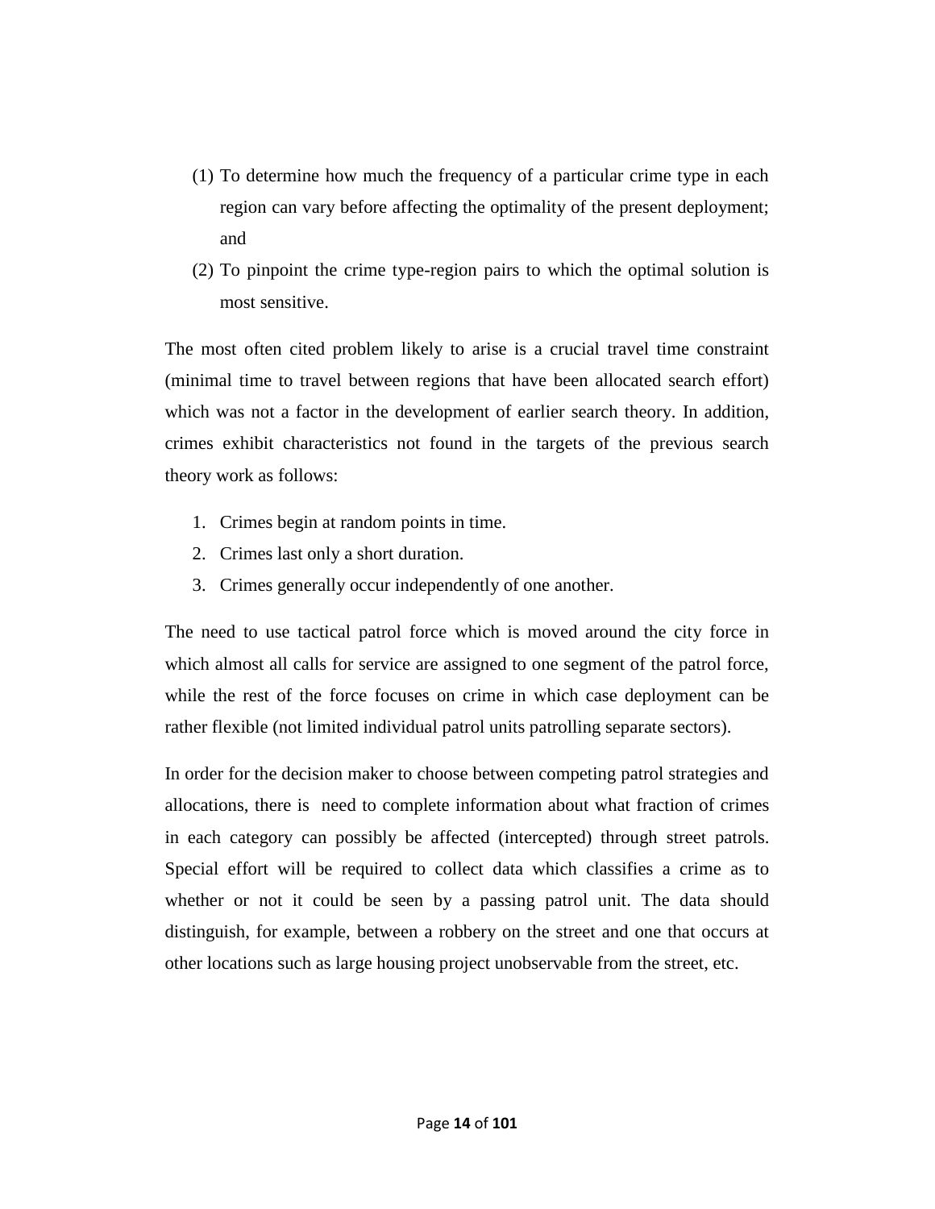(1) To determine how much the frequency of a particular crime type in each region can vary before affecting the optimality of the present deployment; and

(2) To pinpoint the crime type-region pairs to which the optimal solution is most sensitive.

The most often cited problem likely to arise is a crucial travel time constraint (minimal time to travel between regions that have been allocated search effort) which was not a factor in the development of earlier search theory. In addition, crimes exhibit characteristics not found in the targets of the previous search theory work as follows:

1. Crimes begin at random points in time.
2. Crimes last only a short duration.
3. Crimes generally occur independently of one another.

The need to use tactical patrol force which is moved around the city force in which almost all calls for service are assigned to one segment of the patrol force, while the rest of the force focuses on crime in which case deployment can be rather flexible (not limited individual patrol units patrolling separate sectors).

In order for the decision maker to choose between competing patrol strategies and allocations, there is need to complete information about what fraction of crimes in each category can possibly be affected (intercepted) through street patrols. Special effort will be required to collect data which classifies a crime as to whether or not it could be seen by a passing patrol unit. The data should distinguish, for example, between a robbery on the street and one that occurs at other locations such as large housing project unobservable from the street, etc.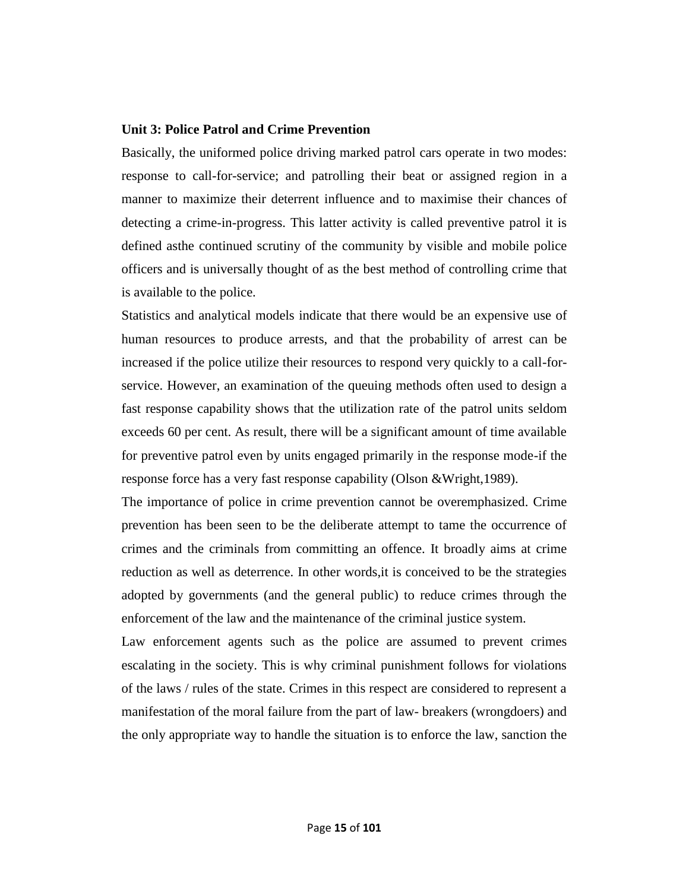**Unit 3: Police Patrol and Crime Prevention**

Basically, the uniformed police driving marked patrol cars operate in two modes: response to call-for-service; and patrolling their beat or assigned region in a manner to maximize their deterrent influence and to maximise their chances of detecting a crime-in-progress. This latter activity is called preventive patrol it is defined asthe continued scrutiny of the community by visible and mobile police officers and is universally thought of as the best method of controlling crime that is available to the police.

Statistics and analytical models indicate that there would be an expensive use of human resources to produce arrests, and that the probability of arrest can be increased if the police utilize their resources to respond very quickly to a call-for-service. However, an examination of the queuing methods often used to design a fast response capability shows that the utilization rate of the patrol units seldom exceeds 60 per cent. As result, there will be a significant amount of time available for preventive patrol even by units engaged primarily in the response mode-if the response force has a very fast response capability (Olson &Wright,1989).

The importance of police in crime prevention cannot be overemphasized. Crime prevention has been seen to be the deliberate attempt to tame the occurrence of crimes and the criminals from committing an offence. It broadly aims at crime reduction as well as deterrence. In other words,it is conceived to be the strategies adopted by governments (and the general public) to reduce crimes through the enforcement of the law and the maintenance of the criminal justice system.

Law enforcement agents such as the police are assumed to prevent crimes escalating in the society. This is why criminal punishment follows for violations of the laws / rules of the state. Crimes in this respect are considered to represent a manifestation of the moral failure from the part of law- breakers (wrongdoers) and the only appropriate way to handle the situation is to enforce the law, sanction the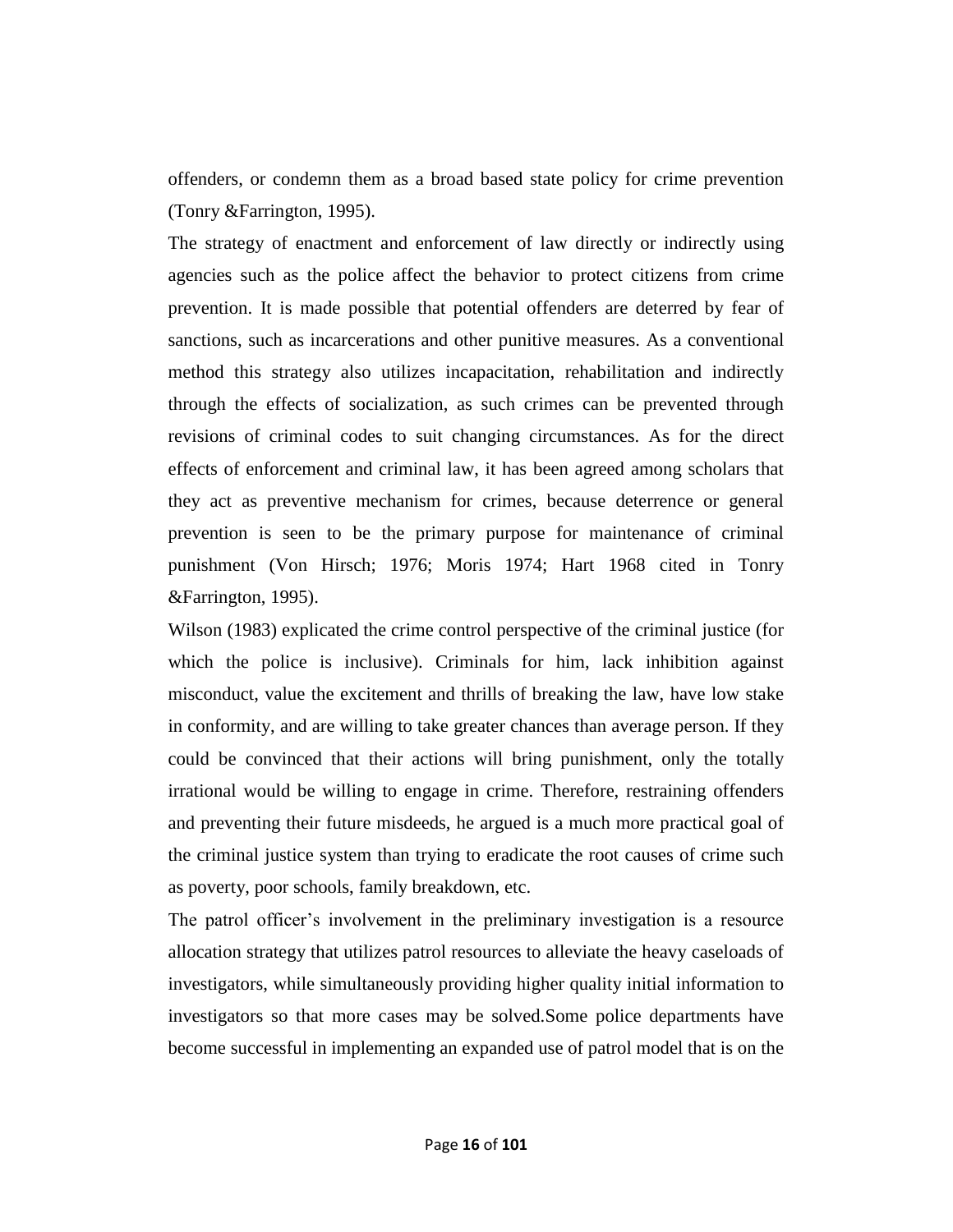offenders, or condemn them as a broad based state policy for crime prevention (Tonry &Farrington, 1995).

The strategy of enactment and enforcement of law directly or indirectly using agencies such as the police affect the behavior to protect citizens from crime prevention. It is made possible that potential offenders are deterred by fear of sanctions, such as incarcerations and other punitive measures. As a conventional method this strategy also utilizes incapacitation, rehabilitation and indirectly through the effects of socialization, as such crimes can be prevented through revisions of criminal codes to suit changing circumstances. As for the direct effects of enforcement and criminal law, it has been agreed among scholars that they act as preventive mechanism for crimes, because deterrence or general prevention is seen to be the primary purpose for maintenance of criminal punishment (Von Hirsch; 1976; Moris 1974; Hart 1968 cited in Tonry &Farrington, 1995).

Wilson (1983) explicated the crime control perspective of the criminal justice (for which the police is inclusive). Criminals for him, lack inhibition against misconduct, value the excitement and thrills of breaking the law, have low stake in conformity, and are willing to take greater chances than average person. If they could be convinced that their actions will bring punishment, only the totally irrational would be willing to engage in crime. Therefore, restraining offenders and preventing their future misdeeds, he argued is a much more practical goal of the criminal justice system than trying to eradicate the root causes of crime such as poverty, poor schools, family breakdown, etc.

The patrol officer's involvement in the preliminary investigation is a resource allocation strategy that utilizes patrol resources to alleviate the heavy caseloads of investigators, while simultaneously providing higher quality initial information to investigators so that more cases may be solved.Some police departments have become successful in implementing an expanded use of patrol model that is on the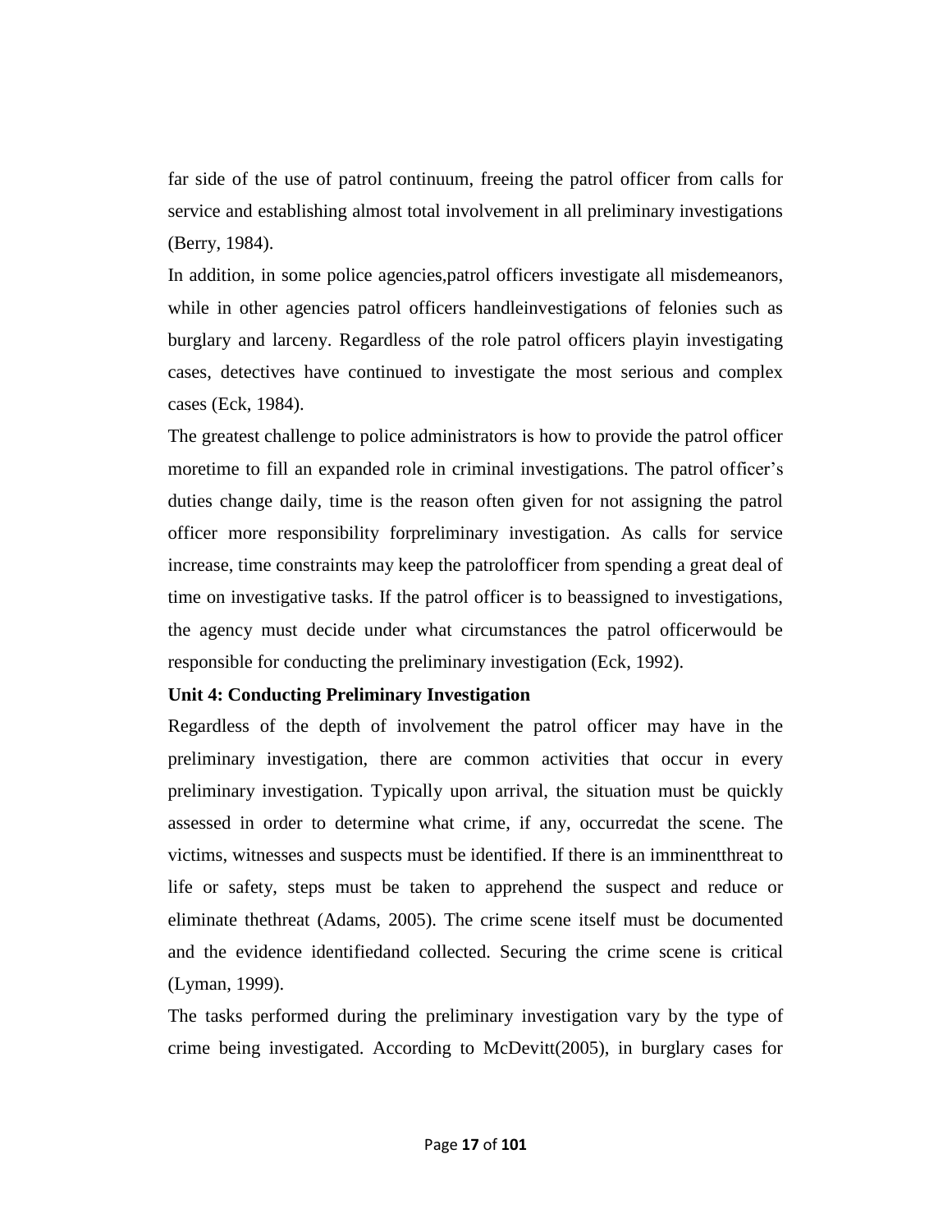far side of the use of patrol continuum, freeing the patrol officer from calls for service and establishing almost total involvement in all preliminary investigations (Berry, 1984).

In addition, in some police agencies,patrol officers investigate all misdemeanors, while in other agencies patrol officers handleinvestigations of felonies such as burglary and larceny. Regardless of the role patrol officers playin investigating cases, detectives have continued to investigate the most serious and complex cases (Eck, 1984).

The greatest challenge to police administrators is how to provide the patrol officer moretime to fill an expanded role in criminal investigations. The patrol officer's duties change daily, time is the reason often given for not assigning the patrol officer more responsibility forpreliminary investigation. As calls for service increase, time constraints may keep the patrolofficer from spending a great deal of time on investigative tasks. If the patrol officer is to beassigned to investigations, the agency must decide under what circumstances the patrol officerwould be responsible for conducting the preliminary investigation (Eck, 1992).

**Unit 4: Conducting Preliminary Investigation**

Regardless of the depth of involvement the patrol officer may have in the preliminary investigation, there are common activities that occur in every preliminary investigation. Typically upon arrival, the situation must be quickly assessed in order to determine what crime, if any, occurredat the scene. The victims, witnesses and suspects must be identified. If there is an imminentthreat to life or safety, steps must be taken to apprehend the suspect and reduce or eliminate thethreat (Adams, 2005). The crime scene itself must be documented and the evidence identifiedand collected. Securing the crime scene is critical (Lyman, 1999).

The tasks performed during the preliminary investigation vary by the type of crime being investigated. According to McDevitt(2005), in burglary cases for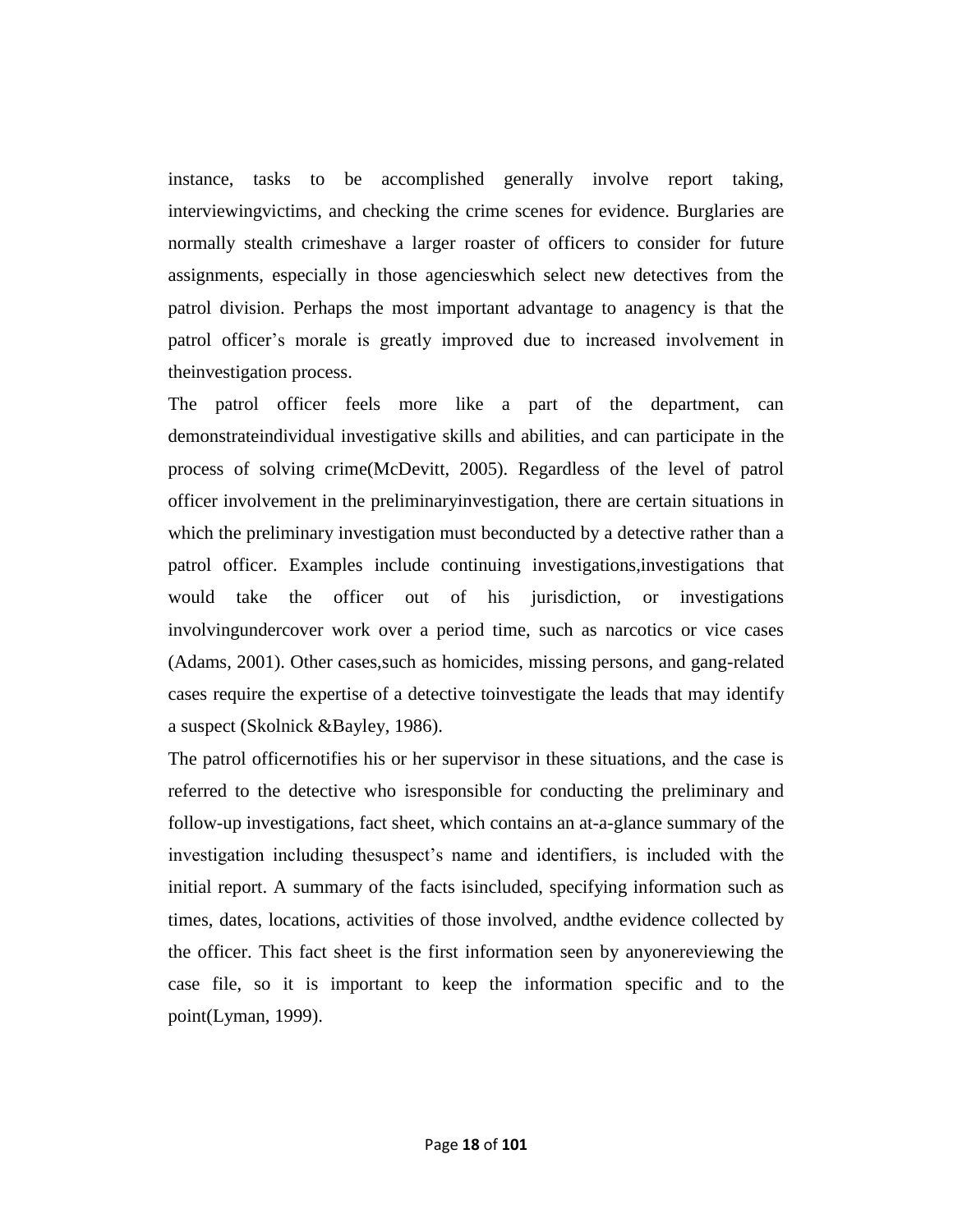instance, tasks to be accomplished generally involve report taking, interviewingvictims, and checking the crime scenes for evidence. Burglaries are normally stealth crimeshave a larger roaster of officers to consider for future assignments, especially in those agencieswhich select new detectives from the patrol division. Perhaps the most important advantage to anagency is that the patrol officer's morale is greatly improved due to increased involvement in theinvestigation process.

The patrol officer feels more like a part of the department, can demonstrateindividual investigative skills and abilities, and can participate in the process of solving crime(McDevitt, 2005). Regardless of the level of patrol officer involvement in the preliminaryinvestigation, there are certain situations in which the preliminary investigation must beconducted by a detective rather than a patrol officer. Examples include continuing investigations,investigations that would take the officer out of his jurisdiction, or investigations involvingundercover work over a period time, such as narcotics or vice cases (Adams, 2001). Other cases,such as homicides, missing persons, and gang-related cases require the expertise of a detective toinvestigate the leads that may identify a suspect (Skolnick &Bayley, 1986).

The patrol officernotifies his or her supervisor in these situations, and the case is referred to the detective who isresponsible for conducting the preliminary and follow-up investigations, fact sheet, which contains an at-a-glance summary of the investigation including thesuspect's name and identifiers, is included with the initial report. A summary of the facts isincluded, specifying information such as times, dates, locations, activities of those involved, andthe evidence collected by the officer. This fact sheet is the first information seen by anyonereviewing the case file, so it is important to keep the information specific and to the point(Lyman, 1999).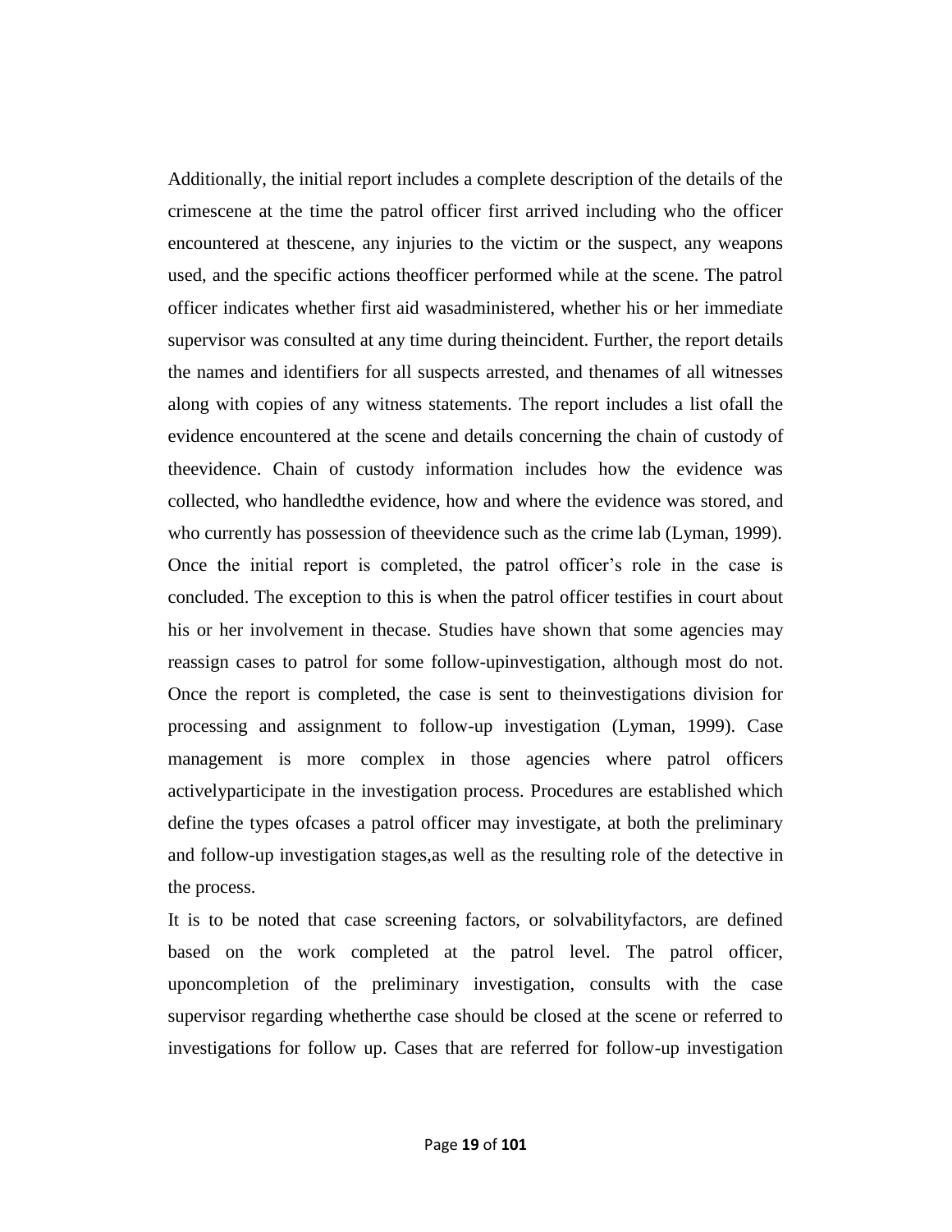Additionally, the initial report includes a complete description of the details of the crimescene at the time the patrol officer first arrived including who the officer encountered at thescene, any injuries to the victim or the suspect, any weapons used, and the specific actions theofficer performed while at the scene. The patrol officer indicates whether first aid wasadministered, whether his or her immediate supervisor was consulted at any time during theincident. Further, the report details the names and identifiers for all suspects arrested, and thenames of all witnesses along with copies of any witness statements. The report includes a list ofall the evidence encountered at the scene and details concerning the chain of custody of theevidence. Chain of custody information includes how the evidence was collected, who handledthe evidence, how and where the evidence was stored, and who currently has possession of theevidence such as the crime lab (Lyman, 1999). Once the initial report is completed, the patrol officer's role in the case is concluded. The exception to this is when the patrol officer testifies in court about his or her involvement in thecase. Studies have shown that some agencies may reassign cases to patrol for some follow-upinvestigation, although most do not. Once the report is completed, the case is sent to theinvestigations division for processing and assignment to follow-up investigation (Lyman, 1999). Case management is more complex in those agencies where patrol officers activelyparticipate in the investigation process. Procedures are established which define the types ofcases a patrol officer may investigate, at both the preliminary and follow-up investigation stages,as well as the resulting role of the detective in the process.

It is to be noted that case screening factors, or solvabilityfactors, are defined based on the work completed at the patrol level. The patrol officer, uponcompletion of the preliminary investigation, consults with the case supervisor regarding whetherthe case should be closed at the scene or referred to investigations for follow up. Cases that are referred for follow-up investigation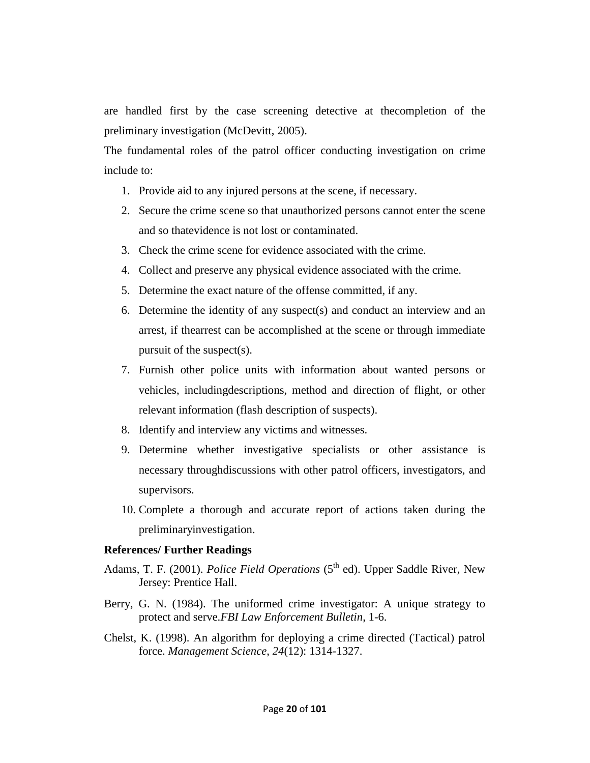are handled first by the case screening detective at thecompletion of the preliminary investigation (McDevitt, 2005).

The fundamental roles of the patrol officer conducting investigation on crime include to:

1. Provide aid to any injured persons at the scene, if necessary.
2. Secure the crime scene so that unauthorized persons cannot enter the scene and so thatevidence is not lost or contaminated.
3. Check the crime scene for evidence associated with the crime.
4. Collect and preserve any physical evidence associated with the crime.
5. Determine the exact nature of the offense committed, if any.
6. Determine the identity of any suspect(s) and conduct an interview and an arrest, if thearrest can be accomplished at the scene or through immediate pursuit of the suspect(s).
7. Furnish other police units with information about wanted persons or vehicles, includingdescriptions, method and direction of flight, or other relevant information (flash description of suspects).
8. Identify and interview any victims and witnesses.
9. Determine whether investigative specialists or other assistance is necessary throughdiscussions with other patrol officers, investigators, and supervisors.
10. Complete a thorough and accurate report of actions taken during the preliminaryinvestigation.

**References/ Further Readings**

Adams, T. F. (2001). *Police Field Operations* (5th ed). Upper Saddle River, New Jersey: Prentice Hall.

Berry, G. N. (1984). The uniformed crime investigator: A unique strategy to protect and serve.*FBI Law Enforcement Bulletin*, 1-6.

Chelst, K. (1998). An algorithm for deploying a crime directed (Tactical) patrol force. *Management Science*, *24*(12): 1314-1327.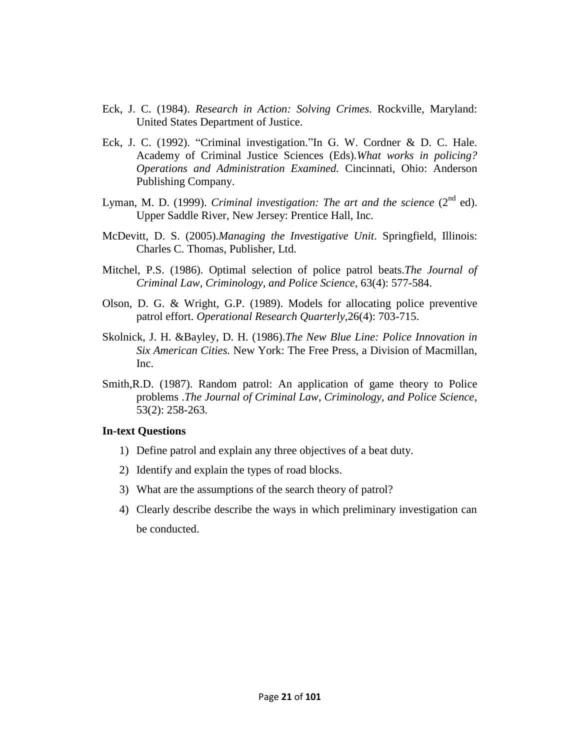Eck, J. C. (1984). *Research in Action: Solving Crimes*. Rockville, Maryland: United States Department of Justice.

Eck, J. C. (1992). "Criminal investigation."In G. W. Cordner & D. C. Hale. Academy of Criminal Justice Sciences (Eds).*What works in policing? Operations and Administration Examined.* Cincinnati, Ohio: Anderson Publishing Company.

Lyman, M. D. (1999). *Criminal investigation: The art and the science* (2nd ed). Upper Saddle River, New Jersey: Prentice Hall, Inc.

McDevitt, D. S. (2005).*Managing the Investigative Unit*. Springfield, Illinois: Charles C. Thomas, Publisher, Ltd.

Mitchel, P.S. (1986). Optimal selection of police patrol beats.*The Journal of Criminal Law, Criminology, and Police Science*, 63(4): 577-584.

Olson, D. G. & Wright, G.P. (1989). Models for allocating police preventive patrol effort. *Operational Research Quarterly*,26(4): 703-715.

Skolnick, J. H. &Bayley, D. H. (1986).*The New Blue Line: Police Innovation in Six American Cities.* New York: The Free Press, a Division of Macmillan, Inc.

Smith,R.D. (1987). Random patrol: An application of game theory to Police problems .*The Journal of Criminal Law, Criminology, and Police Science*, 53(2): 258-263.

**In-text Questions**

1) Define patrol and explain any three objectives of a beat duty.
2) Identify and explain the types of road blocks.
3) What are the assumptions of the search theory of patrol?
4) Clearly describe describe the ways in which preliminary investigation can be conducted.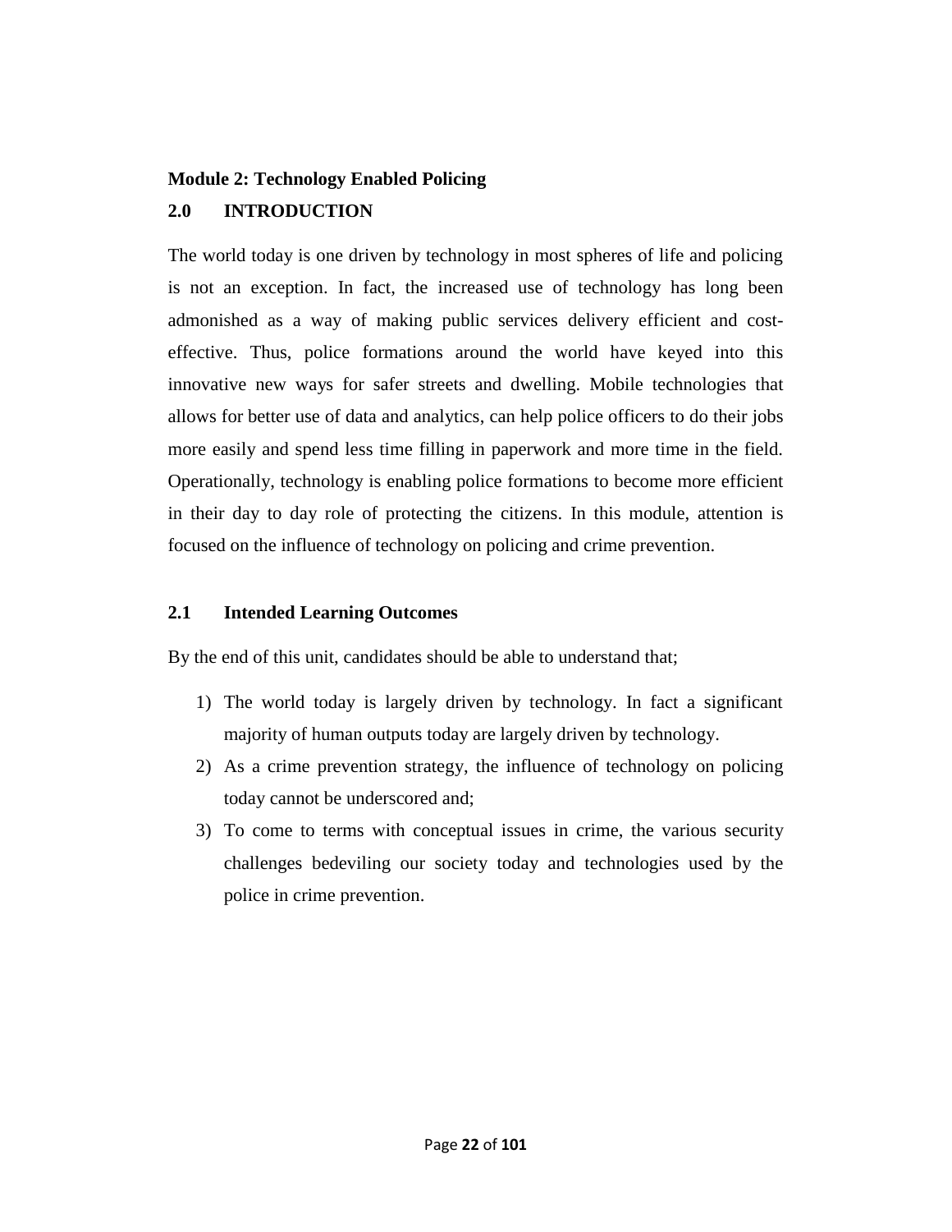**Module 2: Technology Enabled Policing**

## 2.0 INTRODUCTION

The world today is one driven by technology in most spheres of life and policing is not an exception. In fact, the increased use of technology has long been admonished as a way of making public services delivery efficient and cost-effective. Thus, police formations around the world have keyed into this innovative new ways for safer streets and dwelling. Mobile technologies that allows for better use of data and analytics, can help police officers to do their jobs more easily and spend less time filling in paperwork and more time in the field. Operationally, technology is enabling police formations to become more efficient in their day to day role of protecting the citizens. In this module, attention is focused on the influence of technology on policing and crime prevention.

## 2.1 Intended Learning Outcomes

By the end of this unit, candidates should be able to understand that;

1) The world today is largely driven by technology. In fact a significant majority of human outputs today are largely driven by technology.
2) As a crime prevention strategy, the influence of technology on policing today cannot be underscored and;
3) To come to terms with conceptual issues in crime, the various security challenges bedeviling our society today and technologies used by the police in crime prevention.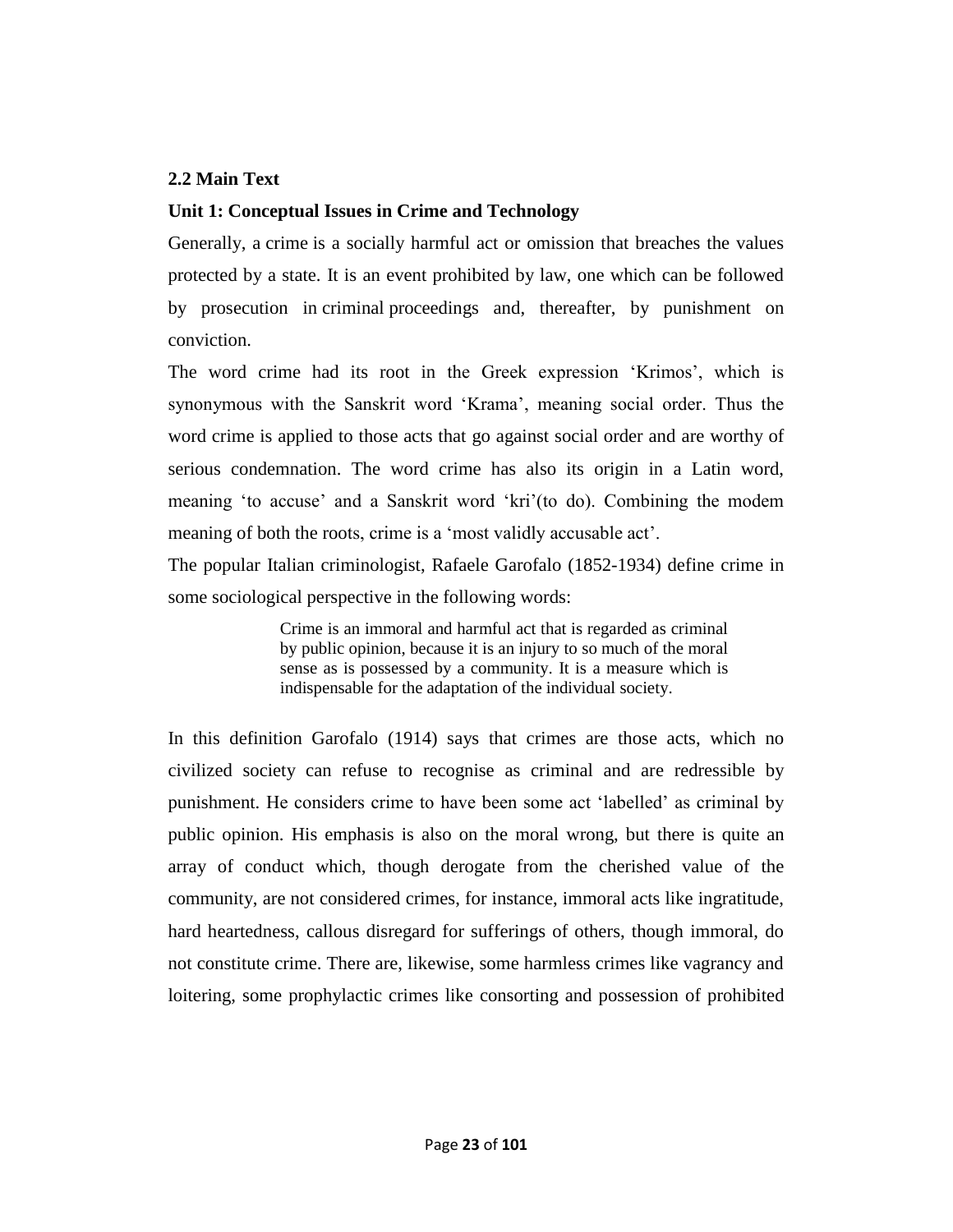## 2.2 Main Text

### Unit 1: Conceptual Issues in Crime and Technology

Generally, a crime is a socially harmful act or omission that breaches the values protected by a state. It is an event prohibited by law, one which can be followed by prosecution in criminal proceedings and, thereafter, by punishment on conviction.

The word crime had its root in the Greek expression 'Krimos', which is synonymous with the Sanskrit word 'Krama', meaning social order. Thus the word crime is applied to those acts that go against social order and are worthy of serious condemnation. The word crime has also its origin in a Latin word, meaning 'to accuse' and a Sanskrit word 'kri'(to do). Combining the modem meaning of both the roots, crime is a 'most validly accusable act'.

The popular Italian criminologist, Rafaele Garofalo (1852-1934) define crime in some sociological perspective in the following words:

> Crime is an immoral and harmful act that is regarded as criminal by public opinion, because it is an injury to so much of the moral sense as is possessed by a community. It is a measure which is indispensable for the adaptation of the individual society.

In this definition Garofalo (1914) says that crimes are those acts, which no civilized society can refuse to recognise as criminal and are redressible by punishment. He considers crime to have been some act 'labelled' as criminal by public opinion. His emphasis is also on the moral wrong, but there is quite an array of conduct which, though derogate from the cherished value of the community, are not considered crimes, for instance, immoral acts like ingratitude, hard heartedness, callous disregard for sufferings of others, though immoral, do not constitute crime. There are, likewise, some harmless crimes like vagrancy and loitering, some prophylactic crimes like consorting and possession of prohibited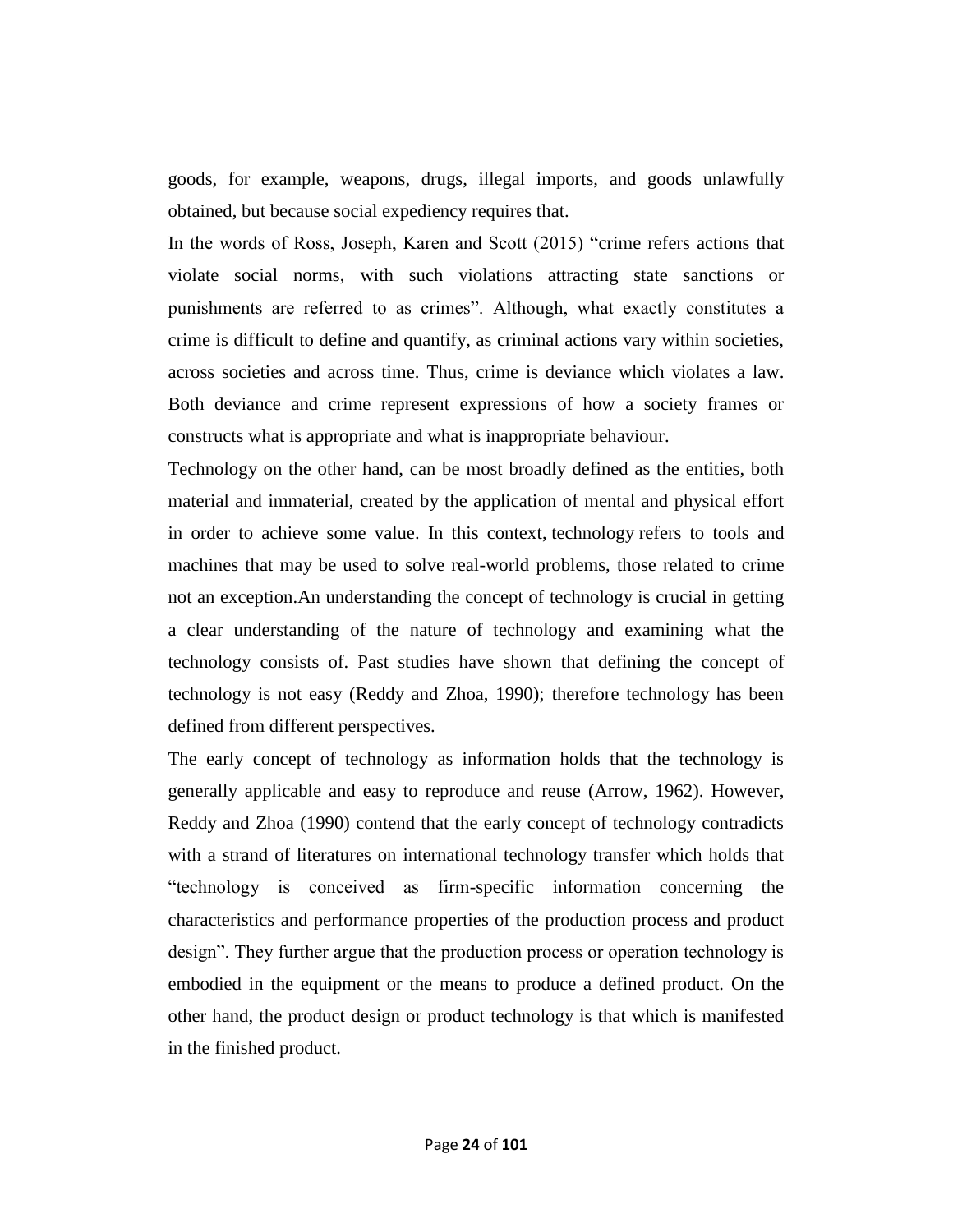goods, for example, weapons, drugs, illegal imports, and goods unlawfully obtained, but because social expediency requires that.

In the words of Ross, Joseph, Karen and Scott (2015) “crime refers actions that violate social norms, with such violations attracting state sanctions or punishments are referred to as crimes”. Although, what exactly constitutes a crime is difficult to define and quantify, as criminal actions vary within societies, across societies and across time. Thus, crime is deviance which violates a law. Both deviance and crime represent expressions of how a society frames or constructs what is appropriate and what is inappropriate behaviour.

Technology on the other hand, can be most broadly defined as the entities, both material and immaterial, created by the application of mental and physical effort in order to achieve some value. In this context, technology refers to tools and machines that may be used to solve real-world problems, those related to crime not an exception.An understanding the concept of technology is crucial in getting a clear understanding of the nature of technology and examining what the technology consists of. Past studies have shown that defining the concept of technology is not easy (Reddy and Zhoa, 1990); therefore technology has been defined from different perspectives.

The early concept of technology as information holds that the technology is generally applicable and easy to reproduce and reuse (Arrow, 1962). However, Reddy and Zhoa (1990) contend that the early concept of technology contradicts with a strand of literatures on international technology transfer which holds that “technology is conceived as firm-specific information concerning the characteristics and performance properties of the production process and product design”. They further argue that the production process or operation technology is embodied in the equipment or the means to produce a defined product. On the other hand, the product design or product technology is that which is manifested in the finished product.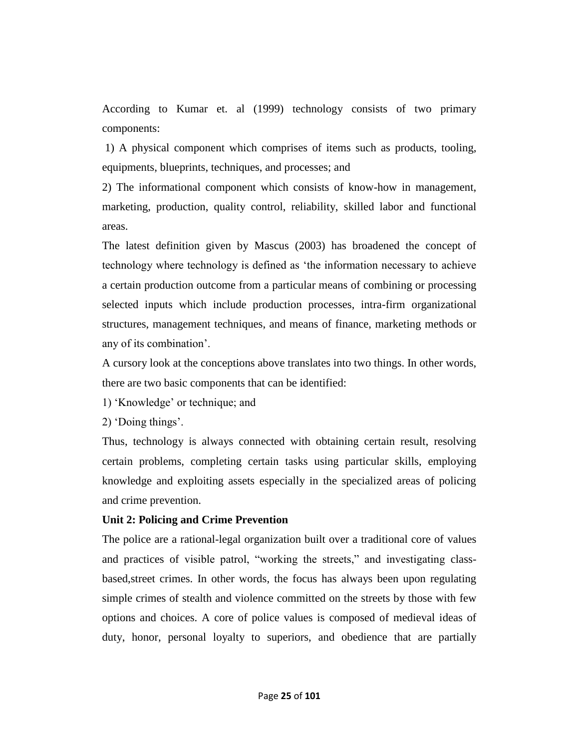According to Kumar et. al (1999) technology consists of two primary components:

1) A physical component which comprises of items such as products, tooling, equipments, blueprints, techniques, and processes; and

2) The informational component which consists of know-how in management, marketing, production, quality control, reliability, skilled labor and functional areas.

The latest definition given by Mascus (2003) has broadened the concept of technology where technology is defined as 'the information necessary to achieve a certain production outcome from a particular means of combining or processing selected inputs which include production processes, intra-firm organizational structures, management techniques, and means of finance, marketing methods or any of its combination'.

A cursory look at the conceptions above translates into two things. In other words, there are two basic components that can be identified:

1) 'Knowledge' or technique; and

2) 'Doing things'.

Thus, technology is always connected with obtaining certain result, resolving certain problems, completing certain tasks using particular skills, employing knowledge and exploiting assets especially in the specialized areas of policing and crime prevention.

**Unit 2: Policing and Crime Prevention**

The police are a rational-legal organization built over a traditional core of values and practices of visible patrol, "working the streets," and investigating class-based,street crimes. In other words, the focus has always been upon regulating simple crimes of stealth and violence committed on the streets by those with few options and choices. A core of police values is composed of medieval ideas of duty, honor, personal loyalty to superiors, and obedience that are partially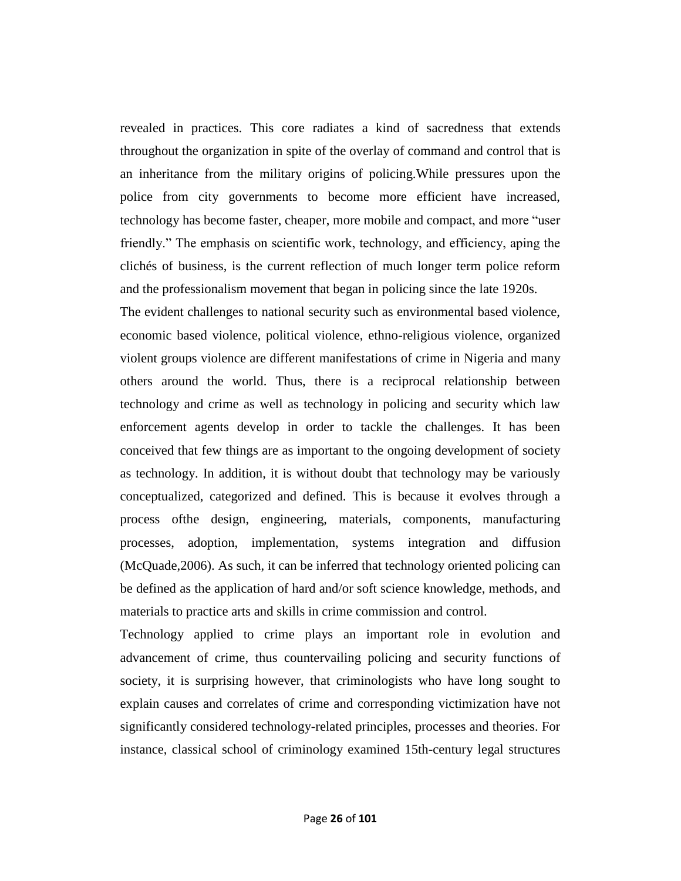revealed in practices. This core radiates a kind of sacredness that extends throughout the organization in spite of the overlay of command and control that is an inheritance from the military origins of policing.While pressures upon the police from city governments to become more efficient have increased, technology has become faster, cheaper, more mobile and compact, and more "user friendly." The emphasis on scientific work, technology, and efficiency, aping the clichés of business, is the current reflection of much longer term police reform and the professionalism movement that began in policing since the late 1920s.

The evident challenges to national security such as environmental based violence, economic based violence, political violence, ethno-religious violence, organized violent groups violence are different manifestations of crime in Nigeria and many others around the world. Thus, there is a reciprocal relationship between technology and crime as well as technology in policing and security which law enforcement agents develop in order to tackle the challenges. It has been conceived that few things are as important to the ongoing development of society as technology. In addition, it is without doubt that technology may be variously conceptualized, categorized and defined. This is because it evolves through a process ofthe design, engineering, materials, components, manufacturing processes, adoption, implementation, systems integration and diffusion (McQuade,2006). As such, it can be inferred that technology oriented policing can be defined as the application of hard and/or soft science knowledge, methods, and materials to practice arts and skills in crime commission and control.

Technology applied to crime plays an important role in evolution and advancement of crime, thus countervailing policing and security functions of society, it is surprising however, that criminologists who have long sought to explain causes and correlates of crime and corresponding victimization have not significantly considered technology-related principles, processes and theories. For instance, classical school of criminology examined 15th-century legal structures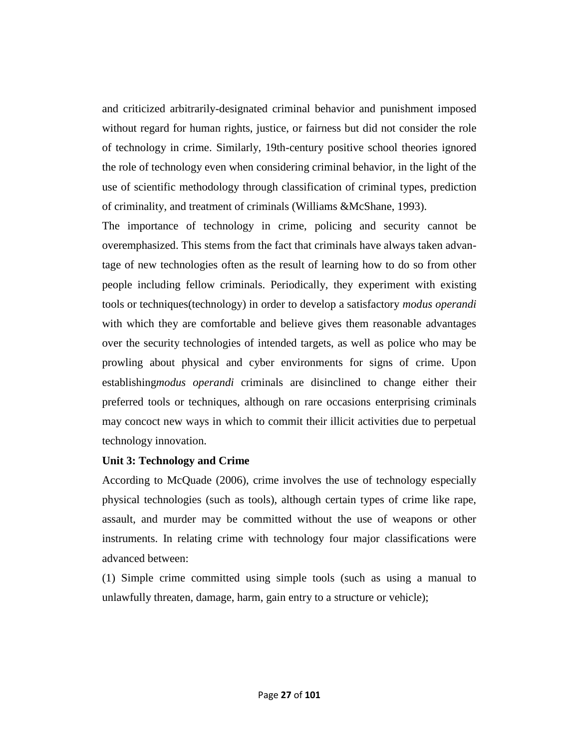and criticized arbitrarily-designated criminal behavior and punishment imposed without regard for human rights, justice, or fairness but did not consider the role of technology in crime. Similarly, 19th-century positive school theories ignored the role of technology even when considering criminal behavior, in the light of the use of scientific methodology through classification of criminal types, prediction of criminality, and treatment of criminals (Williams &McShane, 1993).

The importance of technology in crime, policing and security cannot be overemphasized. This stems from the fact that criminals have always taken advantage of new technologies often as the result of learning how to do so from other people including fellow criminals. Periodically, they experiment with existing tools or techniques(technology) in order to develop a satisfactory *modus operandi* with which they are comfortable and believe gives them reasonable advantages over the security technologies of intended targets, as well as police who may be prowling about physical and cyber environments for signs of crime. Upon establishing*modus operandi* criminals are disinclined to change either their preferred tools or techniques, although on rare occasions enterprising criminals may concoct new ways in which to commit their illicit activities due to perpetual technology innovation.

**Unit 3: Technology and Crime**

According to McQuade (2006), crime involves the use of technology especially physical technologies (such as tools), although certain types of crime like rape, assault, and murder may be committed without the use of weapons or other instruments. In relating crime with technology four major classifications were advanced between:

(1) Simple crime committed using simple tools (such as using a manual to unlawfully threaten, damage, harm, gain entry to a structure or vehicle);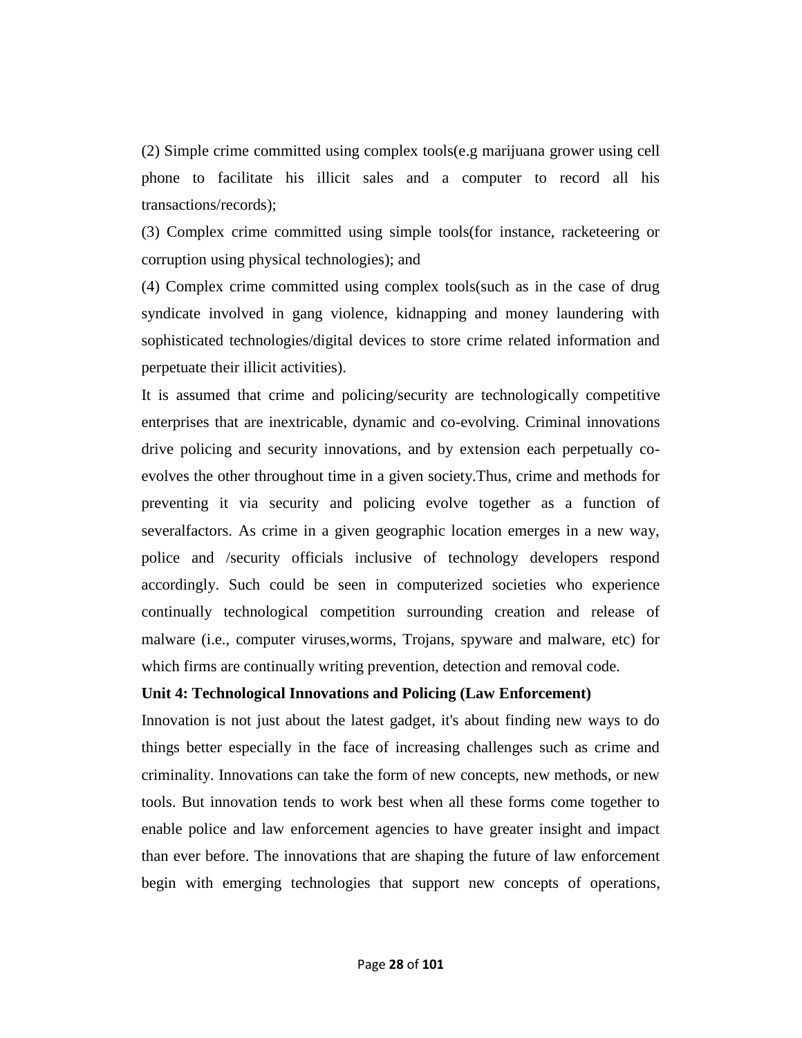(2) Simple crime committed using complex tools(e.g marijuana grower using cell phone to facilitate his illicit sales and a computer to record all his transactions/records);

(3) Complex crime committed using simple tools(for instance, racketeering or corruption using physical technologies); and

(4) Complex crime committed using complex tools(such as in the case of drug syndicate involved in gang violence, kidnapping and money laundering with sophisticated technologies/digital devices to store crime related information and perpetuate their illicit activities).

It is assumed that crime and policing/security are technologically competitive enterprises that are inextricable, dynamic and co-evolving. Criminal innovations drive policing and security innovations, and by extension each perpetually co-evolves the other throughout time in a given society.Thus, crime and methods for preventing it via security and policing evolve together as a function of severalfactors. As crime in a given geographic location emerges in a new way, police and /security officials inclusive of technology developers respond accordingly. Such could be seen in computerized societies who experience continually technological competition surrounding creation and release of malware (i.e., computer viruses,worms, Trojans, spyware and malware, etc) for which firms are continually writing prevention, detection and removal code.

**Unit 4: Technological Innovations and Policing (Law Enforcement)**

Innovation is not just about the latest gadget, it's about finding new ways to do things better especially in the face of increasing challenges such as crime and criminality. Innovations can take the form of new concepts, new methods, or new tools. But innovation tends to work best when all these forms come together to enable police and law enforcement agencies to have greater insight and impact than ever before. The innovations that are shaping the future of law enforcement begin with emerging technologies that support new concepts of operations,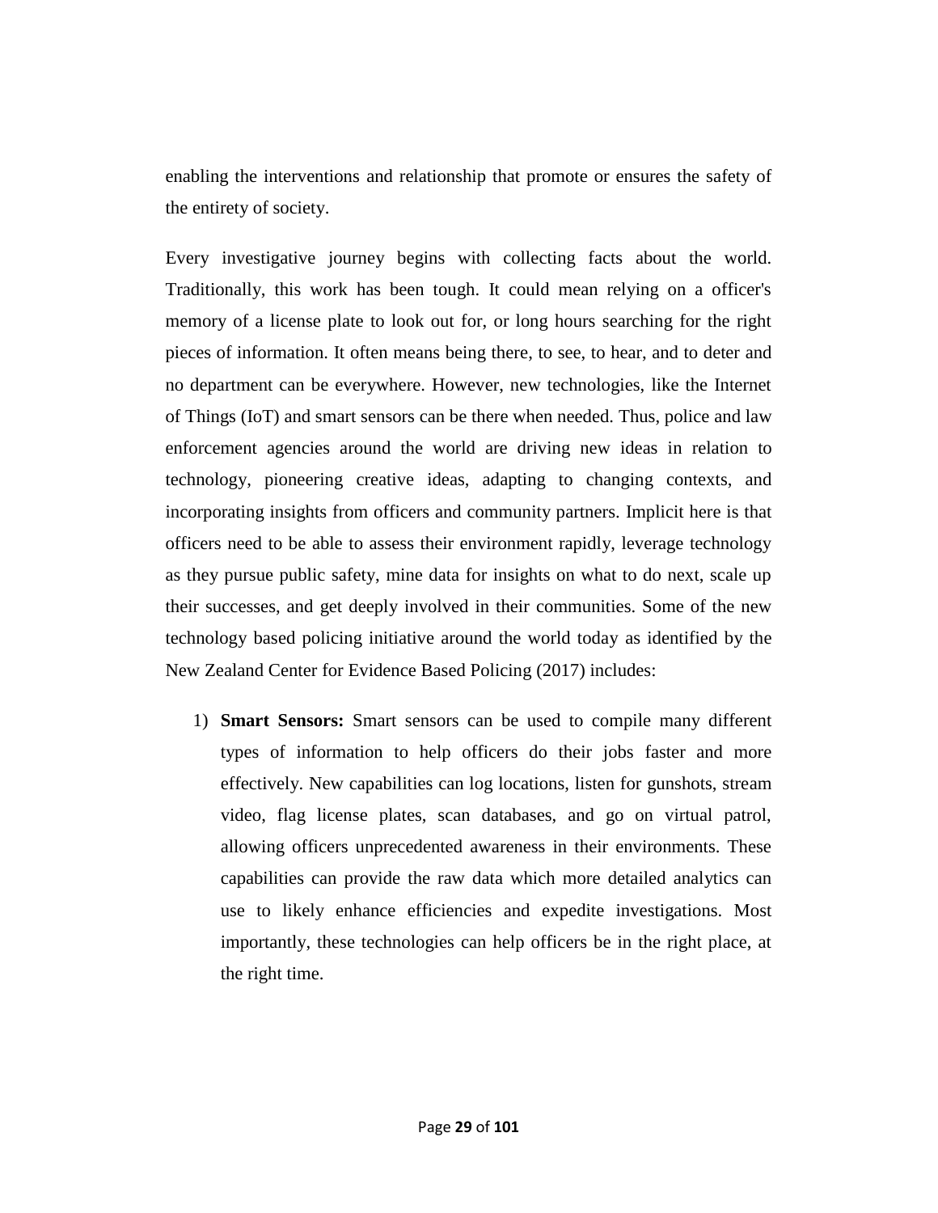enabling the interventions and relationship that promote or ensures the safety of the entirety of society.

Every investigative journey begins with collecting facts about the world. Traditionally, this work has been tough. It could mean relying on a officer's memory of a license plate to look out for, or long hours searching for the right pieces of information. It often means being there, to see, to hear, and to deter and no department can be everywhere. However, new technologies, like the Internet of Things (IoT) and smart sensors can be there when needed. Thus, police and law enforcement agencies around the world are driving new ideas in relation to technology, pioneering creative ideas, adapting to changing contexts, and incorporating insights from officers and community partners. Implicit here is that officers need to be able to assess their environment rapidly, leverage technology as they pursue public safety, mine data for insights on what to do next, scale up their successes, and get deeply involved in their communities. Some of the new technology based policing initiative around the world today as identified by the New Zealand Center for Evidence Based Policing (2017) includes:

1) **Smart Sensors:** Smart sensors can be used to compile many different types of information to help officers do their jobs faster and more effectively. New capabilities can log locations, listen for gunshots, stream video, flag license plates, scan databases, and go on virtual patrol, allowing officers unprecedented awareness in their environments. These capabilities can provide the raw data which more detailed analytics can use to likely enhance efficiencies and expedite investigations. Most importantly, these technologies can help officers be in the right place, at the right time.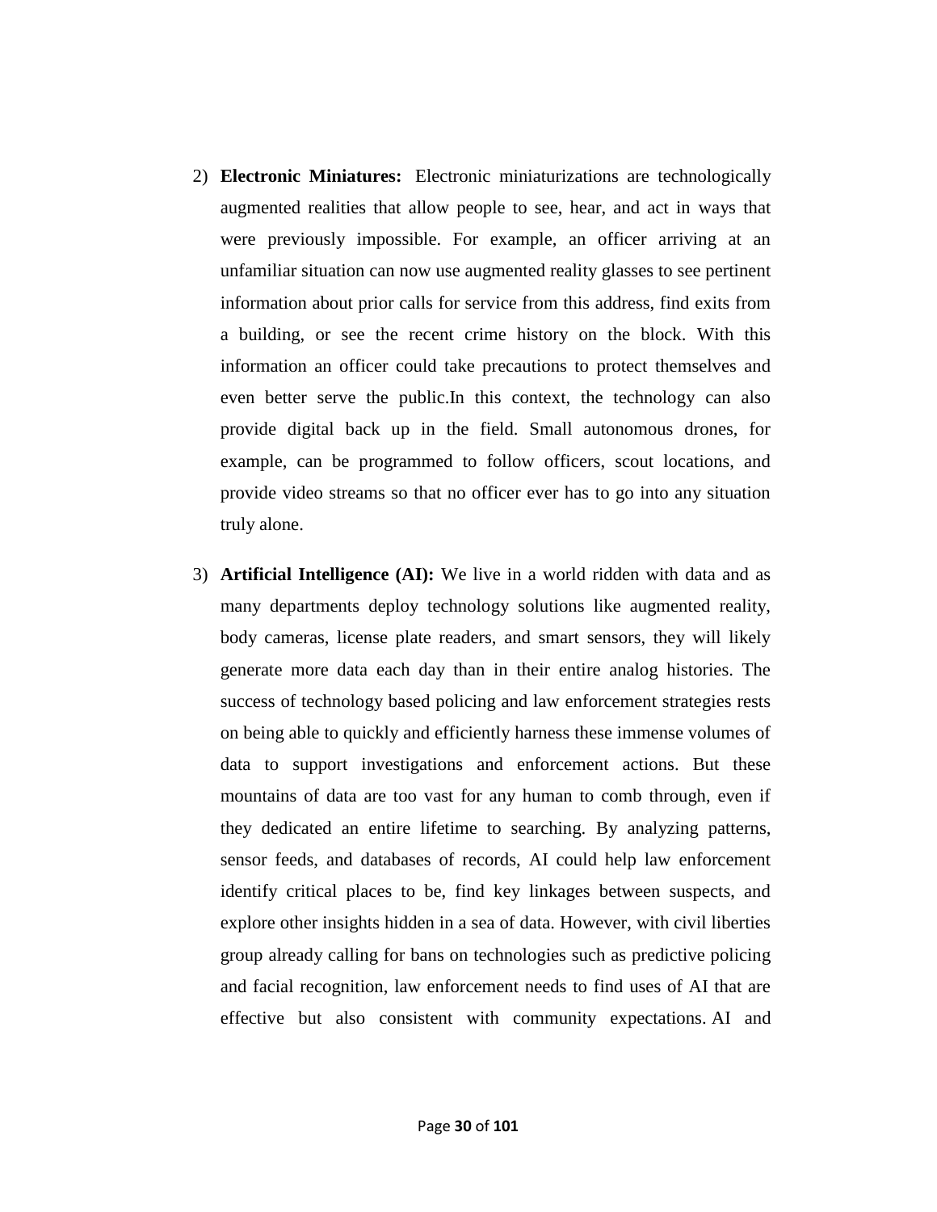2) **Electronic Miniatures:** Electronic miniaturizations are technologically augmented realities that allow people to see, hear, and act in ways that were previously impossible. For example, an officer arriving at an unfamiliar situation can now use augmented reality glasses to see pertinent information about prior calls for service from this address, find exits from a building, or see the recent crime history on the block. With this information an officer could take precautions to protect themselves and even better serve the public.In this context, the technology can also provide digital back up in the field. Small autonomous drones, for example, can be programmed to follow officers, scout locations, and provide video streams so that no officer ever has to go into any situation truly alone.

3) **Artificial Intelligence (AI):** We live in a world ridden with data and as many departments deploy technology solutions like augmented reality, body cameras, license plate readers, and smart sensors, they will likely generate more data each day than in their entire analog histories. The success of technology based policing and law enforcement strategies rests on being able to quickly and efficiently harness these immense volumes of data to support investigations and enforcement actions. But these mountains of data are too vast for any human to comb through, even if they dedicated an entire lifetime to searching. By analyzing patterns, sensor feeds, and databases of records, AI could help law enforcement identify critical places to be, find key linkages between suspects, and explore other insights hidden in a sea of data. However, with civil liberties group already calling for bans on technologies such as predictive policing and facial recognition, law enforcement needs to find uses of AI that are effective but also consistent with community expectations. AI and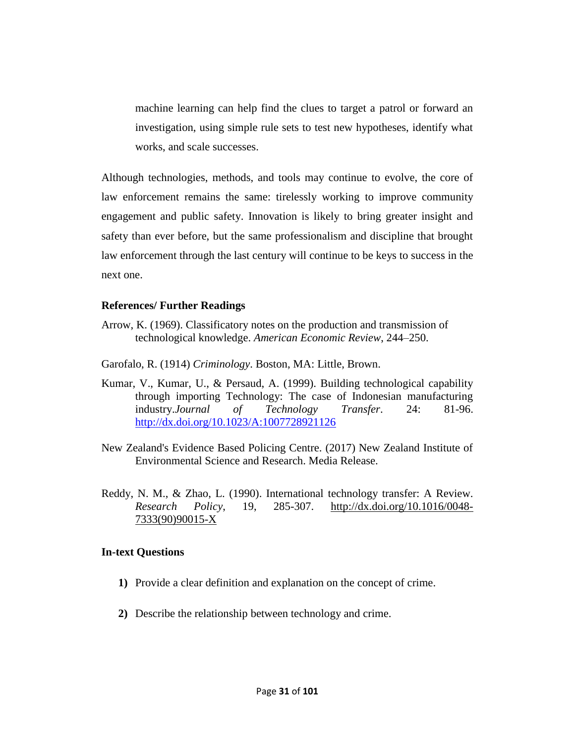machine learning can help find the clues to target a patrol or forward an investigation, using simple rule sets to test new hypotheses, identify what works, and scale successes.

Although technologies, methods, and tools may continue to evolve, the core of law enforcement remains the same: tirelessly working to improve community engagement and public safety. Innovation is likely to bring greater insight and safety than ever before, but the same professionalism and discipline that brought law enforcement through the last century will continue to be keys to success in the next one.

**References/ Further Readings**

Arrow, K. (1969). Classificatory notes on the production and transmission of technological knowledge. *American Economic Review*, 244–250.

Garofalo, R. (1914) *Criminology*. Boston, MA: Little, Brown.

Kumar, V., Kumar, U., & Persaud, A. (1999). Building technological capability through importing Technology: The case of Indonesian manufacturing industry.*Journal of Technology Transfer*. 24: 81-96. http://dx.doi.org/10.1023/A:1007728921126

New Zealand's Evidence Based Policing Centre. (2017) New Zealand Institute of Environmental Science and Research. Media Release.

Reddy, N. M., & Zhao, L. (1990). International technology transfer: A Review. *Research Policy*, 19, 285-307. http://dx.doi.org/10.1016/0048-7333(90)90015-X

**In-text Questions**

1) Provide a clear definition and explanation on the concept of crime.
2) Describe the relationship between technology and crime.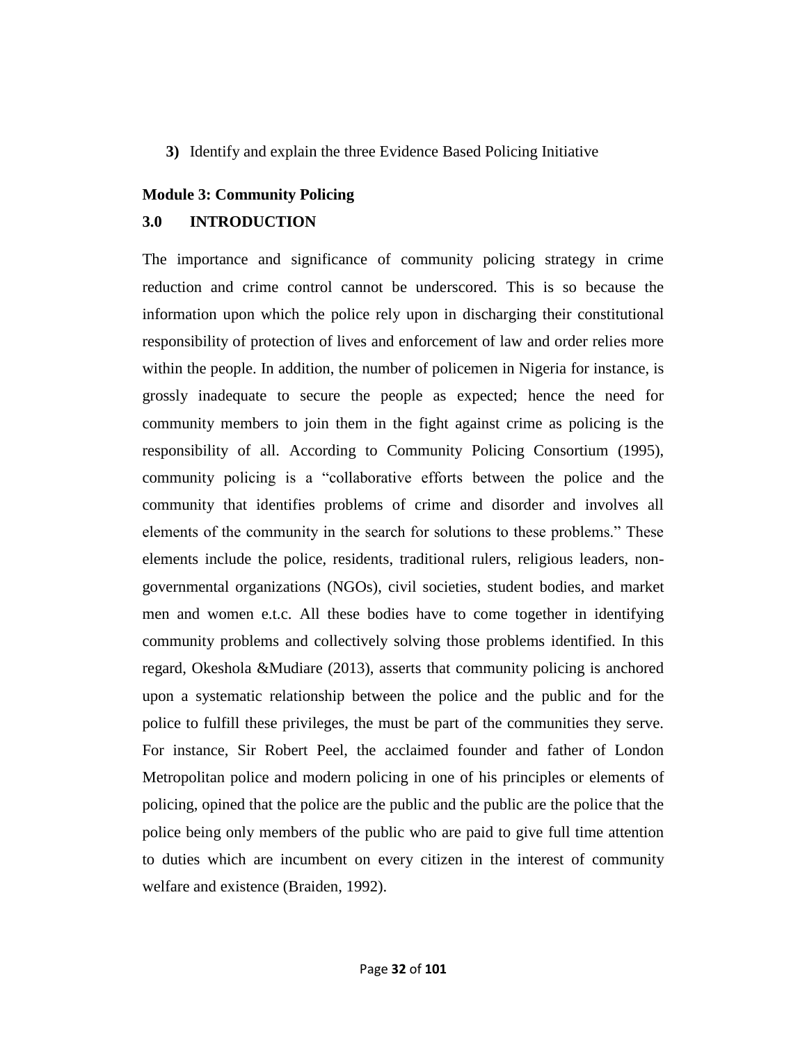**3)** Identify and explain the three Evidence Based Policing Initiative

## Module 3: Community Policing

### 3.0 INTRODUCTION

The importance and significance of community policing strategy in crime reduction and crime control cannot be underscored. This is so because the information upon which the police rely upon in discharging their constitutional responsibility of protection of lives and enforcement of law and order relies more within the people. In addition, the number of policemen in Nigeria for instance, is grossly inadequate to secure the people as expected; hence the need for community members to join them in the fight against crime as policing is the responsibility of all. According to Community Policing Consortium (1995), community policing is a "collaborative efforts between the police and the community that identifies problems of crime and disorder and involves all elements of the community in the search for solutions to these problems." These elements include the police, residents, traditional rulers, religious leaders, non-governmental organizations (NGOs), civil societies, student bodies, and market men and women e.t.c. All these bodies have to come together in identifying community problems and collectively solving those problems identified. In this regard, Okeshola &Mudiare (2013), asserts that community policing is anchored upon a systematic relationship between the police and the public and for the police to fulfill these privileges, the must be part of the communities they serve. For instance, Sir Robert Peel, the acclaimed founder and father of London Metropolitan police and modern policing in one of his principles or elements of policing, opined that the police are the public and the public are the police that the police being only members of the public who are paid to give full time attention to duties which are incumbent on every citizen in the interest of community welfare and existence (Braiden, 1992).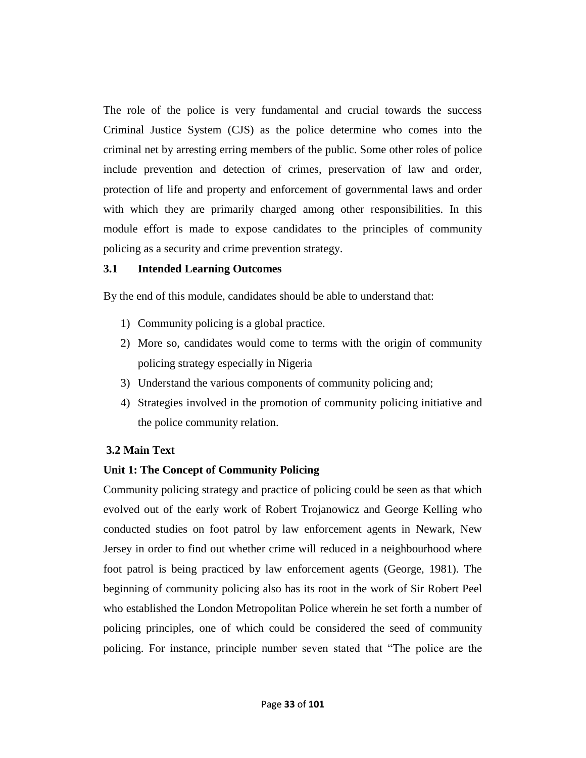The role of the police is very fundamental and crucial towards the success Criminal Justice System (CJS) as the police determine who comes into the criminal net by arresting erring members of the public. Some other roles of police include prevention and detection of crimes, preservation of law and order, protection of life and property and enforcement of governmental laws and order with which they are primarily charged among other responsibilities. In this module effort is made to expose candidates to the principles of community policing as a security and crime prevention strategy.

### 3.1 Intended Learning Outcomes

By the end of this module, candidates should be able to understand that:

1) Community policing is a global practice.
2) More so, candidates would come to terms with the origin of community policing strategy especially in Nigeria
3) Understand the various components of community policing and;
4) Strategies involved in the promotion of community policing initiative and the police community relation.

### 3.2 Main Text

#### Unit 1: The Concept of Community Policing

Community policing strategy and practice of policing could be seen as that which evolved out of the early work of Robert Trojanowicz and George Kelling who conducted studies on foot patrol by law enforcement agents in Newark, New Jersey in order to find out whether crime will reduced in a neighbourhood where foot patrol is being practiced by law enforcement agents (George, 1981). The beginning of community policing also has its root in the work of Sir Robert Peel who established the London Metropolitan Police wherein he set forth a number of policing principles, one of which could be considered the seed of community policing. For instance, principle number seven stated that "The police are the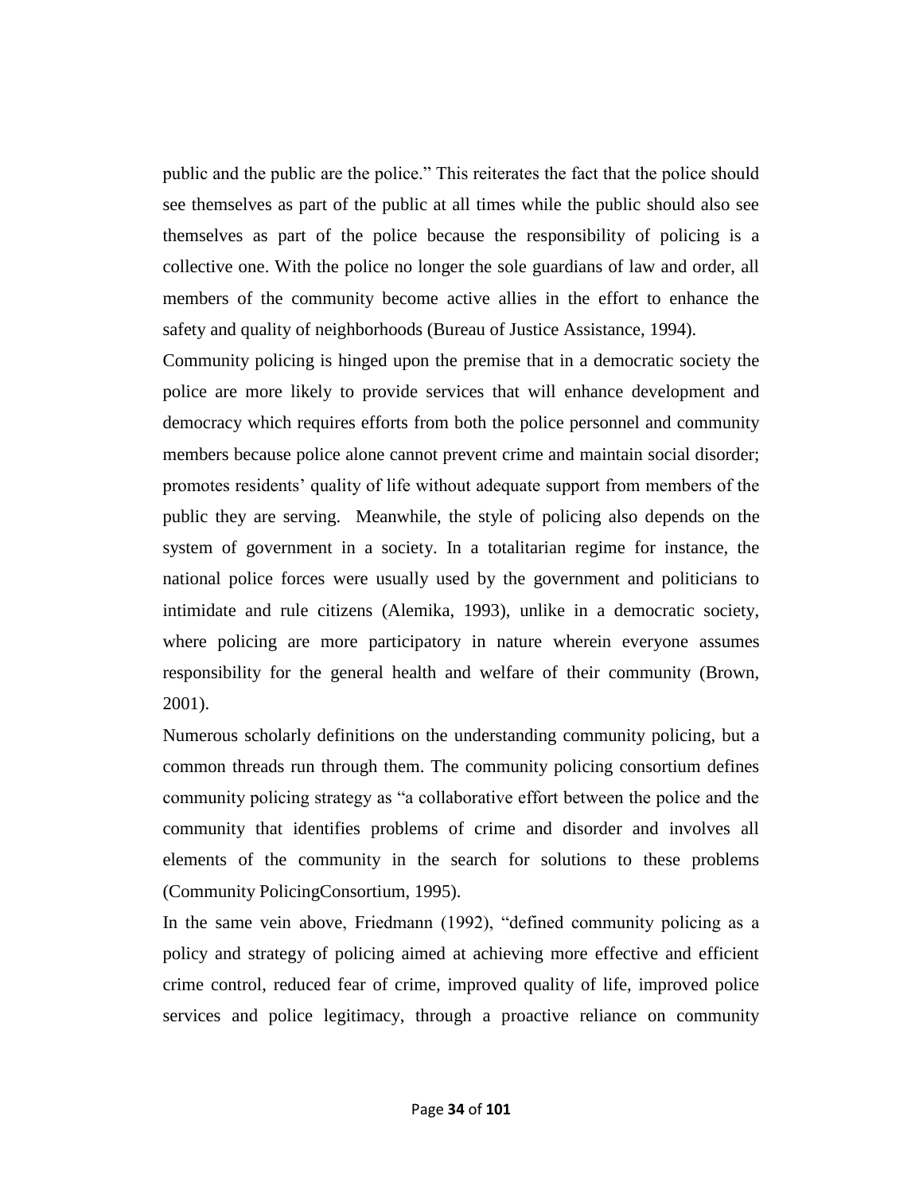public and the public are the police." This reiterates the fact that the police should see themselves as part of the public at all times while the public should also see themselves as part of the police because the responsibility of policing is a collective one. With the police no longer the sole guardians of law and order, all members of the community become active allies in the effort to enhance the safety and quality of neighborhoods (Bureau of Justice Assistance, 1994).

Community policing is hinged upon the premise that in a democratic society the police are more likely to provide services that will enhance development and democracy which requires efforts from both the police personnel and community members because police alone cannot prevent crime and maintain social disorder; promotes residents' quality of life without adequate support from members of the public they are serving. Meanwhile, the style of policing also depends on the system of government in a society. In a totalitarian regime for instance, the national police forces were usually used by the government and politicians to intimidate and rule citizens (Alemika, 1993), unlike in a democratic society, where policing are more participatory in nature wherein everyone assumes responsibility for the general health and welfare of their community (Brown, 2001).

Numerous scholarly definitions on the understanding community policing, but a common threads run through them. The community policing consortium defines community policing strategy as "a collaborative effort between the police and the community that identifies problems of crime and disorder and involves all elements of the community in the search for solutions to these problems (Community PolicingConsortium, 1995).

In the same vein above, Friedmann (1992), "defined community policing as a policy and strategy of policing aimed at achieving more effective and efficient crime control, reduced fear of crime, improved quality of life, improved police services and police legitimacy, through a proactive reliance on community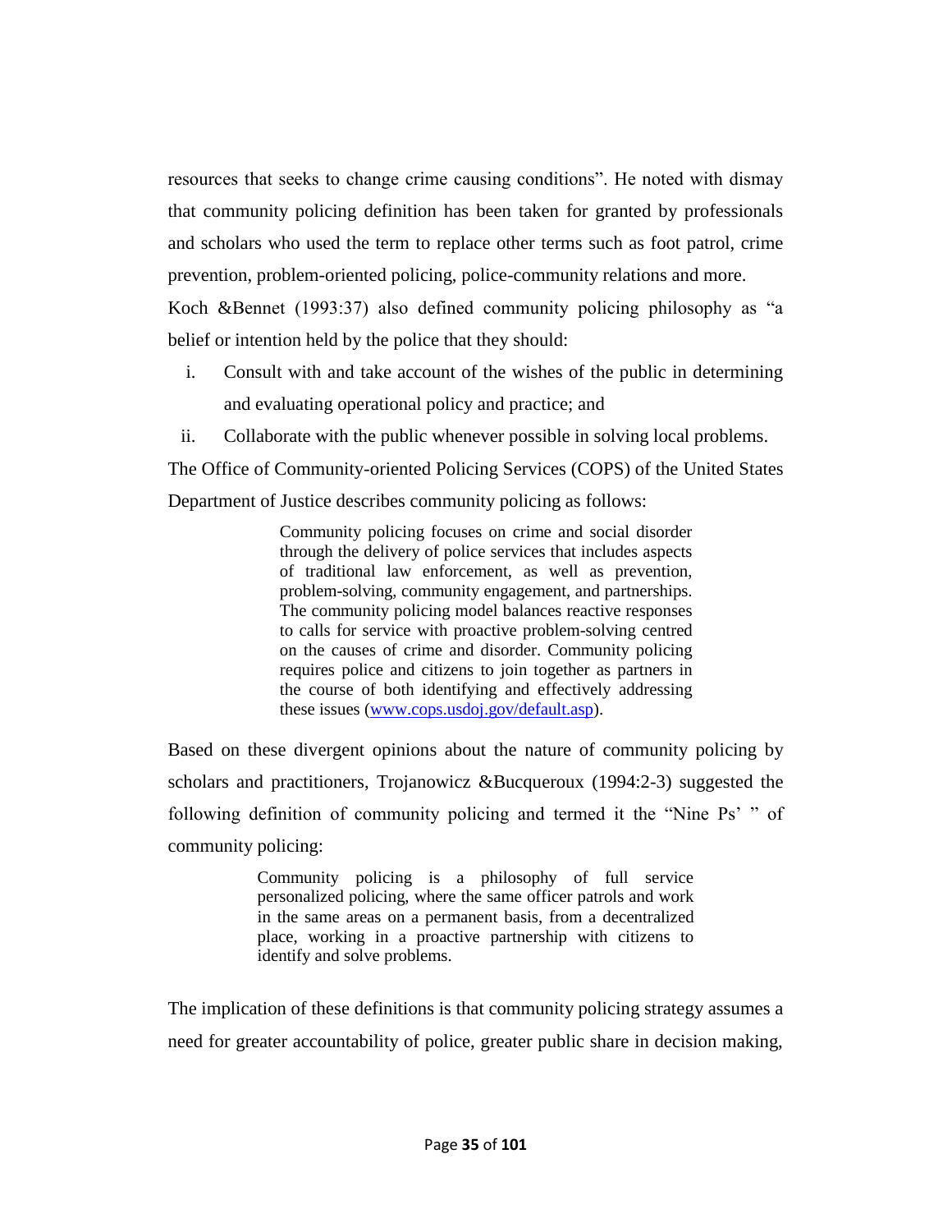resources that seeks to change crime causing conditions". He noted with dismay that community policing definition has been taken for granted by professionals and scholars who used the term to replace other terms such as foot patrol, crime prevention, problem-oriented policing, police-community relations and more. Koch &Bennet (1993:37) also defined community policing philosophy as "a belief or intention held by the police that they should:

i. Consult with and take account of the wishes of the public in determining and evaluating operational policy and practice; and
ii. Collaborate with the public whenever possible in solving local problems.

The Office of Community-oriented Policing Services (COPS) of the United States Department of Justice describes community policing as follows:

> Community policing focuses on crime and social disorder through the delivery of police services that includes aspects of traditional law enforcement, as well as prevention, problem-solving, community engagement, and partnerships. The community policing model balances reactive responses to calls for service with proactive problem-solving centred on the causes of crime and disorder. Community policing requires police and citizens to join together as partners in the course of both identifying and effectively addressing these issues (www.cops.usdoj.gov/default.asp).

Based on these divergent opinions about the nature of community policing by scholars and practitioners, Trojanowicz &Bucqueroux (1994:2-3) suggested the following definition of community policing and termed it the "Nine Ps' " of community policing:

> Community policing is a philosophy of full service personalized policing, where the same officer patrols and work in the same areas on a permanent basis, from a decentralized place, working in a proactive partnership with citizens to identify and solve problems.

The implication of these definitions is that community policing strategy assumes a need for greater accountability of police, greater public share in decision making,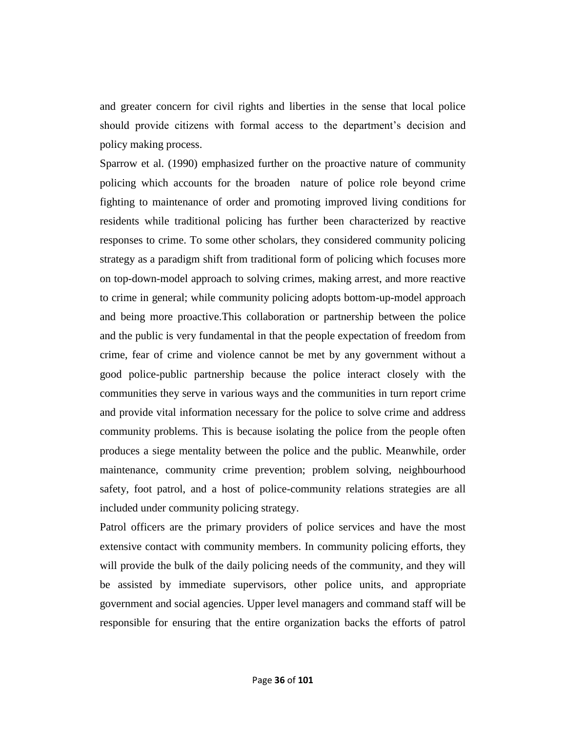and greater concern for civil rights and liberties in the sense that local police should provide citizens with formal access to the department's decision and policy making process.

Sparrow et al. (1990) emphasized further on the proactive nature of community policing which accounts for the broaden nature of police role beyond crime fighting to maintenance of order and promoting improved living conditions for residents while traditional policing has further been characterized by reactive responses to crime. To some other scholars, they considered community policing strategy as a paradigm shift from traditional form of policing which focuses more on top-down-model approach to solving crimes, making arrest, and more reactive to crime in general; while community policing adopts bottom-up-model approach and being more proactive.This collaboration or partnership between the police and the public is very fundamental in that the people expectation of freedom from crime, fear of crime and violence cannot be met by any government without a good police-public partnership because the police interact closely with the communities they serve in various ways and the communities in turn report crime and provide vital information necessary for the police to solve crime and address community problems. This is because isolating the police from the people often produces a siege mentality between the police and the public. Meanwhile, order maintenance, community crime prevention; problem solving, neighbourhood safety, foot patrol, and a host of police-community relations strategies are all included under community policing strategy.

Patrol officers are the primary providers of police services and have the most extensive contact with community members. In community policing efforts, they will provide the bulk of the daily policing needs of the community, and they will be assisted by immediate supervisors, other police units, and appropriate government and social agencies. Upper level managers and command staff will be responsible for ensuring that the entire organization backs the efforts of patrol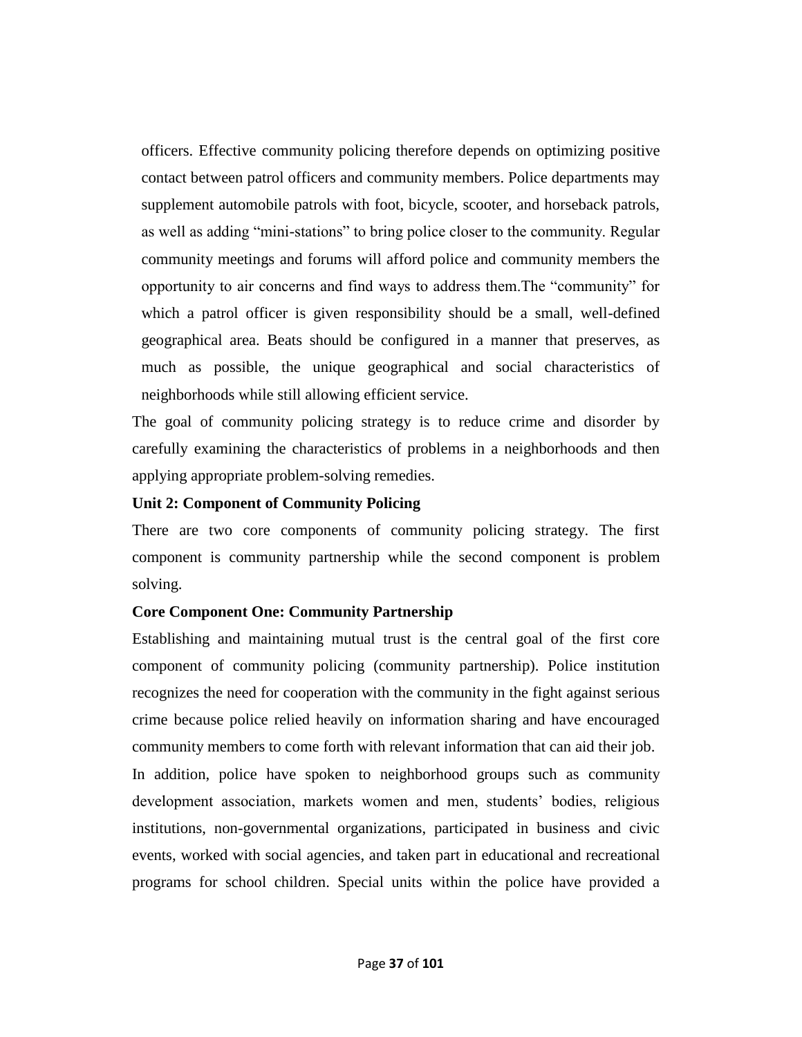officers. Effective community policing therefore depends on optimizing positive contact between patrol officers and community members. Police departments may supplement automobile patrols with foot, bicycle, scooter, and horseback patrols, as well as adding "mini-stations" to bring police closer to the community. Regular community meetings and forums will afford police and community members the opportunity to air concerns and find ways to address them.The "community" for which a patrol officer is given responsibility should be a small, well-defined geographical area. Beats should be configured in a manner that preserves, as much as possible, the unique geographical and social characteristics of neighborhoods while still allowing efficient service.

The goal of community policing strategy is to reduce crime and disorder by carefully examining the characteristics of problems in a neighborhoods and then applying appropriate problem-solving remedies.

**Unit 2: Component of Community Policing**

There are two core components of community policing strategy. The first component is community partnership while the second component is problem solving.

**Core Component One: Community Partnership**

Establishing and maintaining mutual trust is the central goal of the first core component of community policing (community partnership). Police institution recognizes the need for cooperation with the community in the fight against serious crime because police relied heavily on information sharing and have encouraged community members to come forth with relevant information that can aid their job.

In addition, police have spoken to neighborhood groups such as community development association, markets women and men, students' bodies, religious institutions, non-governmental organizations, participated in business and civic events, worked with social agencies, and taken part in educational and recreational programs for school children. Special units within the police have provided a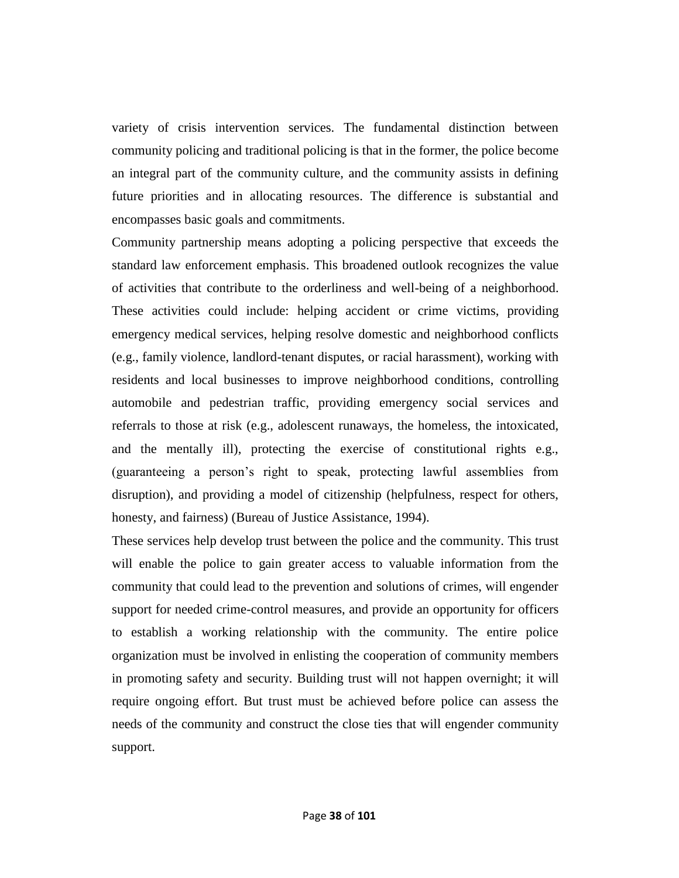variety of crisis intervention services. The fundamental distinction between community policing and traditional policing is that in the former, the police become an integral part of the community culture, and the community assists in defining future priorities and in allocating resources. The difference is substantial and encompasses basic goals and commitments.

Community partnership means adopting a policing perspective that exceeds the standard law enforcement emphasis. This broadened outlook recognizes the value of activities that contribute to the orderliness and well-being of a neighborhood. These activities could include: helping accident or crime victims, providing emergency medical services, helping resolve domestic and neighborhood conflicts (e.g., family violence, landlord-tenant disputes, or racial harassment), working with residents and local businesses to improve neighborhood conditions, controlling automobile and pedestrian traffic, providing emergency social services and referrals to those at risk (e.g., adolescent runaways, the homeless, the intoxicated, and the mentally ill), protecting the exercise of constitutional rights e.g., (guaranteeing a person's right to speak, protecting lawful assemblies from disruption), and providing a model of citizenship (helpfulness, respect for others, honesty, and fairness) (Bureau of Justice Assistance, 1994).

These services help develop trust between the police and the community. This trust will enable the police to gain greater access to valuable information from the community that could lead to the prevention and solutions of crimes, will engender support for needed crime-control measures, and provide an opportunity for officers to establish a working relationship with the community. The entire police organization must be involved in enlisting the cooperation of community members in promoting safety and security. Building trust will not happen overnight; it will require ongoing effort. But trust must be achieved before police can assess the needs of the community and construct the close ties that will engender community support.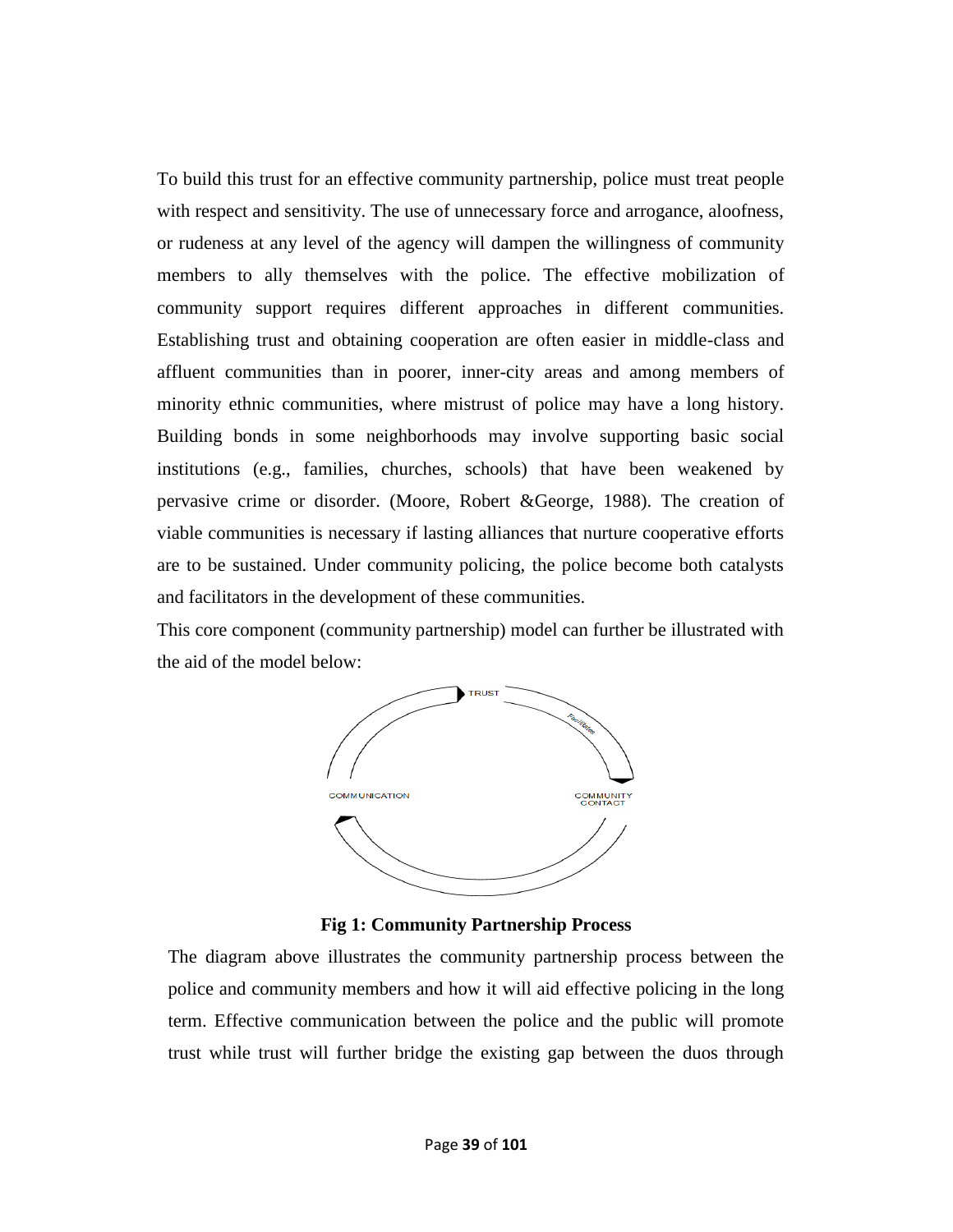To build this trust for an effective community partnership, police must treat people with respect and sensitivity. The use of unnecessary force and arrogance, aloofness, or rudeness at any level of the agency will dampen the willingness of community members to ally themselves with the police. The effective mobilization of community support requires different approaches in different communities. Establishing trust and obtaining cooperation are often easier in middle-class and affluent communities than in poorer, inner-city areas and among members of minority ethnic communities, where mistrust of police may have a long history. Building bonds in some neighborhoods may involve supporting basic social institutions (e.g., families, churches, schools) that have been weakened by pervasive crime or disorder. (Moore, Robert &George, 1988). The creation of viable communities is necessary if lasting alliances that nurture cooperative efforts are to be sustained. Under community policing, the police become both catalysts and facilitators in the development of these communities.

This core component (community partnership) model can further be illustrated with the aid of the model below:

TRUST

Facilitates

COMMUNICATION

COMMUNITY CONTACT

**Fig 1: Community Partnership Process**

The diagram above illustrates the community partnership process between the police and community members and how it will aid effective policing in the long term. Effective communication between the police and the public will promote trust while trust will further bridge the existing gap between the duos through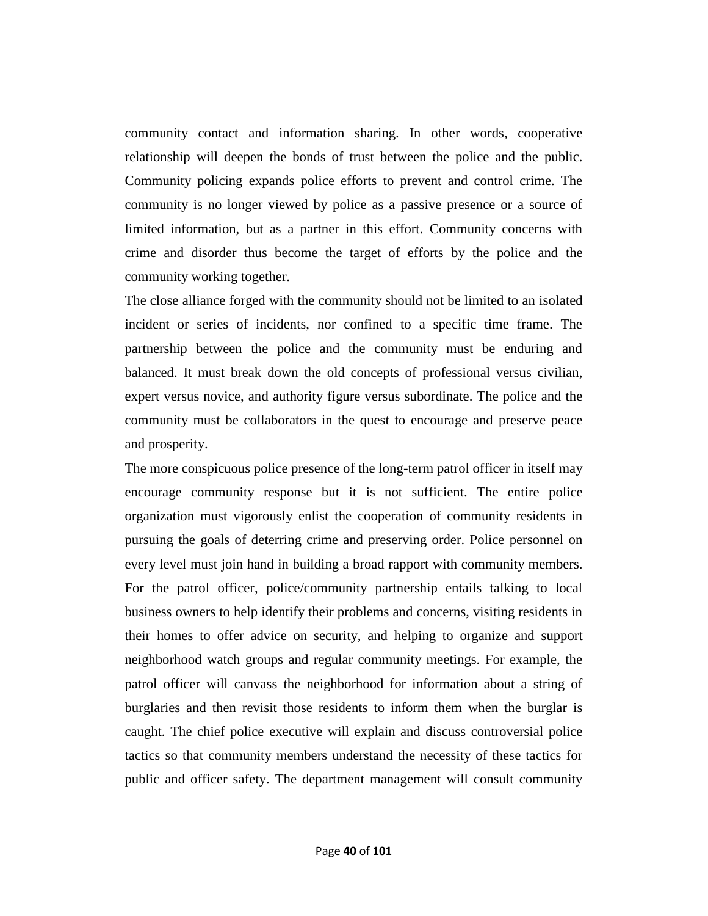community contact and information sharing. In other words, cooperative relationship will deepen the bonds of trust between the police and the public. Community policing expands police efforts to prevent and control crime. The community is no longer viewed by police as a passive presence or a source of limited information, but as a partner in this effort. Community concerns with crime and disorder thus become the target of efforts by the police and the community working together.

The close alliance forged with the community should not be limited to an isolated incident or series of incidents, nor confined to a specific time frame. The partnership between the police and the community must be enduring and balanced. It must break down the old concepts of professional versus civilian, expert versus novice, and authority figure versus subordinate. The police and the community must be collaborators in the quest to encourage and preserve peace and prosperity.

The more conspicuous police presence of the long-term patrol officer in itself may encourage community response but it is not sufficient. The entire police organization must vigorously enlist the cooperation of community residents in pursuing the goals of deterring crime and preserving order. Police personnel on every level must join hand in building a broad rapport with community members. For the patrol officer, police/community partnership entails talking to local business owners to help identify their problems and concerns, visiting residents in their homes to offer advice on security, and helping to organize and support neighborhood watch groups and regular community meetings. For example, the patrol officer will canvass the neighborhood for information about a string of burglaries and then revisit those residents to inform them when the burglar is caught. The chief police executive will explain and discuss controversial police tactics so that community members understand the necessity of these tactics for public and officer safety. The department management will consult community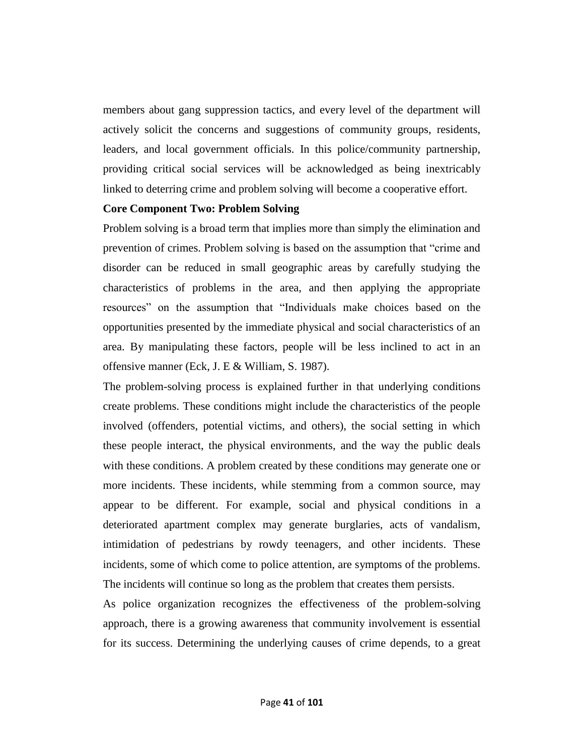members about gang suppression tactics, and every level of the department will actively solicit the concerns and suggestions of community groups, residents, leaders, and local government officials. In this police/community partnership, providing critical social services will be acknowledged as being inextricably linked to deterring crime and problem solving will become a cooperative effort.

**Core Component Two: Problem Solving**

Problem solving is a broad term that implies more than simply the elimination and prevention of crimes. Problem solving is based on the assumption that "crime and disorder can be reduced in small geographic areas by carefully studying the characteristics of problems in the area, and then applying the appropriate resources" on the assumption that "Individuals make choices based on the opportunities presented by the immediate physical and social characteristics of an area. By manipulating these factors, people will be less inclined to act in an offensive manner (Eck, J. E & William, S. 1987).

The problem-solving process is explained further in that underlying conditions create problems. These conditions might include the characteristics of the people involved (offenders, potential victims, and others), the social setting in which these people interact, the physical environments, and the way the public deals with these conditions. A problem created by these conditions may generate one or more incidents. These incidents, while stemming from a common source, may appear to be different. For example, social and physical conditions in a deteriorated apartment complex may generate burglaries, acts of vandalism, intimidation of pedestrians by rowdy teenagers, and other incidents. These incidents, some of which come to police attention, are symptoms of the problems. The incidents will continue so long as the problem that creates them persists.

As police organization recognizes the effectiveness of the problem-solving approach, there is a growing awareness that community involvement is essential for its success. Determining the underlying causes of crime depends, to a great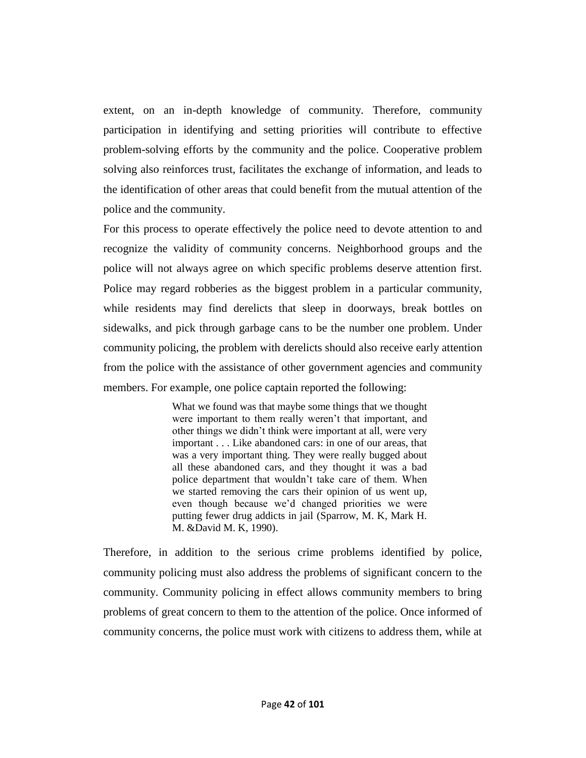extent, on an in-depth knowledge of community. Therefore, community participation in identifying and setting priorities will contribute to effective problem-solving efforts by the community and the police. Cooperative problem solving also reinforces trust, facilitates the exchange of information, and leads to the identification of other areas that could benefit from the mutual attention of the police and the community.

For this process to operate effectively the police need to devote attention to and recognize the validity of community concerns. Neighborhood groups and the police will not always agree on which specific problems deserve attention first. Police may regard robberies as the biggest problem in a particular community, while residents may find derelicts that sleep in doorways, break bottles on sidewalks, and pick through garbage cans to be the number one problem. Under community policing, the problem with derelicts should also receive early attention from the police with the assistance of other government agencies and community members. For example, one police captain reported the following:

> What we found was that maybe some things that we thought were important to them really weren't that important, and other things we didn't think were important at all, were very important . . . Like abandoned cars: in one of our areas, that was a very important thing. They were really bugged about all these abandoned cars, and they thought it was a bad police department that wouldn't take care of them. When we started removing the cars their opinion of us went up, even though because we'd changed priorities we were putting fewer drug addicts in jail (Sparrow, M. K, Mark H. M. &David M. K, 1990).

Therefore, in addition to the serious crime problems identified by police, community policing must also address the problems of significant concern to the community. Community policing in effect allows community members to bring problems of great concern to them to the attention of the police. Once informed of community concerns, the police must work with citizens to address them, while at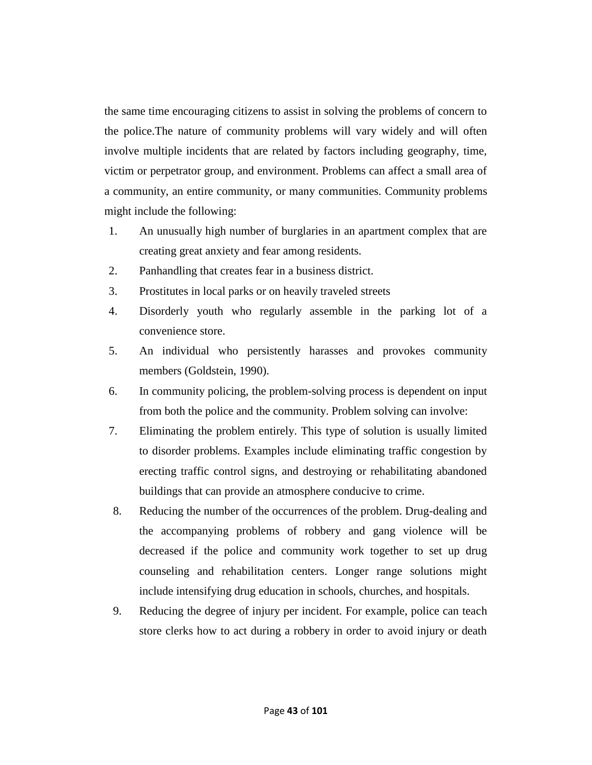the same time encouraging citizens to assist in solving the problems of concern to the police.The nature of community problems will vary widely and will often involve multiple incidents that are related by factors including geography, time, victim or perpetrator group, and environment. Problems can affect a small area of a community, an entire community, or many communities. Community problems might include the following:

1. An unusually high number of burglaries in an apartment complex that are creating great anxiety and fear among residents.
2. Panhandling that creates fear in a business district.
3. Prostitutes in local parks or on heavily traveled streets
4. Disorderly youth who regularly assemble in the parking lot of a convenience store.
5. An individual who persistently harasses and provokes community members (Goldstein, 1990).
6. In community policing, the problem-solving process is dependent on input from both the police and the community. Problem solving can involve:
7. Eliminating the problem entirely. This type of solution is usually limited to disorder problems. Examples include eliminating traffic congestion by erecting traffic control signs, and destroying or rehabilitating abandoned buildings that can provide an atmosphere conducive to crime.
8. Reducing the number of the occurrences of the problem. Drug-dealing and the accompanying problems of robbery and gang violence will be decreased if the police and community work together to set up drug counseling and rehabilitation centers. Longer range solutions might include intensifying drug education in schools, churches, and hospitals.
9. Reducing the degree of injury per incident. For example, police can teach store clerks how to act during a robbery in order to avoid injury or death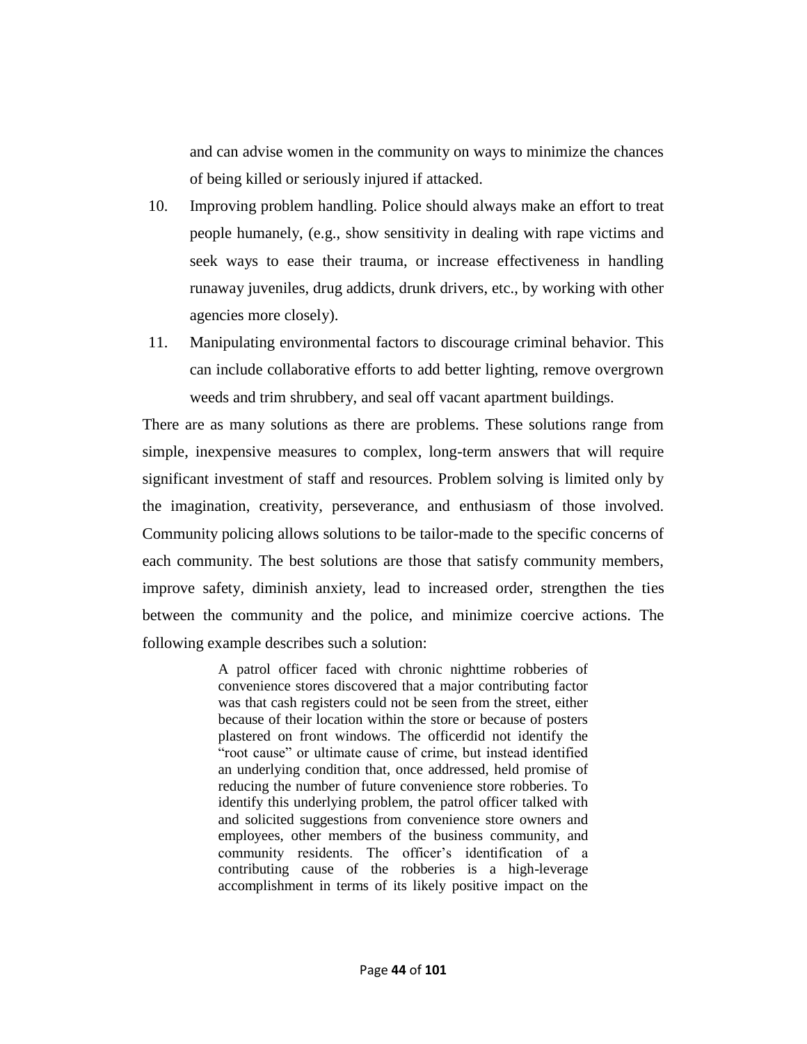and can advise women in the community on ways to minimize the chances of being killed or seriously injured if attacked.

10. Improving problem handling. Police should always make an effort to treat people humanely, (e.g., show sensitivity in dealing with rape victims and seek ways to ease their trauma, or increase effectiveness in handling runaway juveniles, drug addicts, drunk drivers, etc., by working with other agencies more closely).
11. Manipulating environmental factors to discourage criminal behavior. This can include collaborative efforts to add better lighting, remove overgrown weeds and trim shrubbery, and seal off vacant apartment buildings.

There are as many solutions as there are problems. These solutions range from simple, inexpensive measures to complex, long-term answers that will require significant investment of staff and resources. Problem solving is limited only by the imagination, creativity, perseverance, and enthusiasm of those involved. Community policing allows solutions to be tailor-made to the specific concerns of each community. The best solutions are those that satisfy community members, improve safety, diminish anxiety, lead to increased order, strengthen the ties between the community and the police, and minimize coercive actions. The following example describes such a solution:

> A patrol officer faced with chronic nighttime robberies of convenience stores discovered that a major contributing factor was that cash registers could not be seen from the street, either because of their location within the store or because of posters plastered on front windows. The officerdid not identify the "root cause" or ultimate cause of crime, but instead identified an underlying condition that, once addressed, held promise of reducing the number of future convenience store robberies. To identify this underlying problem, the patrol officer talked with and solicited suggestions from convenience store owners and employees, other members of the business community, and community residents. The officer's identification of a contributing cause of the robberies is a high-leverage accomplishment in terms of its likely positive impact on the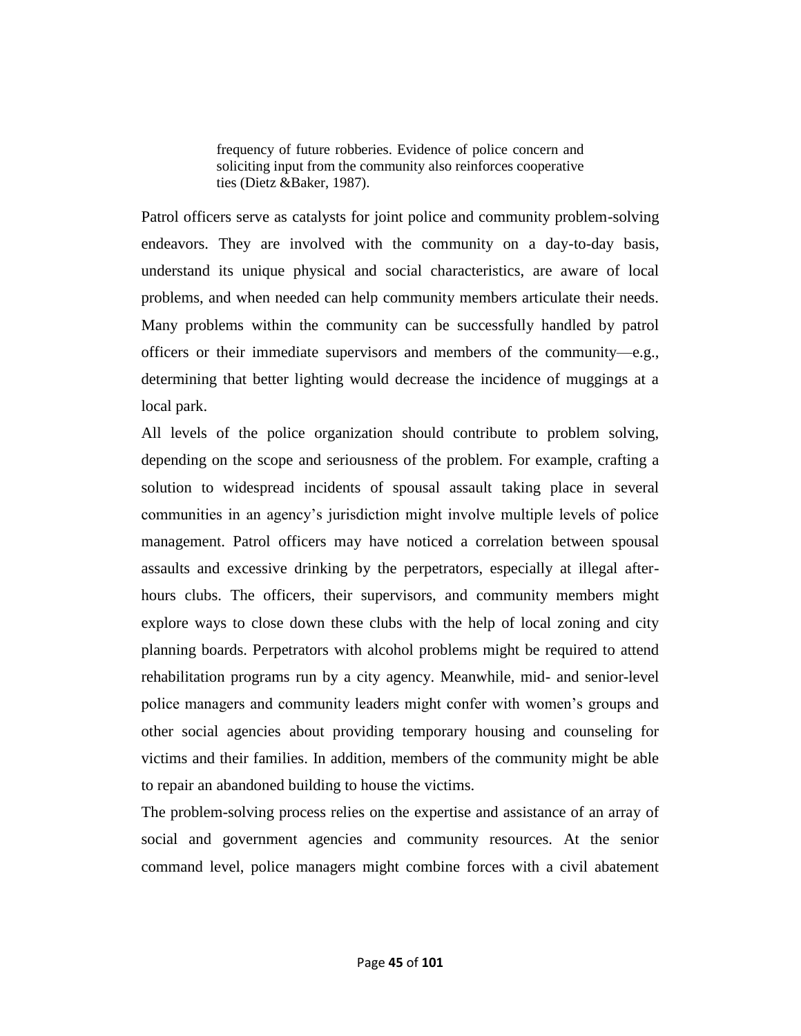> frequency of future robberies. Evidence of police concern and soliciting input from the community also reinforces cooperative ties (Dietz &Baker, 1987).

Patrol officers serve as catalysts for joint police and community problem-solving endeavors. They are involved with the community on a day-to-day basis, understand its unique physical and social characteristics, are aware of local problems, and when needed can help community members articulate their needs. Many problems within the community can be successfully handled by patrol officers or their immediate supervisors and members of the community—e.g., determining that better lighting would decrease the incidence of muggings at a local park.

All levels of the police organization should contribute to problem solving, depending on the scope and seriousness of the problem. For example, crafting a solution to widespread incidents of spousal assault taking place in several communities in an agency's jurisdiction might involve multiple levels of police management. Patrol officers may have noticed a correlation between spousal assaults and excessive drinking by the perpetrators, especially at illegal after-hours clubs. The officers, their supervisors, and community members might explore ways to close down these clubs with the help of local zoning and city planning boards. Perpetrators with alcohol problems might be required to attend rehabilitation programs run by a city agency. Meanwhile, mid- and senior-level police managers and community leaders might confer with women's groups and other social agencies about providing temporary housing and counseling for victims and their families. In addition, members of the community might be able to repair an abandoned building to house the victims.

The problem-solving process relies on the expertise and assistance of an array of social and government agencies and community resources. At the senior command level, police managers might combine forces with a civil abatement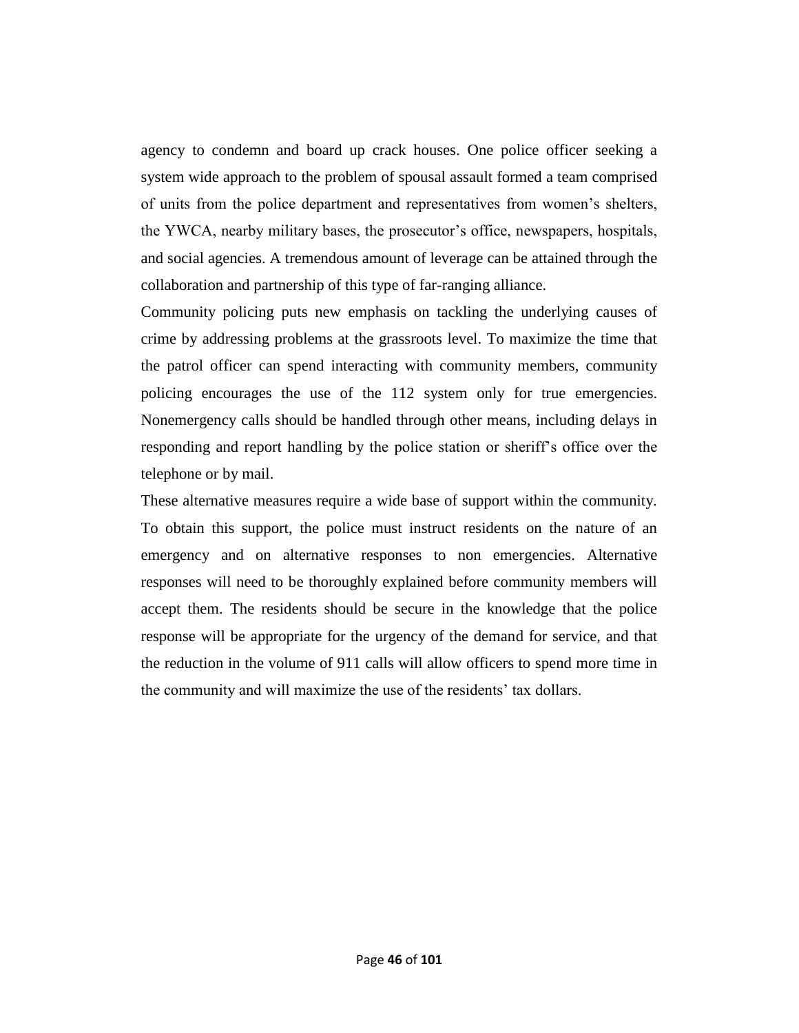agency to condemn and board up crack houses. One police officer seeking a system wide approach to the problem of spousal assault formed a team comprised of units from the police department and representatives from women's shelters, the YWCA, nearby military bases, the prosecutor's office, newspapers, hospitals, and social agencies. A tremendous amount of leverage can be attained through the collaboration and partnership of this type of far-ranging alliance.

Community policing puts new emphasis on tackling the underlying causes of crime by addressing problems at the grassroots level. To maximize the time that the patrol officer can spend interacting with community members, community policing encourages the use of the 112 system only for true emergencies. Nonemergency calls should be handled through other means, including delays in responding and report handling by the police station or sheriff's office over the telephone or by mail.

These alternative measures require a wide base of support within the community. To obtain this support, the police must instruct residents on the nature of an emergency and on alternative responses to non emergencies. Alternative responses will need to be thoroughly explained before community members will accept them. The residents should be secure in the knowledge that the police response will be appropriate for the urgency of the demand for service, and that the reduction in the volume of 911 calls will allow officers to spend more time in the community and will maximize the use of the residents' tax dollars.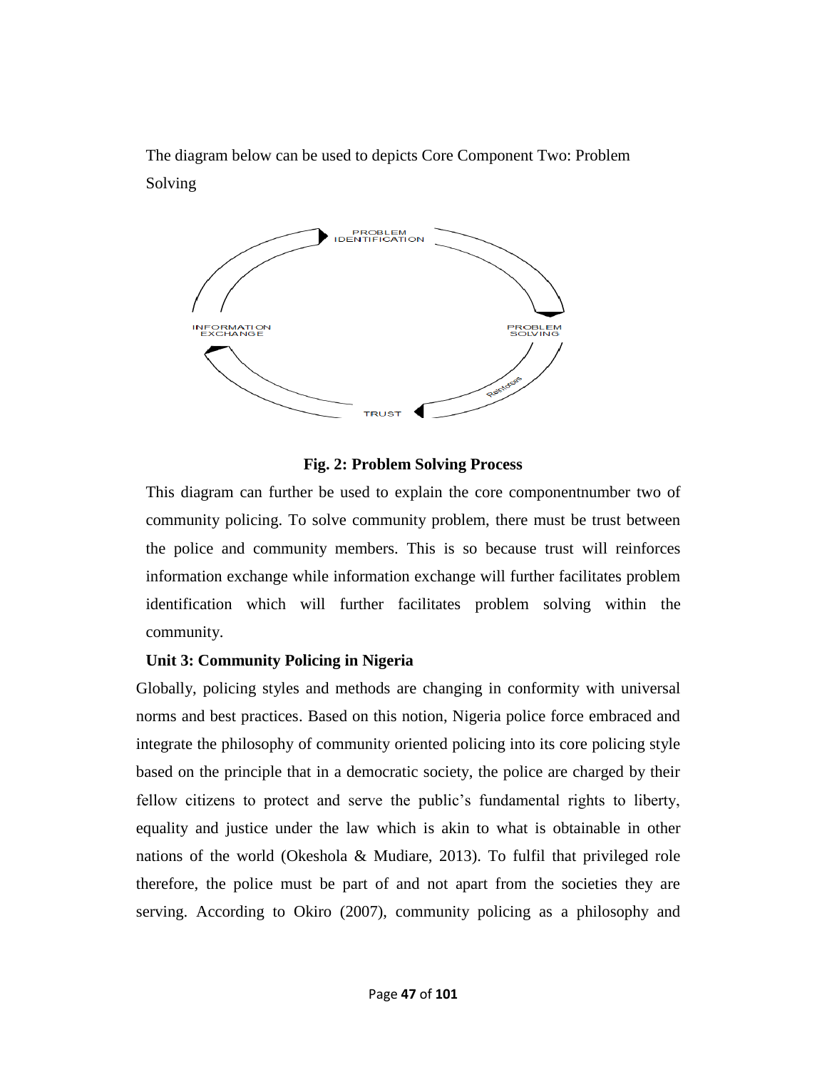The diagram below can be used to depicts Core Component Two: Problem Solving

PROBLEM IDENTIFICATION

PROBLEM SOLVING

Reinforces

TRUST

INFORMATION EXCHANGE

**Fig. 2: Problem Solving Process**

This diagram can further be used to explain the core componentnumber two of community policing. To solve community problem, there must be trust between the police and community members. This is so because trust will reinforces information exchange while information exchange will further facilitates problem identification which will further facilitates problem solving within the community.

**Unit 3: Community Policing in Nigeria**

Globally, policing styles and methods are changing in conformity with universal norms and best practices. Based on this notion, Nigeria police force embraced and integrate the philosophy of community oriented policing into its core policing style based on the principle that in a democratic society, the police are charged by their fellow citizens to protect and serve the public's fundamental rights to liberty, equality and justice under the law which is akin to what is obtainable in other nations of the world (Okeshola & Mudiare, 2013). To fulfil that privileged role therefore, the police must be part of and not apart from the societies they are serving. According to Okiro (2007), community policing as a philosophy and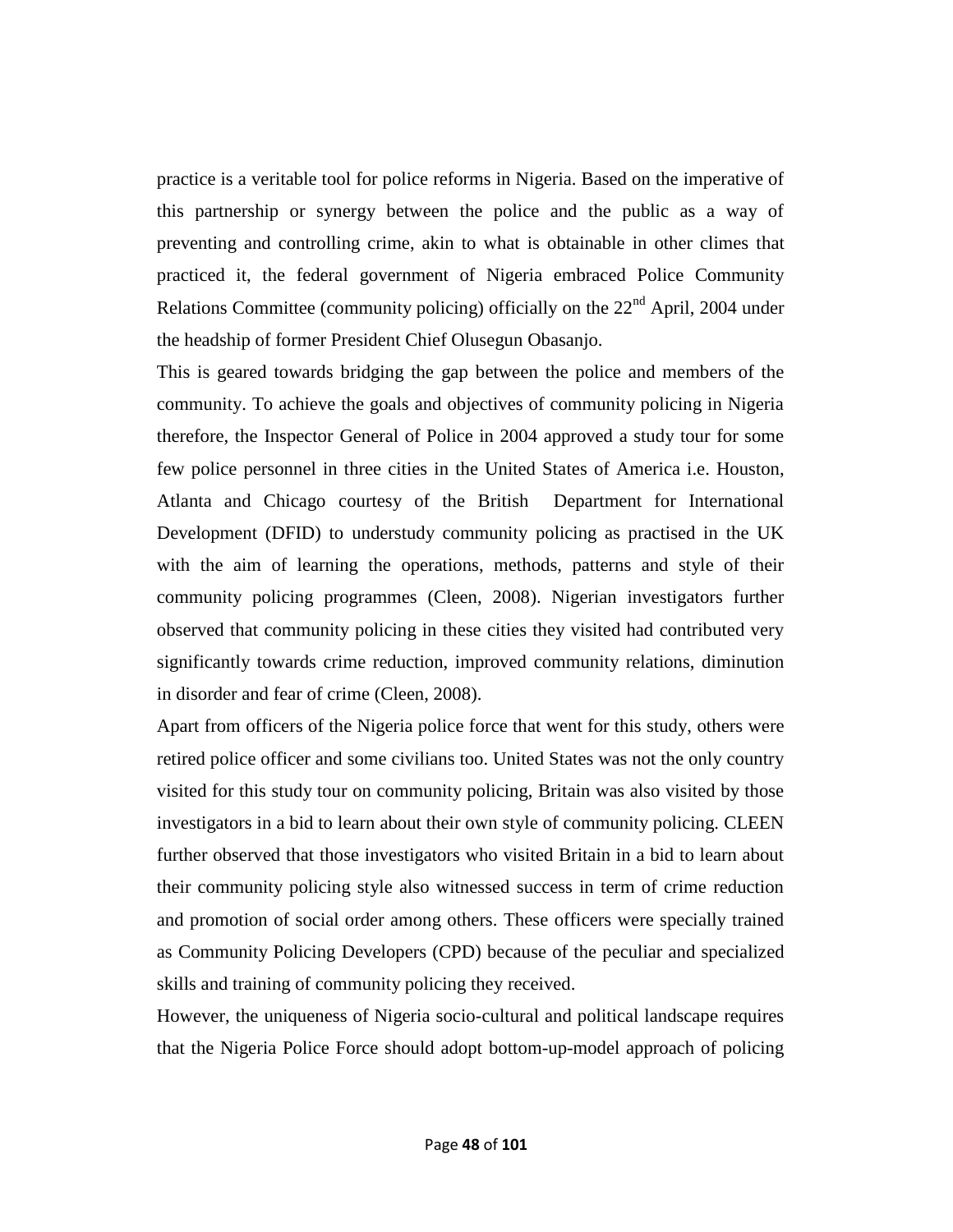practice is a veritable tool for police reforms in Nigeria. Based on the imperative of this partnership or synergy between the police and the public as a way of preventing and controlling crime, akin to what is obtainable in other climes that practiced it, the federal government of Nigeria embraced Police Community Relations Committee (community policing) officially on the 22nd April, 2004 under the headship of former President Chief Olusegun Obasanjo.

This is geared towards bridging the gap between the police and members of the community. To achieve the goals and objectives of community policing in Nigeria therefore, the Inspector General of Police in 2004 approved a study tour for some few police personnel in three cities in the United States of America i.e. Houston, Atlanta and Chicago courtesy of the British Department for International Development (DFID) to understudy community policing as practised in the UK with the aim of learning the operations, methods, patterns and style of their community policing programmes (Cleen, 2008). Nigerian investigators further observed that community policing in these cities they visited had contributed very significantly towards crime reduction, improved community relations, diminution in disorder and fear of crime (Cleen, 2008).

Apart from officers of the Nigeria police force that went for this study, others were retired police officer and some civilians too. United States was not the only country visited for this study tour on community policing, Britain was also visited by those investigators in a bid to learn about their own style of community policing. CLEEN further observed that those investigators who visited Britain in a bid to learn about their community policing style also witnessed success in term of crime reduction and promotion of social order among others. These officers were specially trained as Community Policing Developers (CPD) because of the peculiar and specialized skills and training of community policing they received.

However, the uniqueness of Nigeria socio-cultural and political landscape requires that the Nigeria Police Force should adopt bottom-up-model approach of policing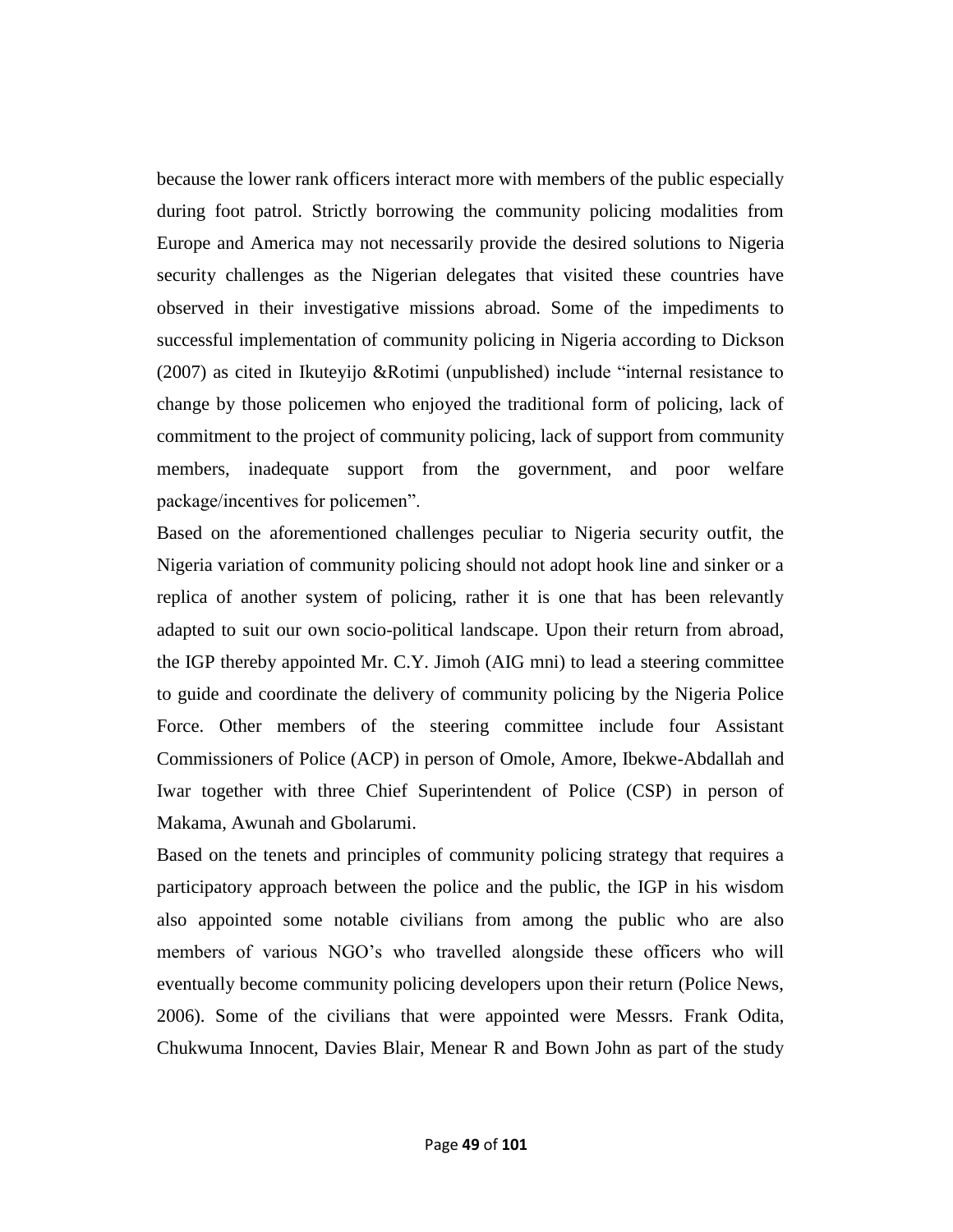because the lower rank officers interact more with members of the public especially during foot patrol. Strictly borrowing the community policing modalities from Europe and America may not necessarily provide the desired solutions to Nigeria security challenges as the Nigerian delegates that visited these countries have observed in their investigative missions abroad. Some of the impediments to successful implementation of community policing in Nigeria according to Dickson (2007) as cited in Ikuteyijo &Rotimi (unpublished) include "internal resistance to change by those policemen who enjoyed the traditional form of policing, lack of commitment to the project of community policing, lack of support from community members, inadequate support from the government, and poor welfare package/incentives for policemen".

Based on the aforementioned challenges peculiar to Nigeria security outfit, the Nigeria variation of community policing should not adopt hook line and sinker or a replica of another system of policing, rather it is one that has been relevantly adapted to suit our own socio-political landscape. Upon their return from abroad, the IGP thereby appointed Mr. C.Y. Jimoh (AIG mni) to lead a steering committee to guide and coordinate the delivery of community policing by the Nigeria Police Force. Other members of the steering committee include four Assistant Commissioners of Police (ACP) in person of Omole, Amore, Ibekwe-Abdallah and Iwar together with three Chief Superintendent of Police (CSP) in person of Makama, Awunah and Gbolarumi.

Based on the tenets and principles of community policing strategy that requires a participatory approach between the police and the public, the IGP in his wisdom also appointed some notable civilians from among the public who are also members of various NGO's who travelled alongside these officers who will eventually become community policing developers upon their return (Police News, 2006). Some of the civilians that were appointed were Messrs. Frank Odita, Chukwuma Innocent, Davies Blair, Menear R and Bown John as part of the study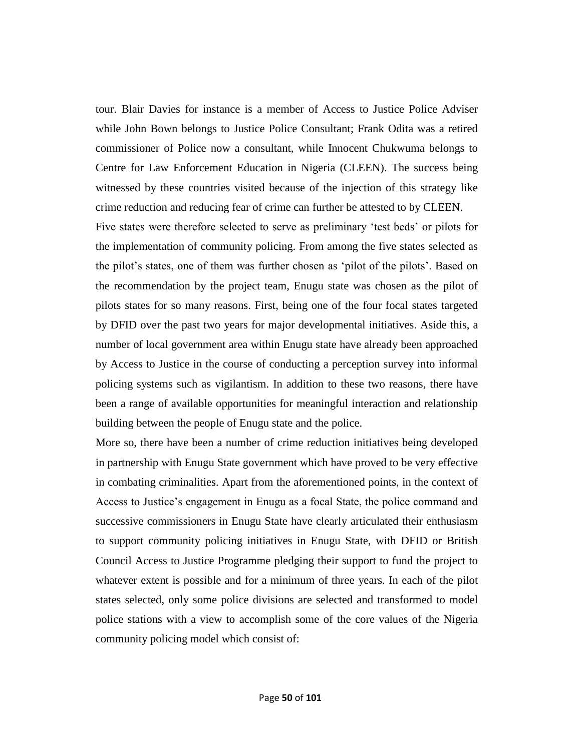tour. Blair Davies for instance is a member of Access to Justice Police Adviser while John Bown belongs to Justice Police Consultant; Frank Odita was a retired commissioner of Police now a consultant, while Innocent Chukwuma belongs to Centre for Law Enforcement Education in Nigeria (CLEEN). The success being witnessed by these countries visited because of the injection of this strategy like crime reduction and reducing fear of crime can further be attested to by CLEEN.

Five states were therefore selected to serve as preliminary 'test beds' or pilots for the implementation of community policing. From among the five states selected as the pilot's states, one of them was further chosen as 'pilot of the pilots'. Based on the recommendation by the project team, Enugu state was chosen as the pilot of pilots states for so many reasons. First, being one of the four focal states targeted by DFID over the past two years for major developmental initiatives. Aside this, a number of local government area within Enugu state have already been approached by Access to Justice in the course of conducting a perception survey into informal policing systems such as vigilantism. In addition to these two reasons, there have been a range of available opportunities for meaningful interaction and relationship building between the people of Enugu state and the police.

More so, there have been a number of crime reduction initiatives being developed in partnership with Enugu State government which have proved to be very effective in combating criminalities. Apart from the aforementioned points, in the context of Access to Justice's engagement in Enugu as a focal State, the police command and successive commissioners in Enugu State have clearly articulated their enthusiasm to support community policing initiatives in Enugu State, with DFID or British Council Access to Justice Programme pledging their support to fund the project to whatever extent is possible and for a minimum of three years. In each of the pilot states selected, only some police divisions are selected and transformed to model police stations with a view to accomplish some of the core values of the Nigeria community policing model which consist of: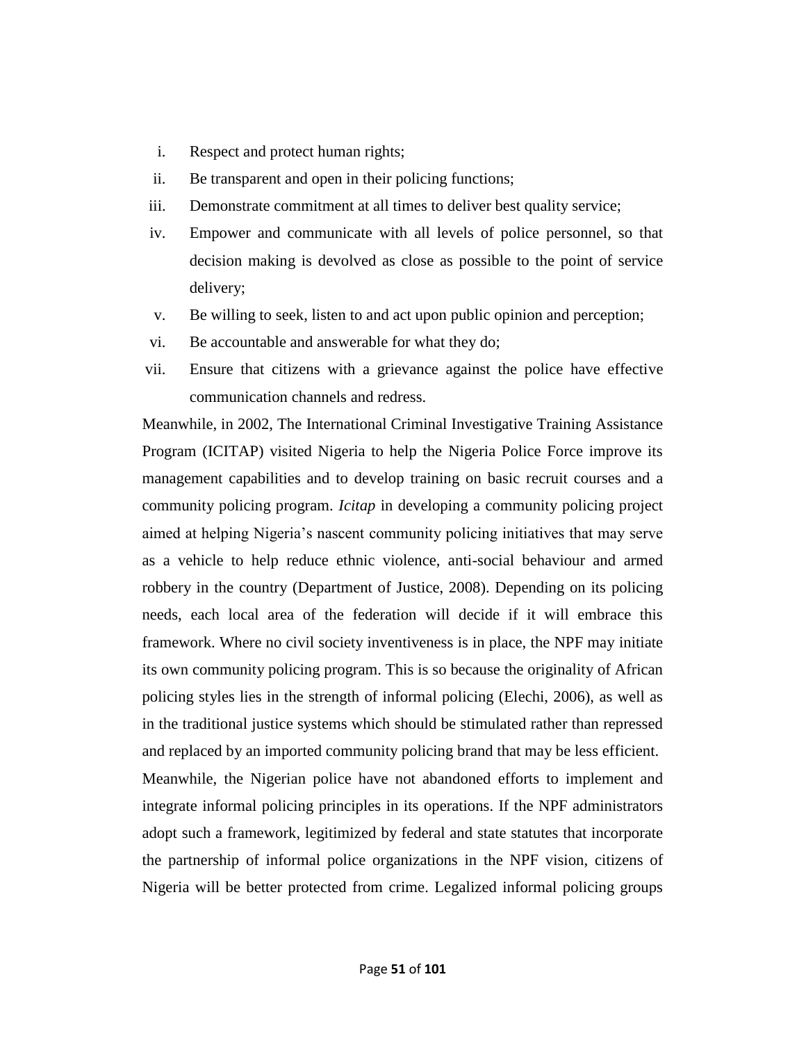i. Respect and protect human rights;
ii. Be transparent and open in their policing functions;
iii. Demonstrate commitment at all times to deliver best quality service;
iv. Empower and communicate with all levels of police personnel, so that decision making is devolved as close as possible to the point of service delivery;
v. Be willing to seek, listen to and act upon public opinion and perception;
vi. Be accountable and answerable for what they do;
vii. Ensure that citizens with a grievance against the police have effective communication channels and redress.

Meanwhile, in 2002, The International Criminal Investigative Training Assistance Program (ICITAP) visited Nigeria to help the Nigeria Police Force improve its management capabilities and to develop training on basic recruit courses and a community policing program. *Icitap* in developing a community policing project aimed at helping Nigeria's nascent community policing initiatives that may serve as a vehicle to help reduce ethnic violence, anti-social behaviour and armed robbery in the country (Department of Justice, 2008). Depending on its policing needs, each local area of the federation will decide if it will embrace this framework. Where no civil society inventiveness is in place, the NPF may initiate its own community policing program. This is so because the originality of African policing styles lies in the strength of informal policing (Elechi, 2006), as well as in the traditional justice systems which should be stimulated rather than repressed and replaced by an imported community policing brand that may be less efficient.

Meanwhile, the Nigerian police have not abandoned efforts to implement and integrate informal policing principles in its operations. If the NPF administrators adopt such a framework, legitimized by federal and state statutes that incorporate the partnership of informal police organizations in the NPF vision, citizens of Nigeria will be better protected from crime. Legalized informal policing groups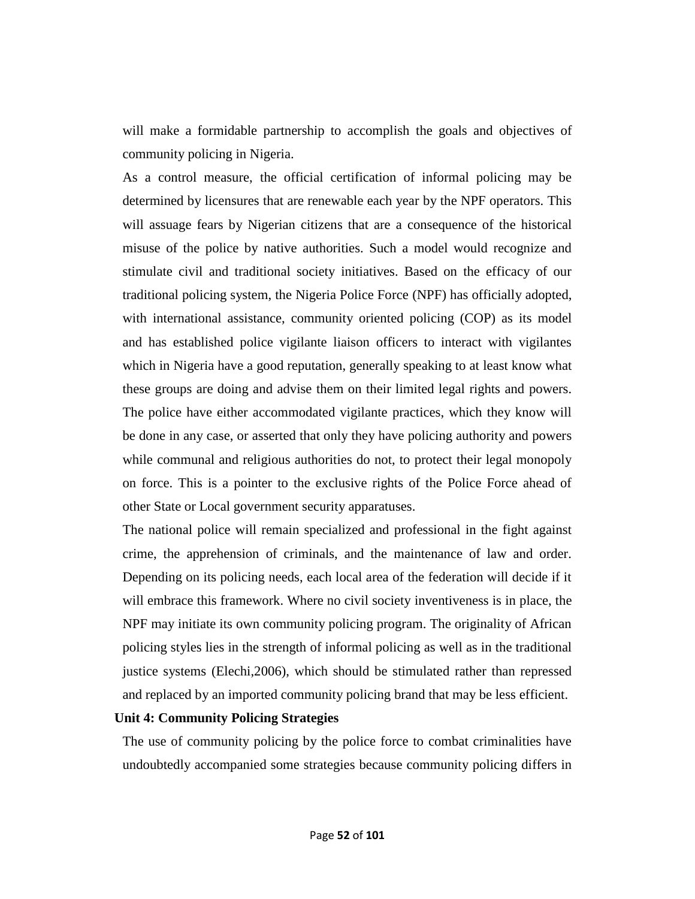will make a formidable partnership to accomplish the goals and objectives of community policing in Nigeria.

As a control measure, the official certification of informal policing may be determined by licensures that are renewable each year by the NPF operators. This will assuage fears by Nigerian citizens that are a consequence of the historical misuse of the police by native authorities. Such a model would recognize and stimulate civil and traditional society initiatives. Based on the efficacy of our traditional policing system, the Nigeria Police Force (NPF) has officially adopted, with international assistance, community oriented policing (COP) as its model and has established police vigilante liaison officers to interact with vigilantes which in Nigeria have a good reputation, generally speaking to at least know what these groups are doing and advise them on their limited legal rights and powers. The police have either accommodated vigilante practices, which they know will be done in any case, or asserted that only they have policing authority and powers while communal and religious authorities do not, to protect their legal monopoly on force. This is a pointer to the exclusive rights of the Police Force ahead of other State or Local government security apparatuses.

The national police will remain specialized and professional in the fight against crime, the apprehension of criminals, and the maintenance of law and order. Depending on its policing needs, each local area of the federation will decide if it will embrace this framework. Where no civil society inventiveness is in place, the NPF may initiate its own community policing program. The originality of African policing styles lies in the strength of informal policing as well as in the traditional justice systems (Elechi,2006), which should be stimulated rather than repressed and replaced by an imported community policing brand that may be less efficient.

**Unit 4: Community Policing Strategies**

The use of community policing by the police force to combat criminalities have undoubtedly accompanied some strategies because community policing differs in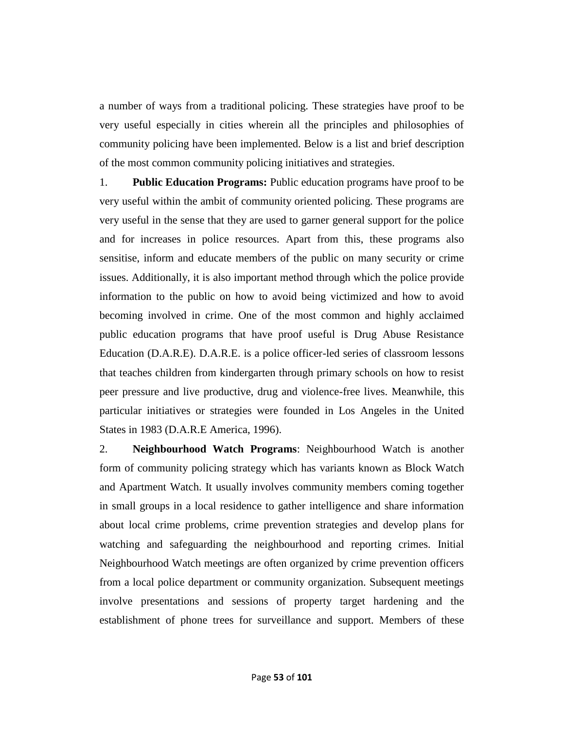a number of ways from a traditional policing. These strategies have proof to be very useful especially in cities wherein all the principles and philosophies of community policing have been implemented. Below is a list and brief description of the most common community policing initiatives and strategies.

1. **Public Education Programs:** Public education programs have proof to be very useful within the ambit of community oriented policing. These programs are very useful in the sense that they are used to garner general support for the police and for increases in police resources. Apart from this, these programs also sensitise, inform and educate members of the public on many security or crime issues. Additionally, it is also important method through which the police provide information to the public on how to avoid being victimized and how to avoid becoming involved in crime. One of the most common and highly acclaimed public education programs that have proof useful is Drug Abuse Resistance Education (D.A.R.E). D.A.R.E. is a police officer-led series of classroom lessons that teaches children from kindergarten through primary schools on how to resist peer pressure and live productive, drug and violence-free lives. Meanwhile, this particular initiatives or strategies were founded in Los Angeles in the United States in 1983 (D.A.R.E America, 1996).

2. **Neighbourhood Watch Programs**: Neighbourhood Watch is another form of community policing strategy which has variants known as Block Watch and Apartment Watch. It usually involves community members coming together in small groups in a local residence to gather intelligence and share information about local crime problems, crime prevention strategies and develop plans for watching and safeguarding the neighbourhood and reporting crimes. Initial Neighbourhood Watch meetings are often organized by crime prevention officers from a local police department or community organization. Subsequent meetings involve presentations and sessions of property target hardening and the establishment of phone trees for surveillance and support. Members of these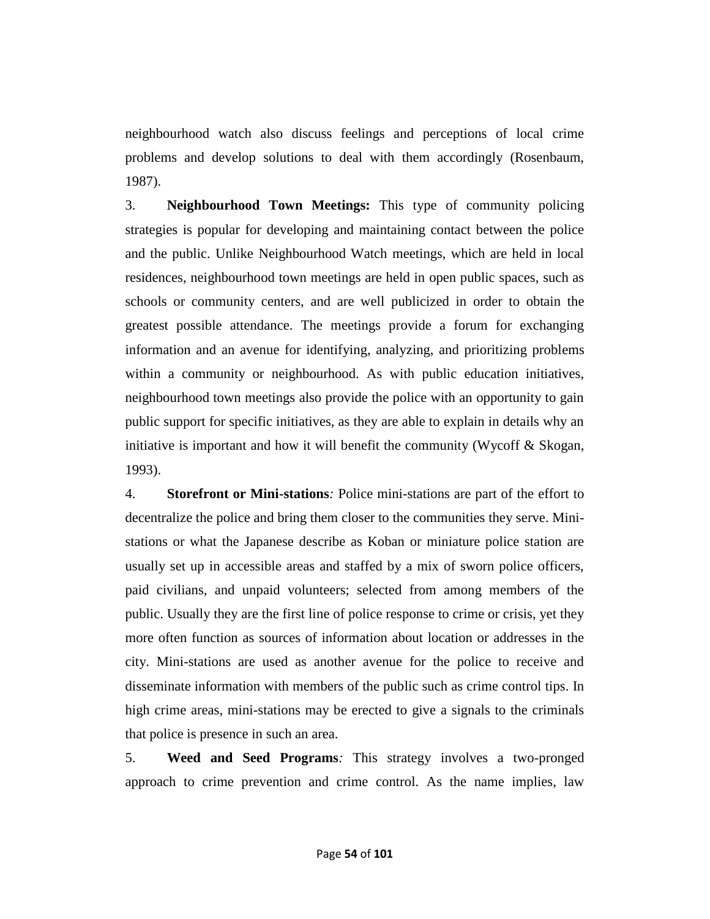neighbourhood watch also discuss feelings and perceptions of local crime problems and develop solutions to deal with them accordingly (Rosenbaum, 1987).

3. **Neighbourhood Town Meetings:** This type of community policing strategies is popular for developing and maintaining contact between the police and the public. Unlike Neighbourhood Watch meetings, which are held in local residences, neighbourhood town meetings are held in open public spaces, such as schools or community centers, and are well publicized in order to obtain the greatest possible attendance. The meetings provide a forum for exchanging information and an avenue for identifying, analyzing, and prioritizing problems within a community or neighbourhood. As with public education initiatives, neighbourhood town meetings also provide the police with an opportunity to gain public support for specific initiatives, as they are able to explain in details why an initiative is important and how it will benefit the community (Wycoff & Skogan, 1993).

4. **Storefront or Mini-stations***:* Police mini-stations are part of the effort to decentralize the police and bring them closer to the communities they serve. Mini-stations or what the Japanese describe as Koban or miniature police station are usually set up in accessible areas and staffed by a mix of sworn police officers, paid civilians, and unpaid volunteers; selected from among members of the public. Usually they are the first line of police response to crime or crisis, yet they more often function as sources of information about location or addresses in the city. Mini-stations are used as another avenue for the police to receive and disseminate information with members of the public such as crime control tips. In high crime areas, mini-stations may be erected to give a signals to the criminals that police is presence in such an area.

5. **Weed and Seed Programs***:* This strategy involves a two-pronged approach to crime prevention and crime control. As the name implies, law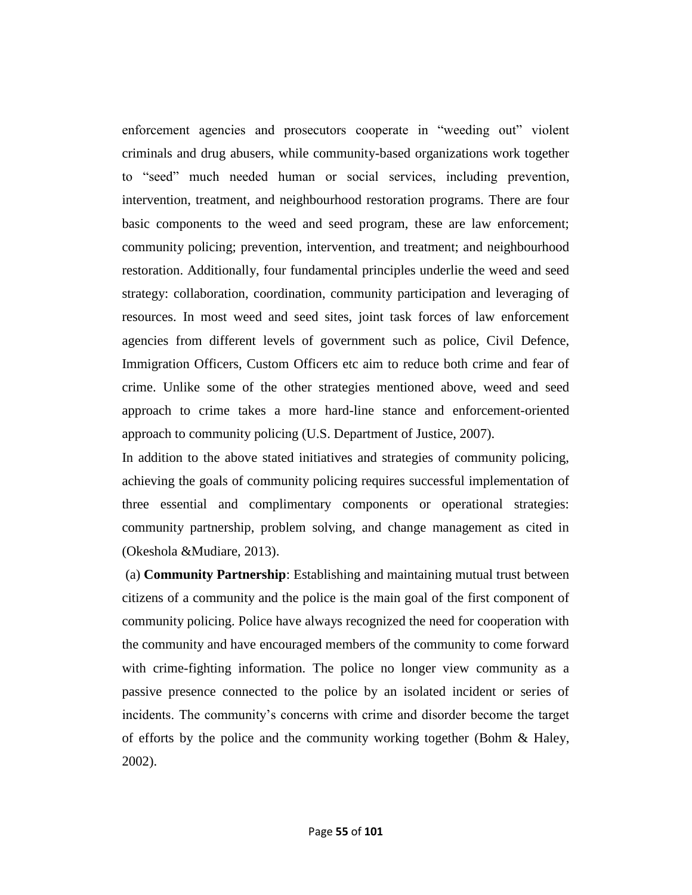enforcement agencies and prosecutors cooperate in "weeding out" violent criminals and drug abusers, while community-based organizations work together to "seed" much needed human or social services, including prevention, intervention, treatment, and neighbourhood restoration programs. There are four basic components to the weed and seed program, these are law enforcement; community policing; prevention, intervention, and treatment; and neighbourhood restoration. Additionally, four fundamental principles underlie the weed and seed strategy: collaboration, coordination, community participation and leveraging of resources. In most weed and seed sites, joint task forces of law enforcement agencies from different levels of government such as police, Civil Defence, Immigration Officers, Custom Officers etc aim to reduce both crime and fear of crime. Unlike some of the other strategies mentioned above, weed and seed approach to crime takes a more hard-line stance and enforcement-oriented approach to community policing (U.S. Department of Justice, 2007).

In addition to the above stated initiatives and strategies of community policing, achieving the goals of community policing requires successful implementation of three essential and complimentary components or operational strategies: community partnership, problem solving, and change management as cited in (Okeshola &Mudiare, 2013).

(a) **Community Partnership**: Establishing and maintaining mutual trust between citizens of a community and the police is the main goal of the first component of community policing. Police have always recognized the need for cooperation with the community and have encouraged members of the community to come forward with crime-fighting information. The police no longer view community as a passive presence connected to the police by an isolated incident or series of incidents. The community's concerns with crime and disorder become the target of efforts by the police and the community working together (Bohm & Haley, 2002).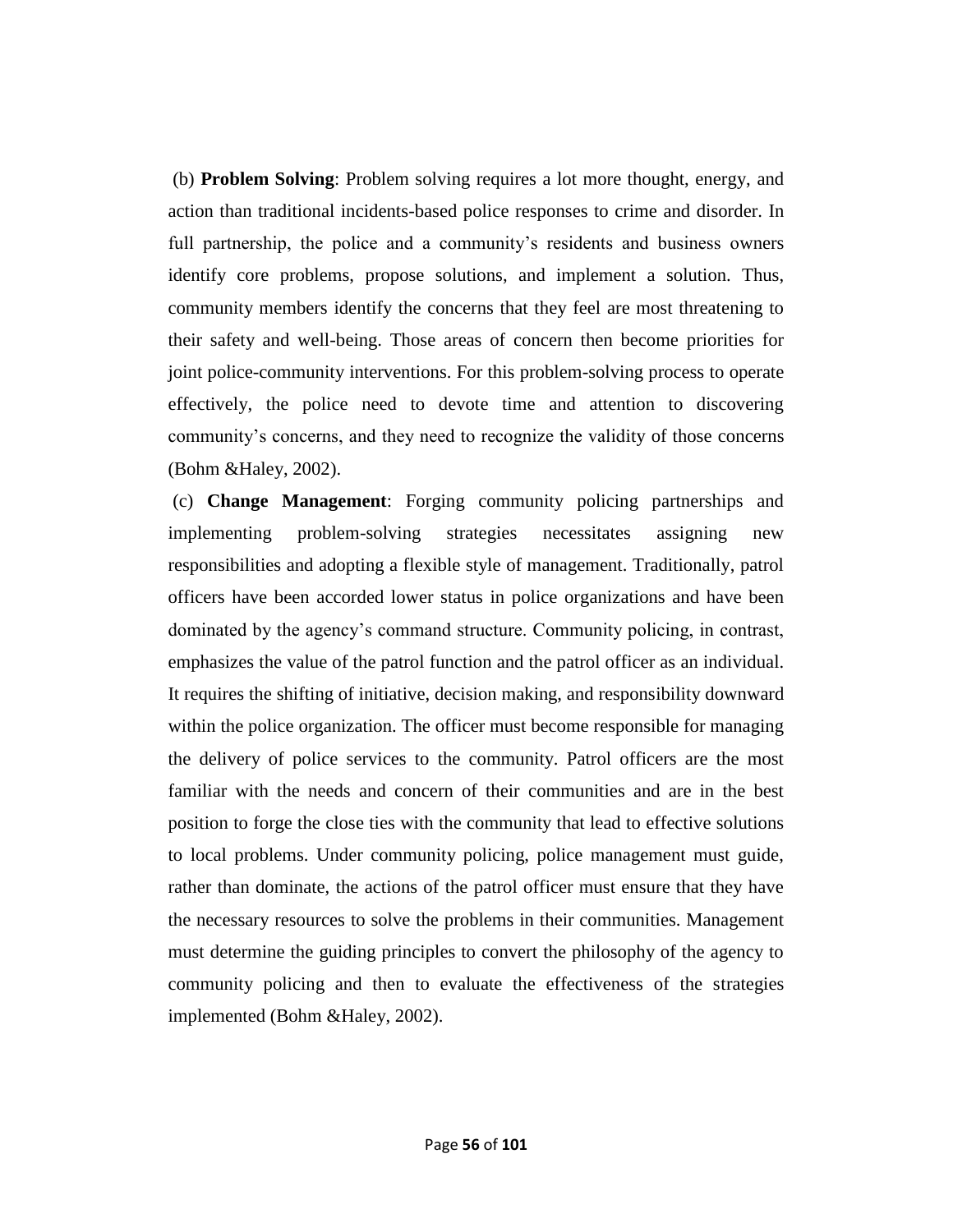(b) **Problem Solving**: Problem solving requires a lot more thought, energy, and action than traditional incidents-based police responses to crime and disorder. In full partnership, the police and a community's residents and business owners identify core problems, propose solutions, and implement a solution. Thus, community members identify the concerns that they feel are most threatening to their safety and well-being. Those areas of concern then become priorities for joint police-community interventions. For this problem-solving process to operate effectively, the police need to devote time and attention to discovering community's concerns, and they need to recognize the validity of those concerns (Bohm &Haley, 2002).

(c) **Change Management**: Forging community policing partnerships and implementing problem-solving strategies necessitates assigning new responsibilities and adopting a flexible style of management. Traditionally, patrol officers have been accorded lower status in police organizations and have been dominated by the agency's command structure. Community policing, in contrast, emphasizes the value of the patrol function and the patrol officer as an individual. It requires the shifting of initiative, decision making, and responsibility downward within the police organization. The officer must become responsible for managing the delivery of police services to the community. Patrol officers are the most familiar with the needs and concern of their communities and are in the best position to forge the close ties with the community that lead to effective solutions to local problems. Under community policing, police management must guide, rather than dominate, the actions of the patrol officer must ensure that they have the necessary resources to solve the problems in their communities. Management must determine the guiding principles to convert the philosophy of the agency to community policing and then to evaluate the effectiveness of the strategies implemented (Bohm &Haley, 2002).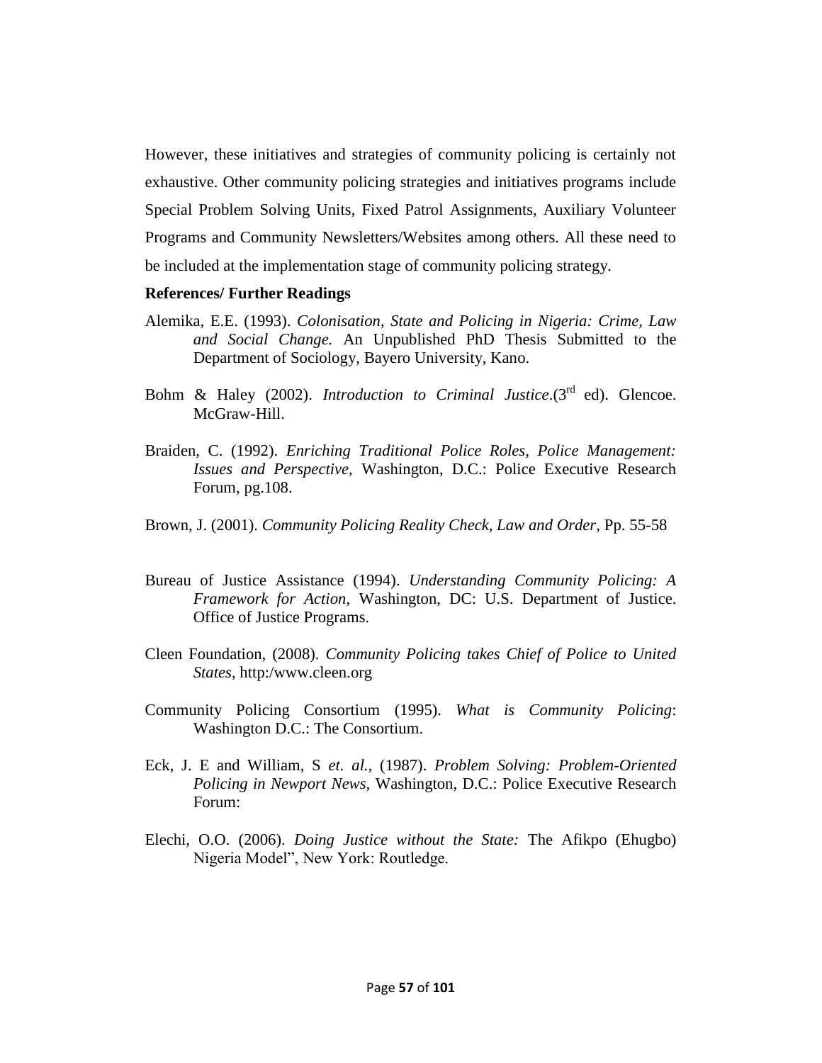However, these initiatives and strategies of community policing is certainly not exhaustive. Other community policing strategies and initiatives programs include Special Problem Solving Units, Fixed Patrol Assignments, Auxiliary Volunteer Programs and Community Newsletters/Websites among others. All these need to be included at the implementation stage of community policing strategy.

**References/ Further Readings**

Alemika, E.E. (1993). *Colonisation, State and Policing in Nigeria: Crime, Law and Social Change.* An Unpublished PhD Thesis Submitted to the Department of Sociology, Bayero University, Kano.

Bohm & Haley (2002). *Introduction to Criminal Justice*.(3rd ed). Glencoe. McGraw-Hill.

Braiden, C. (1992). *Enriching Traditional Police Roles, Police Management: Issues and Perspective,* Washington, D.C.: Police Executive Research Forum, pg.108.

Brown, J. (2001). *Community Policing Reality Check, Law and Order*, Pp. 55-58

Bureau of Justice Assistance (1994). *Understanding Community Policing: A Framework for Action,* Washington, DC: U.S. Department of Justice. Office of Justice Programs.

Cleen Foundation, (2008). *Community Policing takes Chief of Police to United States*, http:/www.cleen.org

Community Policing Consortium (1995). *What is Community Policing*: Washington D.C.: The Consortium.

Eck, J. E and William, S *et. al.,* (1987). *Problem Solving: Problem-Oriented Policing in Newport News,* Washington, D.C.: Police Executive Research Forum:

Elechi, O.O. (2006). *Doing Justice without the State:* The Afikpo (Ehugbo) Nigeria Model", New York: Routledge.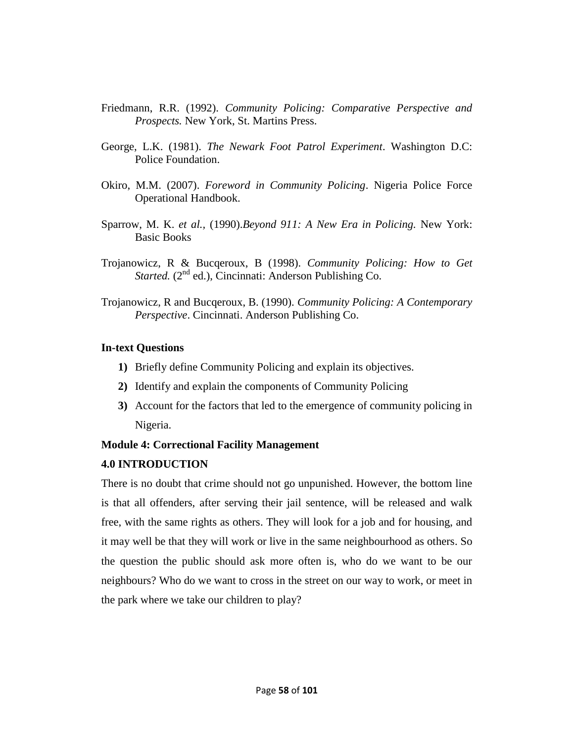Friedmann, R.R. (1992). *Community Policing: Comparative Perspective and Prospects.* New York, St. Martins Press.

George, L.K. (1981). *The Newark Foot Patrol Experiment*. Washington D.C: Police Foundation.

Okiro, M.M. (2007). *Foreword in Community Policing*. Nigeria Police Force Operational Handbook.

Sparrow, M. K. *et al.,* (1990).*Beyond 911: A New Era in Policing.* New York: Basic Books

Trojanowicz, R & Bucqeroux, B (1998). *Community Policing: How to Get Started.* (2nd ed.), Cincinnati: Anderson Publishing Co.

Trojanowicz, R and Bucqeroux, B. (1990). *Community Policing: A Contemporary Perspective*. Cincinnati. Anderson Publishing Co.

**In-text Questions**

1) Briefly define Community Policing and explain its objectives.
2) Identify and explain the components of Community Policing
3) Account for the factors that led to the emergence of community policing in Nigeria.

## Module 4: Correctional Facility Management

### 4.0 INTRODUCTION

There is no doubt that crime should not go unpunished. However, the bottom line is that all offenders, after serving their jail sentence, will be released and walk free, with the same rights as others. They will look for a job and for housing, and it may well be that they will work or live in the same neighbourhood as others. So the question the public should ask more often is, who do we want to be our neighbours? Who do we want to cross in the street on our way to work, or meet in the park where we take our children to play?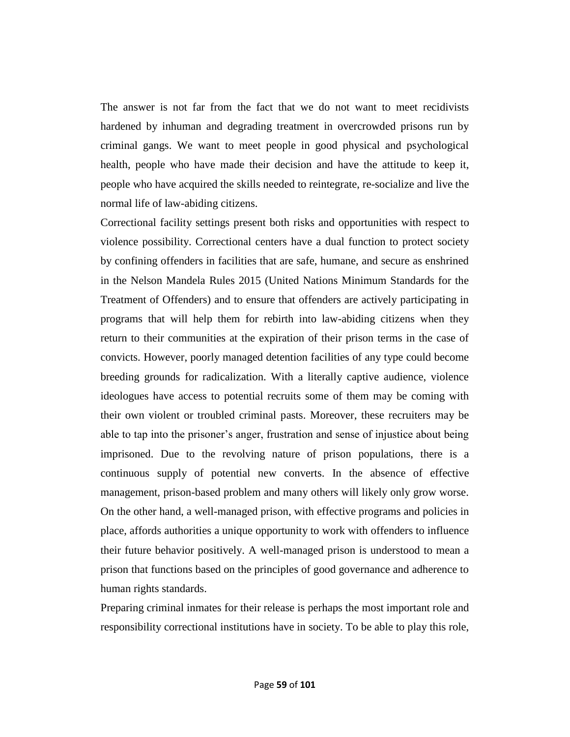The answer is not far from the fact that we do not want to meet recidivists hardened by inhuman and degrading treatment in overcrowded prisons run by criminal gangs. We want to meet people in good physical and psychological health, people who have made their decision and have the attitude to keep it, people who have acquired the skills needed to reintegrate, re-socialize and live the normal life of law-abiding citizens.

Correctional facility settings present both risks and opportunities with respect to violence possibility. Correctional centers have a dual function to protect society by confining offenders in facilities that are safe, humane, and secure as enshrined in the Nelson Mandela Rules 2015 (United Nations Minimum Standards for the Treatment of Offenders) and to ensure that offenders are actively participating in programs that will help them for rebirth into law-abiding citizens when they return to their communities at the expiration of their prison terms in the case of convicts. However, poorly managed detention facilities of any type could become breeding grounds for radicalization. With a literally captive audience, violence ideologues have access to potential recruits some of them may be coming with their own violent or troubled criminal pasts. Moreover, these recruiters may be able to tap into the prisoner's anger, frustration and sense of injustice about being imprisoned. Due to the revolving nature of prison populations, there is a continuous supply of potential new converts. In the absence of effective management, prison-based problem and many others will likely only grow worse. On the other hand, a well-managed prison, with effective programs and policies in place, affords authorities a unique opportunity to work with offenders to influence their future behavior positively. A well-managed prison is understood to mean a prison that functions based on the principles of good governance and adherence to human rights standards.

Preparing criminal inmates for their release is perhaps the most important role and responsibility correctional institutions have in society. To be able to play this role,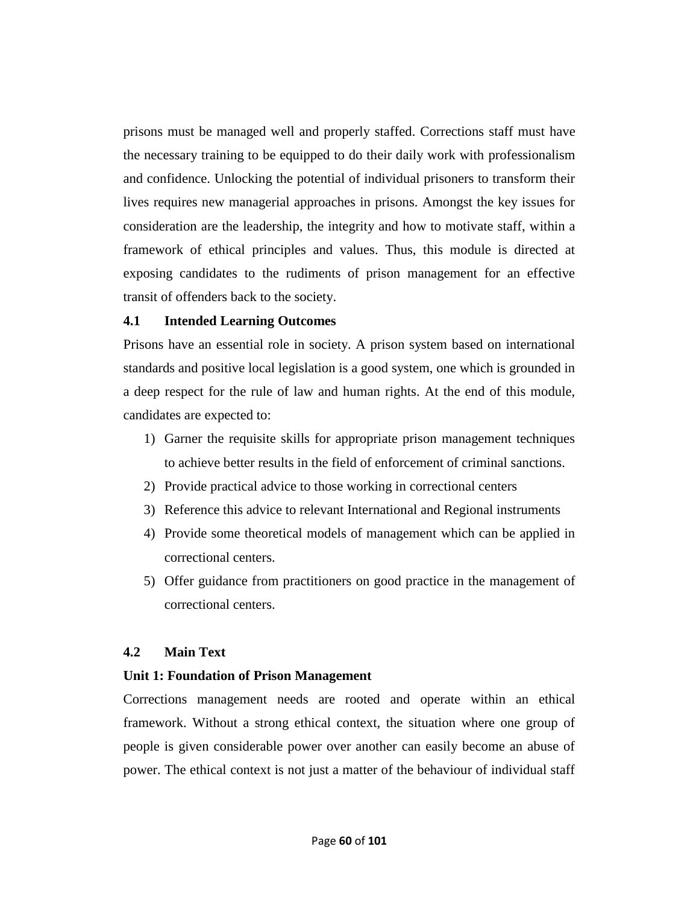prisons must be managed well and properly staffed. Corrections staff must have the necessary training to be equipped to do their daily work with professionalism and confidence. Unlocking the potential of individual prisoners to transform their lives requires new managerial approaches in prisons. Amongst the key issues for consideration are the leadership, the integrity and how to motivate staff, within a framework of ethical principles and values. Thus, this module is directed at exposing candidates to the rudiments of prison management for an effective transit of offenders back to the society.

### 4.1 Intended Learning Outcomes

Prisons have an essential role in society. A prison system based on international standards and positive local legislation is a good system, one which is grounded in a deep respect for the rule of law and human rights. At the end of this module, candidates are expected to:

1) Garner the requisite skills for appropriate prison management techniques to achieve better results in the field of enforcement of criminal sanctions.
2) Provide practical advice to those working in correctional centers
3) Reference this advice to relevant International and Regional instruments
4) Provide some theoretical models of management which can be applied in correctional centers.
5) Offer guidance from practitioners on good practice in the management of correctional centers.

### 4.2 Main Text

**Unit 1: Foundation of Prison Management**

Corrections management needs are rooted and operate within an ethical framework. Without a strong ethical context, the situation where one group of people is given considerable power over another can easily become an abuse of power. The ethical context is not just a matter of the behaviour of individual staff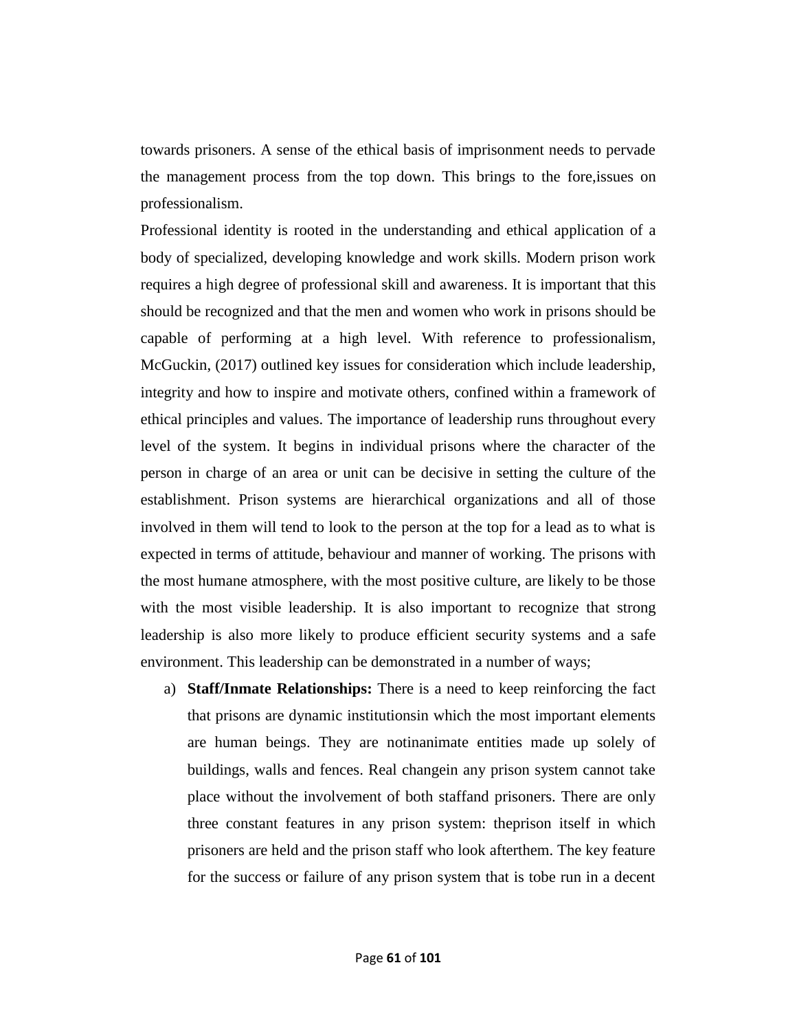towards prisoners. A sense of the ethical basis of imprisonment needs to pervade the management process from the top down. This brings to the fore,issues on professionalism.

Professional identity is rooted in the understanding and ethical application of a body of specialized, developing knowledge and work skills. Modern prison work requires a high degree of professional skill and awareness. It is important that this should be recognized and that the men and women who work in prisons should be capable of performing at a high level. With reference to professionalism, McGuckin, (2017) outlined key issues for consideration which include leadership, integrity and how to inspire and motivate others, confined within a framework of ethical principles and values. The importance of leadership runs throughout every level of the system. It begins in individual prisons where the character of the person in charge of an area or unit can be decisive in setting the culture of the establishment. Prison systems are hierarchical organizations and all of those involved in them will tend to look to the person at the top for a lead as to what is expected in terms of attitude, behaviour and manner of working. The prisons with the most humane atmosphere, with the most positive culture, are likely to be those with the most visible leadership. It is also important to recognize that strong leadership is also more likely to produce efficient security systems and a safe environment. This leadership can be demonstrated in a number of ways;

a) **Staff/Inmate Relationships:** There is a need to keep reinforcing the fact that prisons are dynamic institutionsin which the most important elements are human beings. They are notinanimate entities made up solely of buildings, walls and fences. Real changein any prison system cannot take place without the involvement of both staffand prisoners. There are only three constant features in any prison system: theprison itself in which prisoners are held and the prison staff who look afterthem. The key feature for the success or failure of any prison system that is tobe run in a decent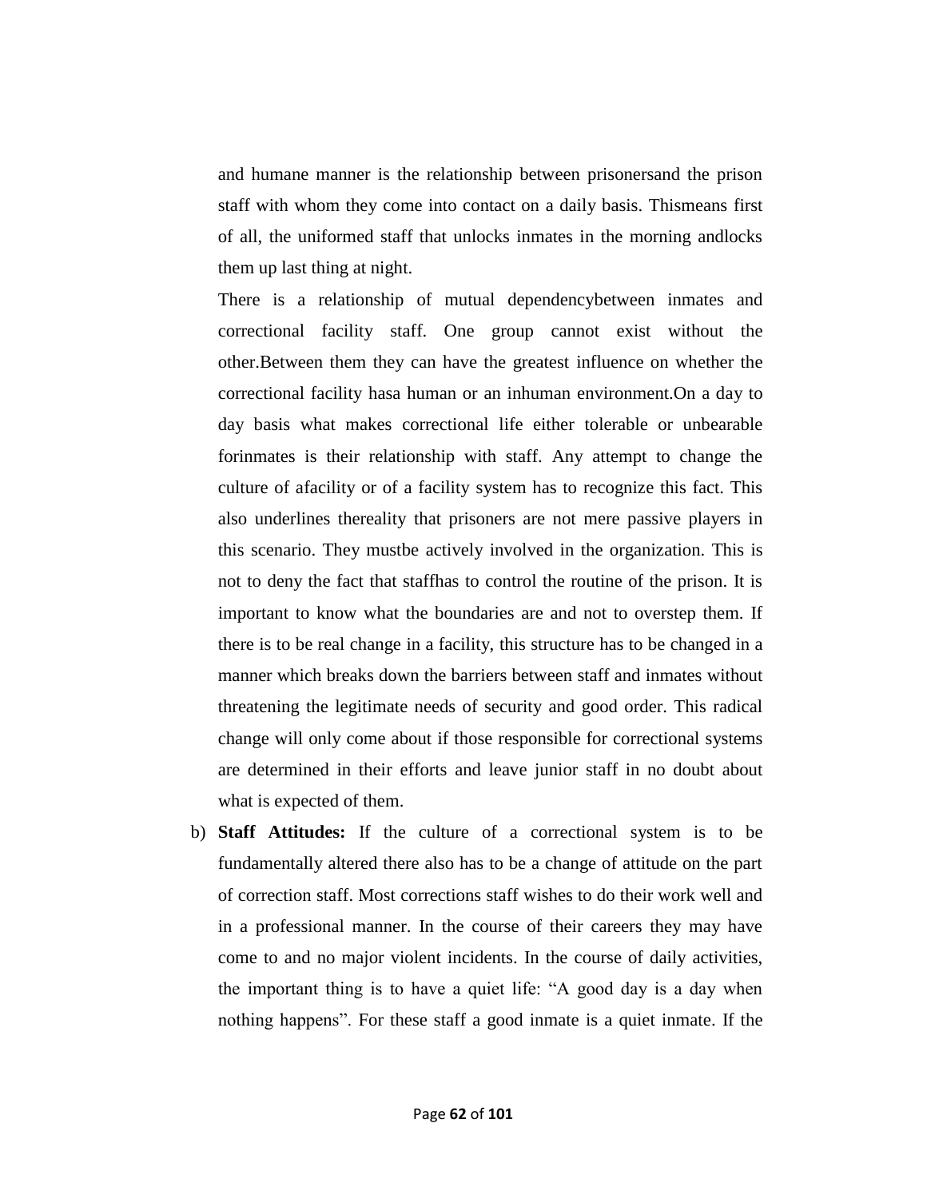and humane manner is the relationship between prisonersand the prison staff with whom they come into contact on a daily basis. Thismeans first of all, the uniformed staff that unlocks inmates in the morning andlocks them up last thing at night.

There is a relationship of mutual dependencybetween inmates and correctional facility staff. One group cannot exist without the other.Between them they can have the greatest influence on whether the correctional facility hasa human or an inhuman environment.On a day to day basis what makes correctional life either tolerable or unbearable forinmates is their relationship with staff. Any attempt to change the culture of afacility or of a facility system has to recognize this fact. This also underlines thereality that prisoners are not mere passive players in this scenario. They mustbe actively involved in the organization. This is not to deny the fact that staffhas to control the routine of the prison. It is important to know what the boundaries are and not to overstep them. If there is to be real change in a facility, this structure has to be changed in a manner which breaks down the barriers between staff and inmates without threatening the legitimate needs of security and good order. This radical change will only come about if those responsible for correctional systems are determined in their efforts and leave junior staff in no doubt about what is expected of them.

b) **Staff Attitudes:** If the culture of a correctional system is to be fundamentally altered there also has to be a change of attitude on the part of correction staff. Most corrections staff wishes to do their work well and in a professional manner. In the course of their careers they may have come to and no major violent incidents. In the course of daily activities, the important thing is to have a quiet life: "A good day is a day when nothing happens". For these staff a good inmate is a quiet inmate. If the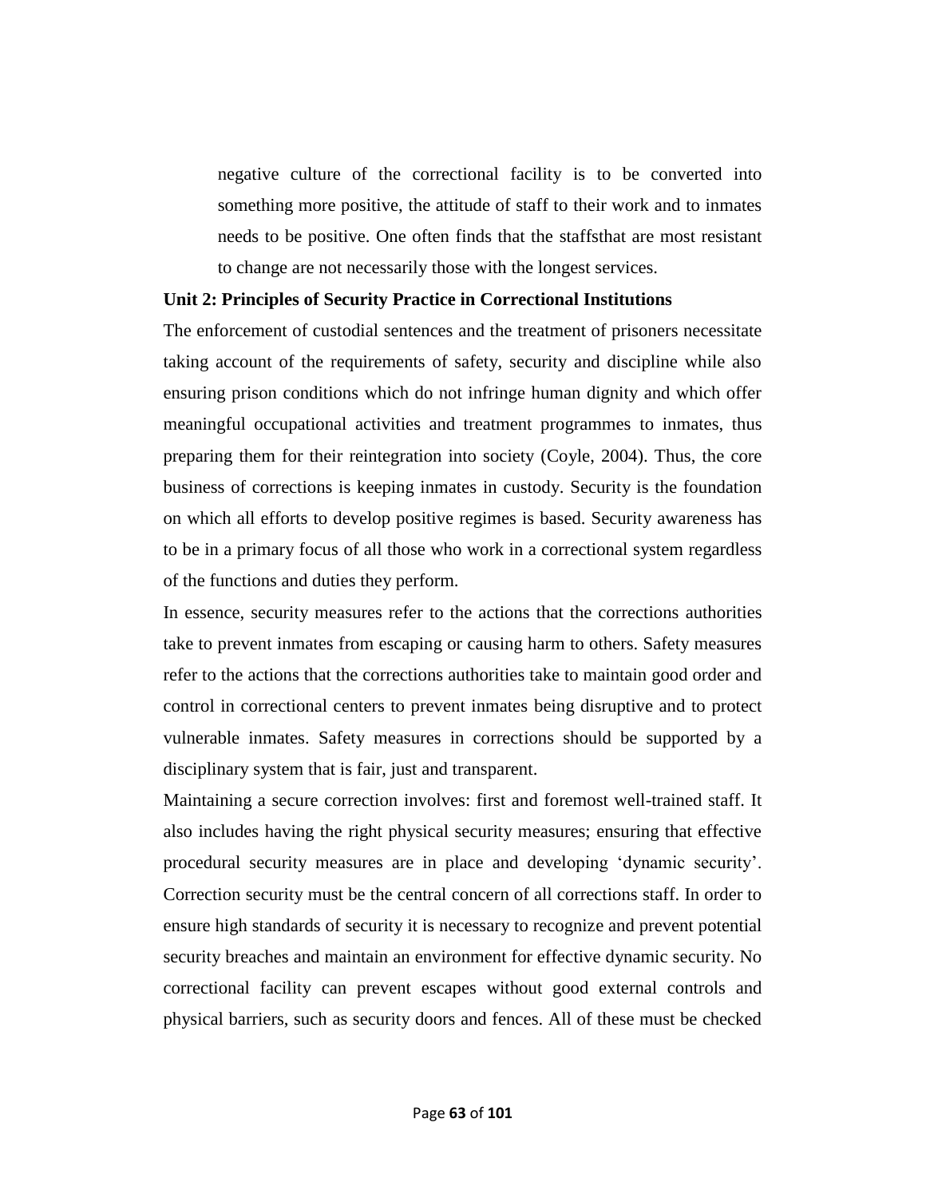negative culture of the correctional facility is to be converted into something more positive, the attitude of staff to their work and to inmates needs to be positive. One often finds that the staffsthat are most resistant to change are not necessarily those with the longest services.

**Unit 2: Principles of Security Practice in Correctional Institutions**

The enforcement of custodial sentences and the treatment of prisoners necessitate taking account of the requirements of safety, security and discipline while also ensuring prison conditions which do not infringe human dignity and which offer meaningful occupational activities and treatment programmes to inmates, thus preparing them for their reintegration into society (Coyle, 2004). Thus, the core business of corrections is keeping inmates in custody. Security is the foundation on which all efforts to develop positive regimes is based. Security awareness has to be in a primary focus of all those who work in a correctional system regardless of the functions and duties they perform.

In essence, security measures refer to the actions that the corrections authorities take to prevent inmates from escaping or causing harm to others. Safety measures refer to the actions that the corrections authorities take to maintain good order and control in correctional centers to prevent inmates being disruptive and to protect vulnerable inmates. Safety measures in corrections should be supported by a disciplinary system that is fair, just and transparent.

Maintaining a secure correction involves: first and foremost well-trained staff. It also includes having the right physical security measures; ensuring that effective procedural security measures are in place and developing 'dynamic security'. Correction security must be the central concern of all corrections staff. In order to ensure high standards of security it is necessary to recognize and prevent potential security breaches and maintain an environment for effective dynamic security. No correctional facility can prevent escapes without good external controls and physical barriers, such as security doors and fences. All of these must be checked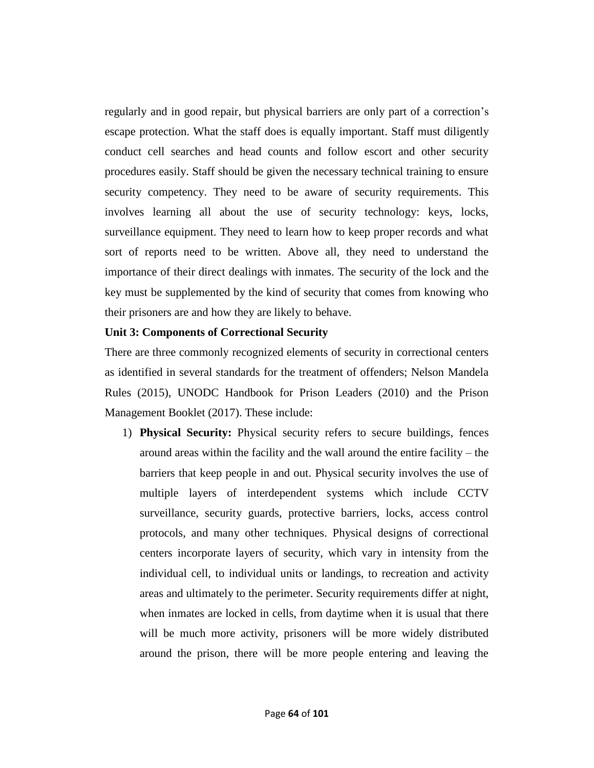regularly and in good repair, but physical barriers are only part of a correction's escape protection. What the staff does is equally important. Staff must diligently conduct cell searches and head counts and follow escort and other security procedures easily. Staff should be given the necessary technical training to ensure security competency. They need to be aware of security requirements. This involves learning all about the use of security technology: keys, locks, surveillance equipment. They need to learn how to keep proper records and what sort of reports need to be written. Above all, they need to understand the importance of their direct dealings with inmates. The security of the lock and the key must be supplemented by the kind of security that comes from knowing who their prisoners are and how they are likely to behave.

**Unit 3: Components of Correctional Security**

There are three commonly recognized elements of security in correctional centers as identified in several standards for the treatment of offenders; Nelson Mandela Rules (2015), UNODC Handbook for Prison Leaders (2010) and the Prison Management Booklet (2017). These include:

1) **Physical Security:** Physical security refers to secure buildings, fences around areas within the facility and the wall around the entire facility – the barriers that keep people in and out. Physical security involves the use of multiple layers of interdependent systems which include CCTV surveillance, security guards, protective barriers, locks, access control protocols, and many other techniques. Physical designs of correctional centers incorporate layers of security, which vary in intensity from the individual cell, to individual units or landings, to recreation and activity areas and ultimately to the perimeter. Security requirements differ at night, when inmates are locked in cells, from daytime when it is usual that there will be much more activity, prisoners will be more widely distributed around the prison, there will be more people entering and leaving the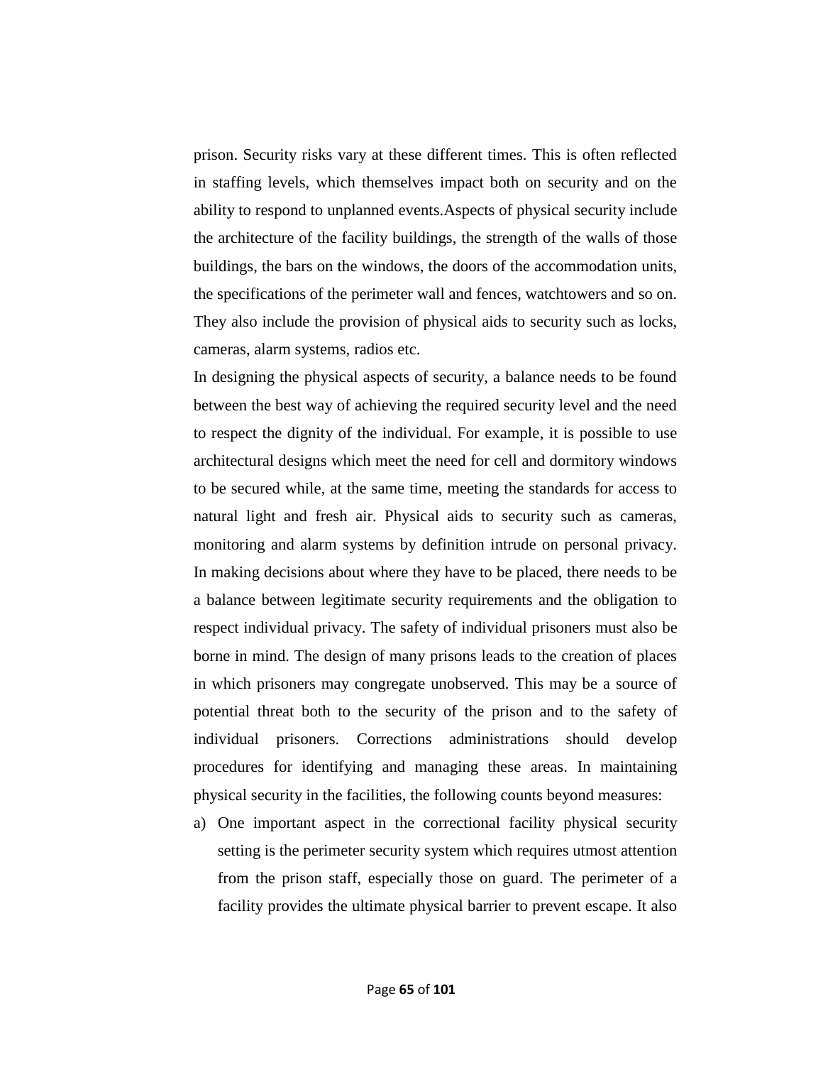prison. Security risks vary at these different times. This is often reflected in staffing levels, which themselves impact both on security and on the ability to respond to unplanned events.Aspects of physical security include the architecture of the facility buildings, the strength of the walls of those buildings, the bars on the windows, the doors of the accommodation units, the specifications of the perimeter wall and fences, watchtowers and so on. They also include the provision of physical aids to security such as locks, cameras, alarm systems, radios etc.

In designing the physical aspects of security, a balance needs to be found between the best way of achieving the required security level and the need to respect the dignity of the individual. For example, it is possible to use architectural designs which meet the need for cell and dormitory windows to be secured while, at the same time, meeting the standards for access to natural light and fresh air. Physical aids to security such as cameras, monitoring and alarm systems by definition intrude on personal privacy. In making decisions about where they have to be placed, there needs to be a balance between legitimate security requirements and the obligation to respect individual privacy. The safety of individual prisoners must also be borne in mind. The design of many prisons leads to the creation of places in which prisoners may congregate unobserved. This may be a source of potential threat both to the security of the prison and to the safety of individual prisoners. Corrections administrations should develop procedures for identifying and managing these areas. In maintaining physical security in the facilities, the following counts beyond measures:

a) One important aspect in the correctional facility physical security setting is the perimeter security system which requires utmost attention from the prison staff, especially those on guard. The perimeter of a facility provides the ultimate physical barrier to prevent escape. It also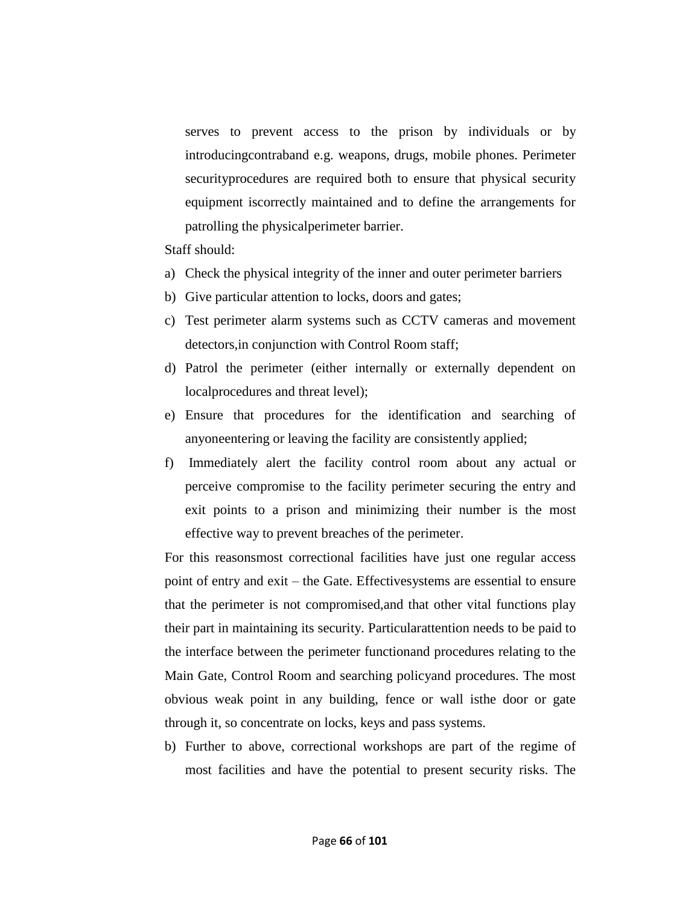serves to prevent access to the prison by individuals or by introducingcontraband e.g. weapons, drugs, mobile phones. Perimeter securityprocedures are required both to ensure that physical security equipment iscorrectly maintained and to define the arrangements for patrolling the physicalperimeter barrier.

Staff should:

a) Check the physical integrity of the inner and outer perimeter barriers
b) Give particular attention to locks, doors and gates;
c) Test perimeter alarm systems such as CCTV cameras and movement detectors,in conjunction with Control Room staff;
d) Patrol the perimeter (either internally or externally dependent on localprocedures and threat level);
e) Ensure that procedures for the identification and searching of anyoneentering or leaving the facility are consistently applied;
f) Immediately alert the facility control room about any actual or perceive compromise to the facility perimeter securing the entry and exit points to a prison and minimizing their number is the most effective way to prevent breaches of the perimeter.

For this reasonsmost correctional facilities have just one regular access point of entry and exit – the Gate. Effectivesystems are essential to ensure that the perimeter is not compromised,and that other vital functions play their part in maintaining its security. Particularattention needs to be paid to the interface between the perimeter functionand procedures relating to the Main Gate, Control Room and searching policyand procedures. The most obvious weak point in any building, fence or wall isthe door or gate through it, so concentrate on locks, keys and pass systems.

b) Further to above, correctional workshops are part of the regime of most facilities and have the potential to present security risks. The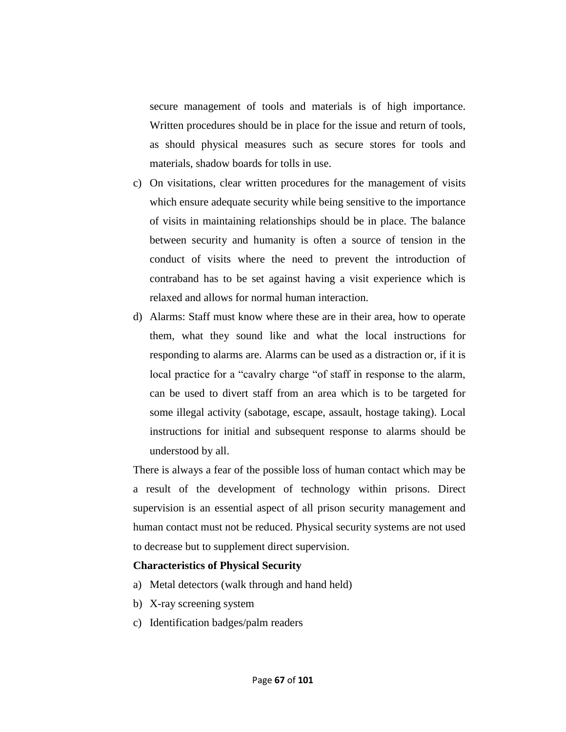secure management of tools and materials is of high importance. Written procedures should be in place for the issue and return of tools, as should physical measures such as secure stores for tools and materials, shadow boards for tolls in use.

c) On visitations, clear written procedures for the management of visits which ensure adequate security while being sensitive to the importance of visits in maintaining relationships should be in place. The balance between security and humanity is often a source of tension in the conduct of visits where the need to prevent the introduction of contraband has to be set against having a visit experience which is relaxed and allows for normal human interaction.

d) Alarms: Staff must know where these are in their area, how to operate them, what they sound like and what the local instructions for responding to alarms are. Alarms can be used as a distraction or, if it is local practice for a "cavalry charge "of staff in response to the alarm, can be used to divert staff from an area which is to be targeted for some illegal activity (sabotage, escape, assault, hostage taking). Local instructions for initial and subsequent response to alarms should be understood by all.

There is always a fear of the possible loss of human contact which may be a result of the development of technology within prisons. Direct supervision is an essential aspect of all prison security management and human contact must not be reduced. Physical security systems are not used to decrease but to supplement direct supervision.

**Characteristics of Physical Security**

a) Metal detectors (walk through and hand held)
b) X-ray screening system
c) Identification badges/palm readers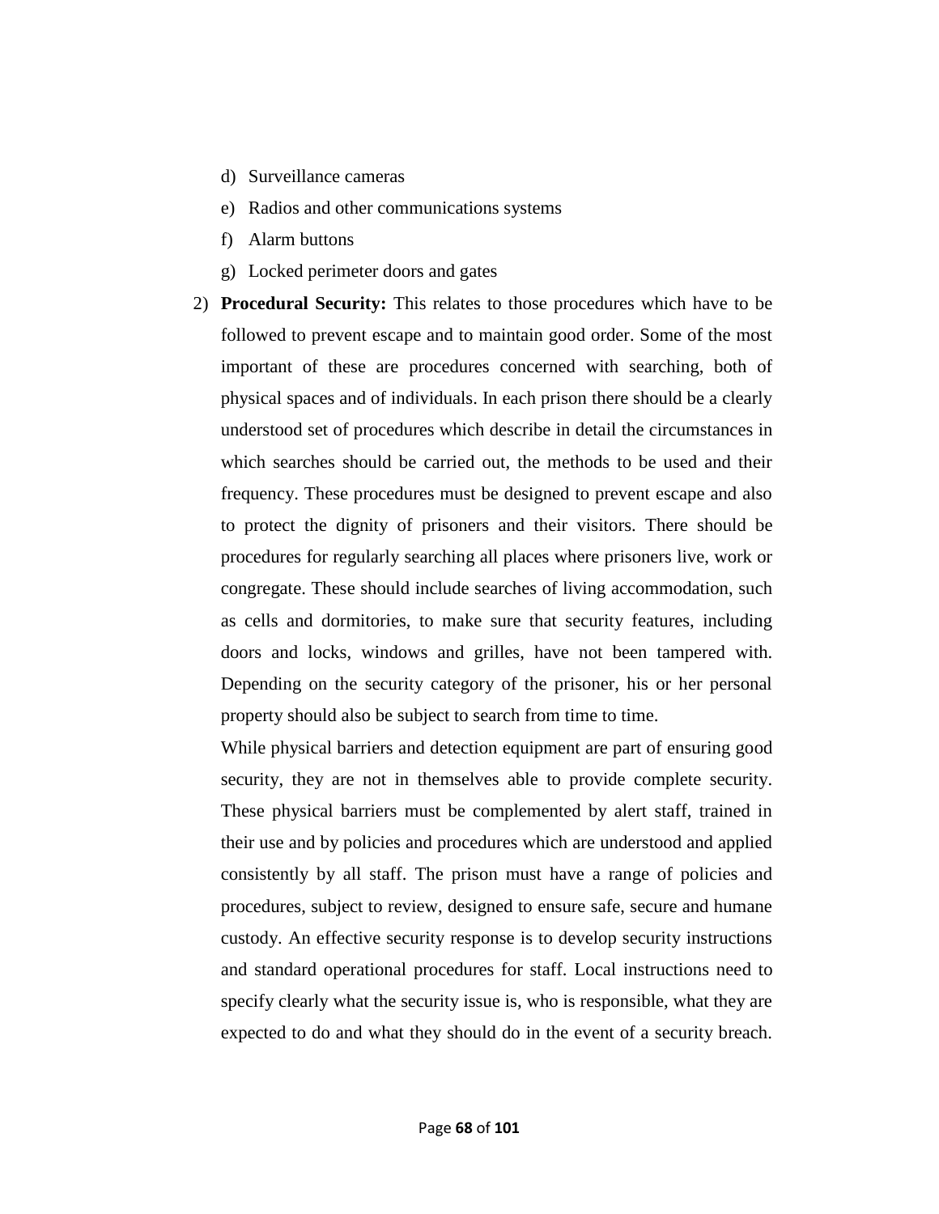d) Surveillance cameras
e) Radios and other communications systems
f) Alarm buttons
g) Locked perimeter doors and gates

2) **Procedural Security:** This relates to those procedures which have to be followed to prevent escape and to maintain good order. Some of the most important of these are procedures concerned with searching, both of physical spaces and of individuals. In each prison there should be a clearly understood set of procedures which describe in detail the circumstances in which searches should be carried out, the methods to be used and their frequency. These procedures must be designed to prevent escape and also to protect the dignity of prisoners and their visitors. There should be procedures for regularly searching all places where prisoners live, work or congregate. These should include searches of living accommodation, such as cells and dormitories, to make sure that security features, including doors and locks, windows and grilles, have not been tampered with. Depending on the security category of the prisoner, his or her personal property should also be subject to search from time to time.

   While physical barriers and detection equipment are part of ensuring good security, they are not in themselves able to provide complete security. These physical barriers must be complemented by alert staff, trained in their use and by policies and procedures which are understood and applied consistently by all staff. The prison must have a range of policies and procedures, subject to review, designed to ensure safe, secure and humane custody. An effective security response is to develop security instructions and standard operational procedures for staff. Local instructions need to specify clearly what the security issue is, who is responsible, what they are expected to do and what they should do in the event of a security breach.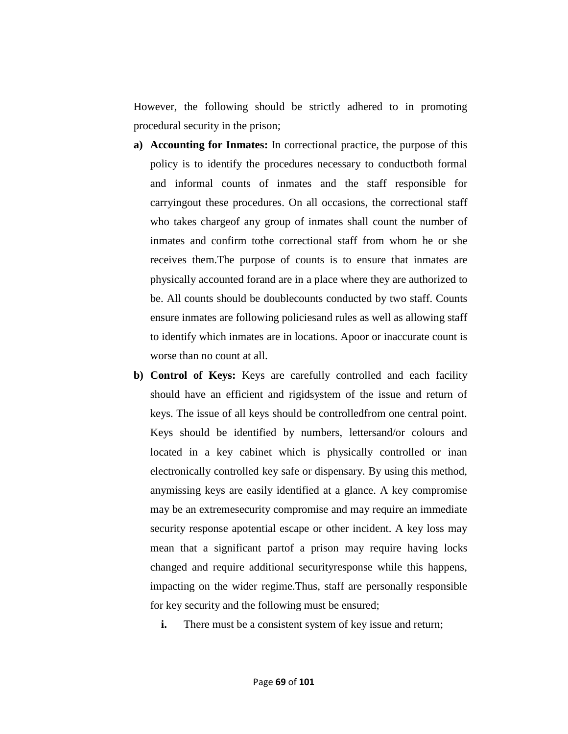However, the following should be strictly adhered to in promoting procedural security in the prison;

a) **Accounting for Inmates:** In correctional practice, the purpose of this policy is to identify the procedures necessary to conductboth formal and informal counts of inmates and the staff responsible for carryingout these procedures. On all occasions, the correctional staff who takes chargeof any group of inmates shall count the number of inmates and confirm tothe correctional staff from whom he or she receives them.The purpose of counts is to ensure that inmates are physically accounted forand are in a place where they are authorized to be. All counts should be doublecounts conducted by two staff. Counts ensure inmates are following policiesand rules as well as allowing staff to identify which inmates are in locations. Apoor or inaccurate count is worse than no count at all.

b) **Control of Keys:** Keys are carefully controlled and each facility should have an efficient and rigidsystem of the issue and return of keys. The issue of all keys should be controlledfrom one central point. Keys should be identified by numbers, lettersand/or colours and located in a key cabinet which is physically controlled or inan electronically controlled key safe or dispensary. By using this method, anymissing keys are easily identified at a glance. A key compromise may be an extremesecurity compromise and may require an immediate security response apotential escape or other incident. A key loss may mean that a significant partof a prison may require having locks changed and require additional securityresponse while this happens, impacting on the wider regime.Thus, staff are personally responsible for key security and the following must be ensured;

   **i.** There must be a consistent system of key issue and return;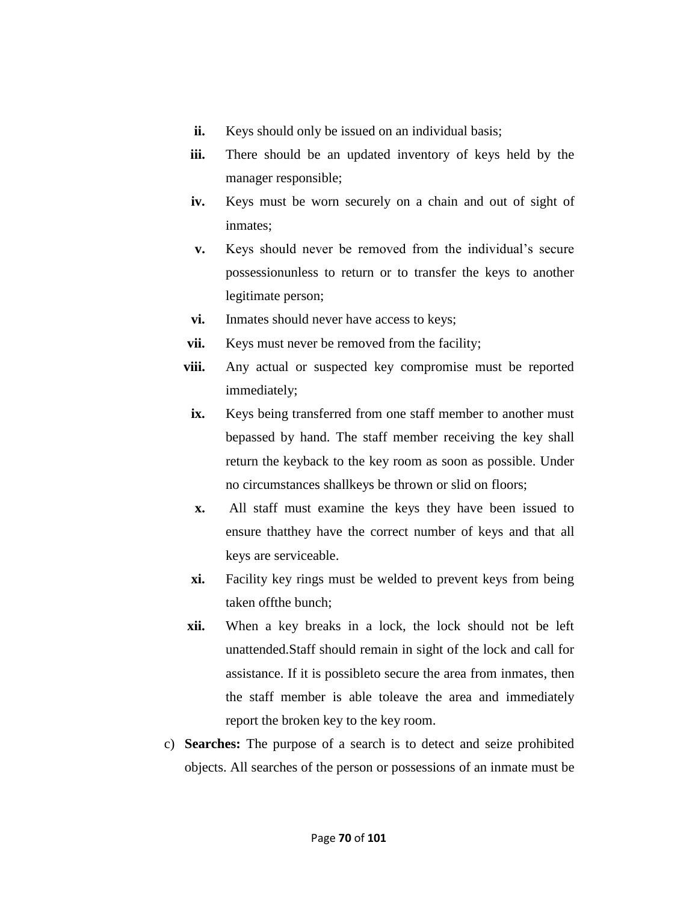ii. Keys should only be issued on an individual basis;

iii. There should be an updated inventory of keys held by the manager responsible;

iv. Keys must be worn securely on a chain and out of sight of inmates;

v. Keys should never be removed from the individual's secure possessionunless to return or to transfer the keys to another legitimate person;

vi. Inmates should never have access to keys;

vii. Keys must never be removed from the facility;

viii. Any actual or suspected key compromise must be reported immediately;

ix. Keys being transferred from one staff member to another must bepassed by hand. The staff member receiving the key shall return the keyback to the key room as soon as possible. Under no circumstances shallkeys be thrown or slid on floors;

x. All staff must examine the keys they have been issued to ensure thatthey have the correct number of keys and that all keys are serviceable.

xi. Facility key rings must be welded to prevent keys from being taken offthe bunch;

xii. When a key breaks in a lock, the lock should not be left unattended.Staff should remain in sight of the lock and call for assistance. If it is possibleto secure the area from inmates, then the staff member is able toleave the area and immediately report the broken key to the key room.

c) **Searches:** The purpose of a search is to detect and seize prohibited objects. All searches of the person or possessions of an inmate must be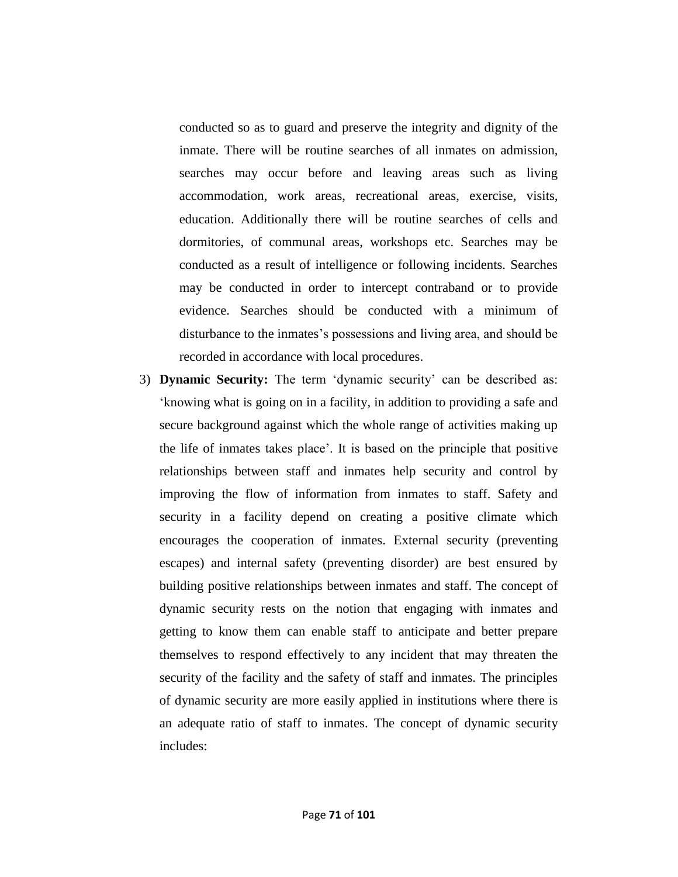conducted so as to guard and preserve the integrity and dignity of the inmate. There will be routine searches of all inmates on admission, searches may occur before and leaving areas such as living accommodation, work areas, recreational areas, exercise, visits, education. Additionally there will be routine searches of cells and dormitories, of communal areas, workshops etc. Searches may be conducted as a result of intelligence or following incidents. Searches may be conducted in order to intercept contraband or to provide evidence. Searches should be conducted with a minimum of disturbance to the inmates's possessions and living area, and should be recorded in accordance with local procedures.

3) **Dynamic Security:** The term 'dynamic security' can be described as: 'knowing what is going on in a facility, in addition to providing a safe and secure background against which the whole range of activities making up the life of inmates takes place'. It is based on the principle that positive relationships between staff and inmates help security and control by improving the flow of information from inmates to staff. Safety and security in a facility depend on creating a positive climate which encourages the cooperation of inmates. External security (preventing escapes) and internal safety (preventing disorder) are best ensured by building positive relationships between inmates and staff. The concept of dynamic security rests on the notion that engaging with inmates and getting to know them can enable staff to anticipate and better prepare themselves to respond effectively to any incident that may threaten the security of the facility and the safety of staff and inmates. The principles of dynamic security are more easily applied in institutions where there is an adequate ratio of staff to inmates. The concept of dynamic security includes: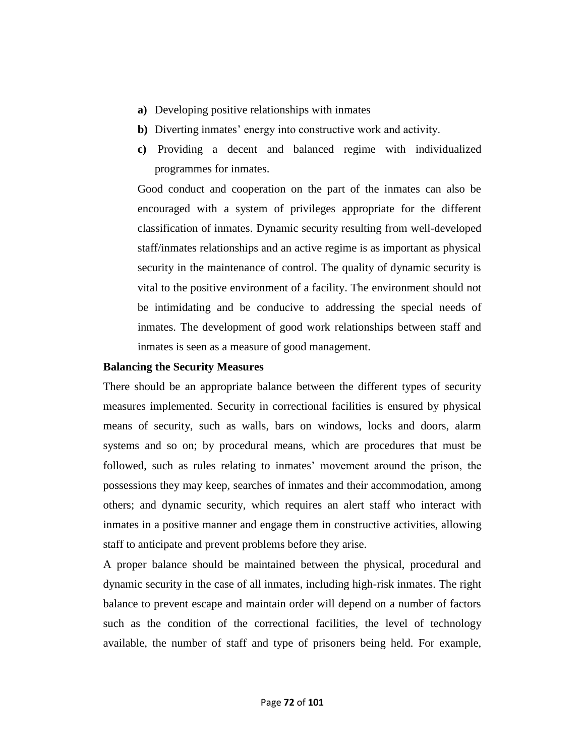**a)** Developing positive relationships with inmates

**b)** Diverting inmates' energy into constructive work and activity.

**c)** Providing a decent and balanced regime with individualized programmes for inmates.

Good conduct and cooperation on the part of the inmates can also be encouraged with a system of privileges appropriate for the different classification of inmates. Dynamic security resulting from well-developed staff/inmates relationships and an active regime is as important as physical security in the maintenance of control. The quality of dynamic security is vital to the positive environment of a facility. The environment should not be intimidating and be conducive to addressing the special needs of inmates. The development of good work relationships between staff and inmates is seen as a measure of good management.

**Balancing the Security Measures**

There should be an appropriate balance between the different types of security measures implemented. Security in correctional facilities is ensured by physical means of security, such as walls, bars on windows, locks and doors, alarm systems and so on; by procedural means, which are procedures that must be followed, such as rules relating to inmates' movement around the prison, the possessions they may keep, searches of inmates and their accommodation, among others; and dynamic security, which requires an alert staff who interact with inmates in a positive manner and engage them in constructive activities, allowing staff to anticipate and prevent problems before they arise.

A proper balance should be maintained between the physical, procedural and dynamic security in the case of all inmates, including high-risk inmates. The right balance to prevent escape and maintain order will depend on a number of factors such as the condition of the correctional facilities, the level of technology available, the number of staff and type of prisoners being held. For example,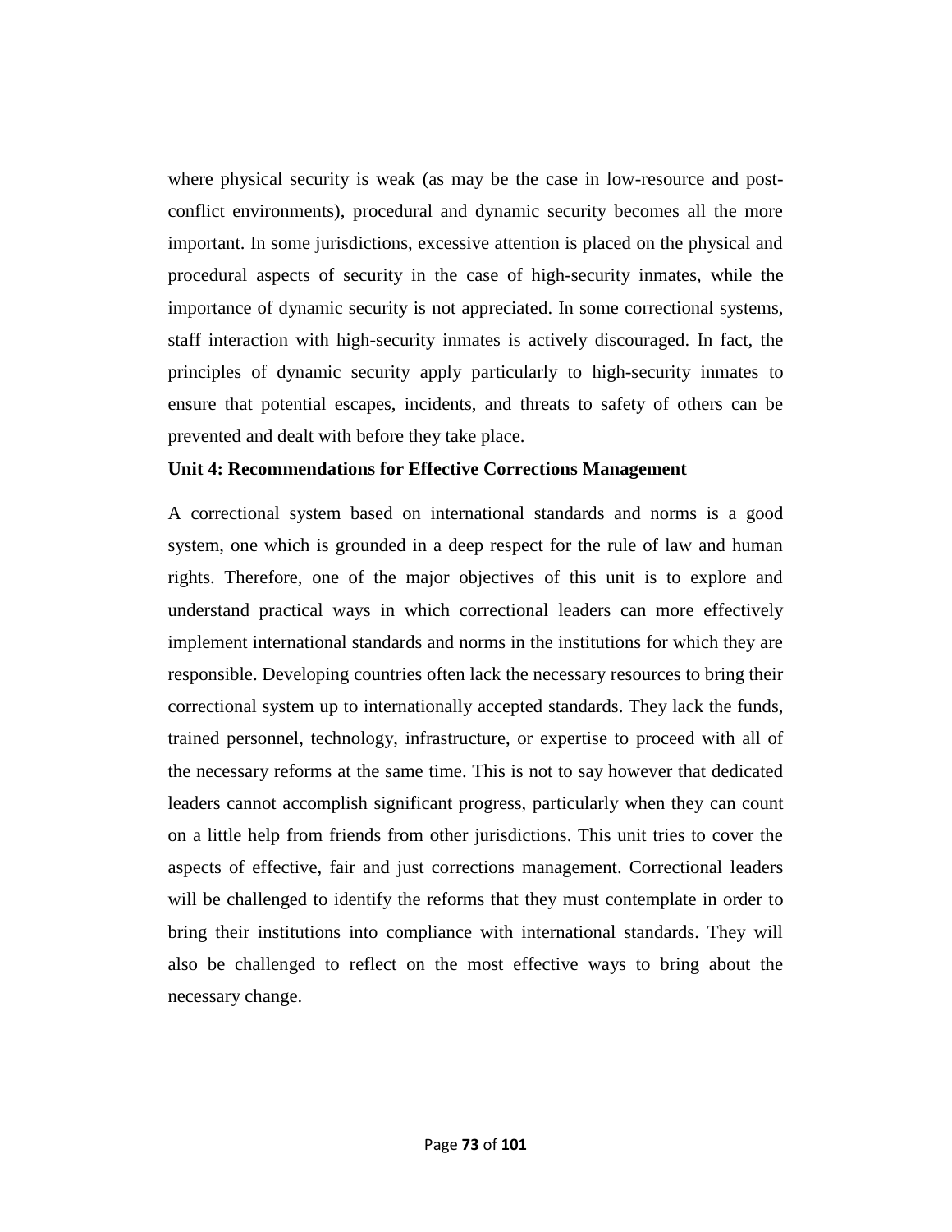where physical security is weak (as may be the case in low-resource and post-conflict environments), procedural and dynamic security becomes all the more important. In some jurisdictions, excessive attention is placed on the physical and procedural aspects of security in the case of high-security inmates, while the importance of dynamic security is not appreciated. In some correctional systems, staff interaction with high-security inmates is actively discouraged. In fact, the principles of dynamic security apply particularly to high-security inmates to ensure that potential escapes, incidents, and threats to safety of others can be prevented and dealt with before they take place.

**Unit 4: Recommendations for Effective Corrections Management**

A correctional system based on international standards and norms is a good system, one which is grounded in a deep respect for the rule of law and human rights. Therefore, one of the major objectives of this unit is to explore and understand practical ways in which correctional leaders can more effectively implement international standards and norms in the institutions for which they are responsible. Developing countries often lack the necessary resources to bring their correctional system up to internationally accepted standards. They lack the funds, trained personnel, technology, infrastructure, or expertise to proceed with all of the necessary reforms at the same time. This is not to say however that dedicated leaders cannot accomplish significant progress, particularly when they can count on a little help from friends from other jurisdictions. This unit tries to cover the aspects of effective, fair and just corrections management. Correctional leaders will be challenged to identify the reforms that they must contemplate in order to bring their institutions into compliance with international standards. They will also be challenged to reflect on the most effective ways to bring about the necessary change.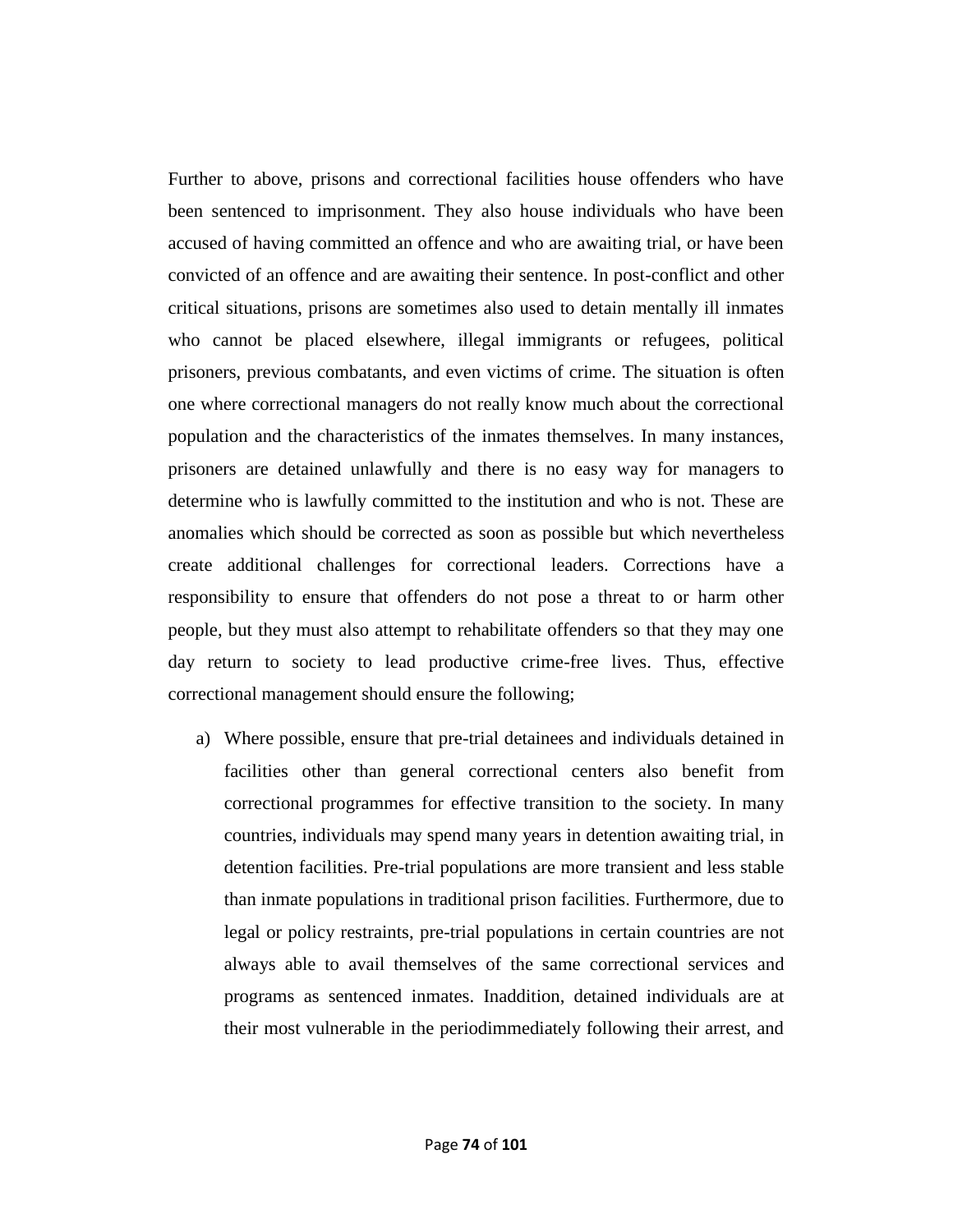Further to above, prisons and correctional facilities house offenders who have been sentenced to imprisonment. They also house individuals who have been accused of having committed an offence and who are awaiting trial, or have been convicted of an offence and are awaiting their sentence. In post-conflict and other critical situations, prisons are sometimes also used to detain mentally ill inmates who cannot be placed elsewhere, illegal immigrants or refugees, political prisoners, previous combatants, and even victims of crime. The situation is often one where correctional managers do not really know much about the correctional population and the characteristics of the inmates themselves. In many instances, prisoners are detained unlawfully and there is no easy way for managers to determine who is lawfully committed to the institution and who is not. These are anomalies which should be corrected as soon as possible but which nevertheless create additional challenges for correctional leaders. Corrections have a responsibility to ensure that offenders do not pose a threat to or harm other people, but they must also attempt to rehabilitate offenders so that they may one day return to society to lead productive crime-free lives. Thus, effective correctional management should ensure the following;

a) Where possible, ensure that pre-trial detainees and individuals detained in facilities other than general correctional centers also benefit from correctional programmes for effective transition to the society. In many countries, individuals may spend many years in detention awaiting trial, in detention facilities. Pre-trial populations are more transient and less stable than inmate populations in traditional prison facilities. Furthermore, due to legal or policy restraints, pre-trial populations in certain countries are not always able to avail themselves of the same correctional services and programs as sentenced inmates. Inaddition, detained individuals are at their most vulnerable in the periodimmediately following their arrest, and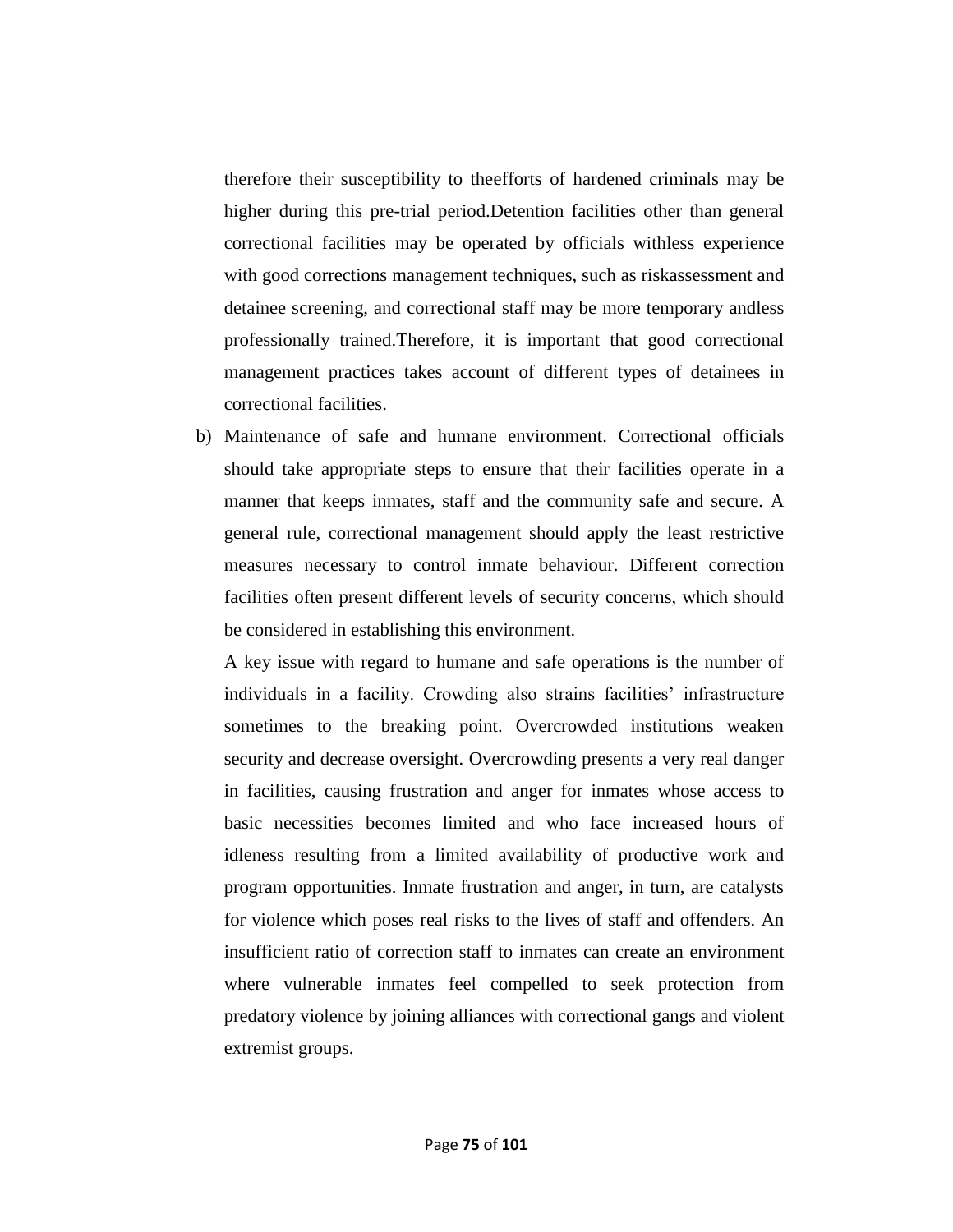therefore their susceptibility to theefforts of hardened criminals may be higher during this pre-trial period.Detention facilities other than general correctional facilities may be operated by officials withless experience with good corrections management techniques, such as riskassessment and detainee screening, and correctional staff may be more temporary andless professionally trained.Therefore, it is important that good correctional management practices takes account of different types of detainees in correctional facilities.

b) Maintenance of safe and humane environment. Correctional officials should take appropriate steps to ensure that their facilities operate in a manner that keeps inmates, staff and the community safe and secure. A general rule, correctional management should apply the least restrictive measures necessary to control inmate behaviour. Different correction facilities often present different levels of security concerns, which should be considered in establishing this environment.

   A key issue with regard to humane and safe operations is the number of individuals in a facility. Crowding also strains facilities' infrastructure sometimes to the breaking point. Overcrowded institutions weaken security and decrease oversight. Overcrowding presents a very real danger in facilities, causing frustration and anger for inmates whose access to basic necessities becomes limited and who face increased hours of idleness resulting from a limited availability of productive work and program opportunities. Inmate frustration and anger, in turn, are catalysts for violence which poses real risks to the lives of staff and offenders. An insufficient ratio of correction staff to inmates can create an environment where vulnerable inmates feel compelled to seek protection from predatory violence by joining alliances with correctional gangs and violent extremist groups.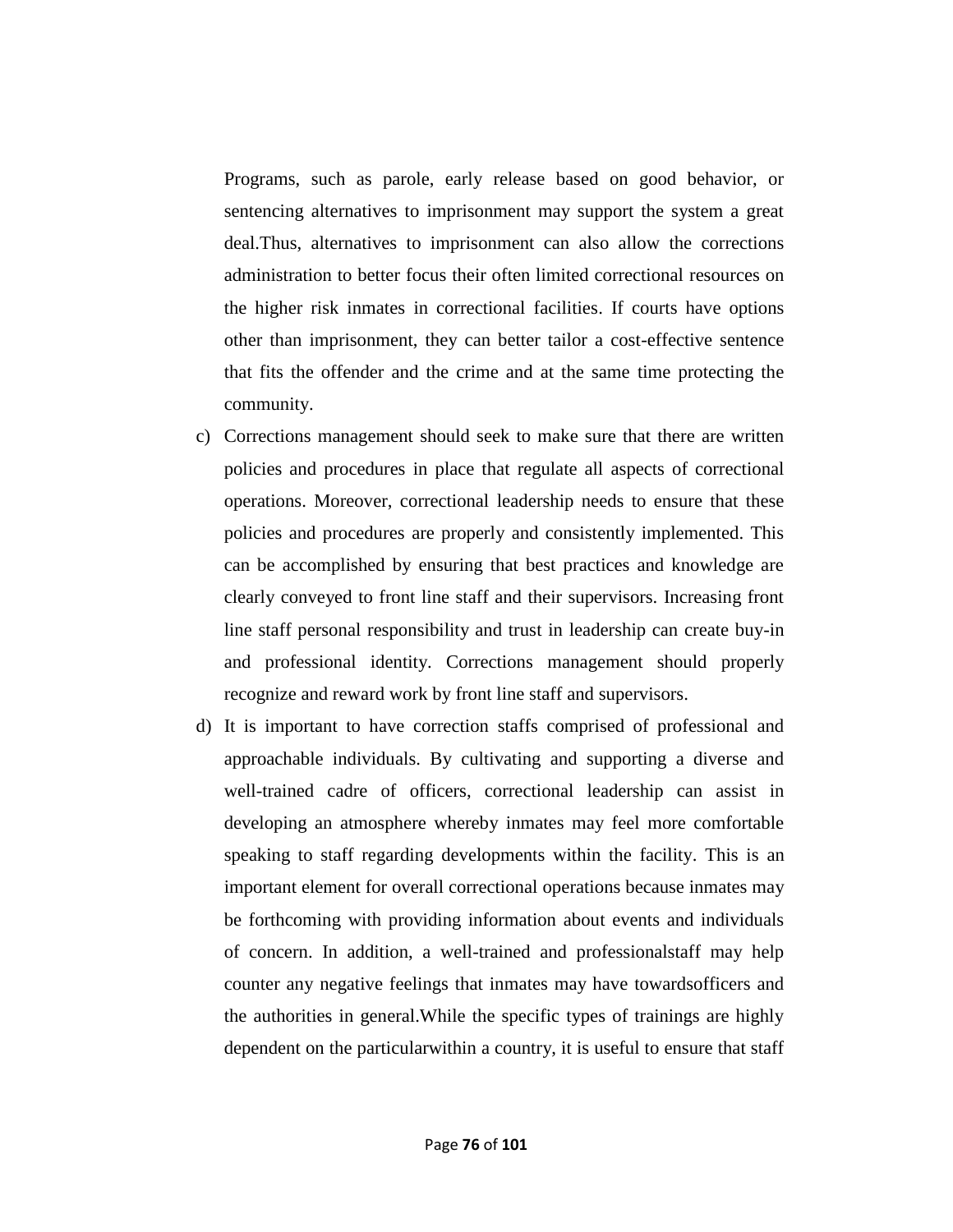Programs, such as parole, early release based on good behavior, or sentencing alternatives to imprisonment may support the system a great deal.Thus, alternatives to imprisonment can also allow the corrections administration to better focus their often limited correctional resources on the higher risk inmates in correctional facilities. If courts have options other than imprisonment, they can better tailor a cost-effective sentence that fits the offender and the crime and at the same time protecting the community.

c) Corrections management should seek to make sure that there are written policies and procedures in place that regulate all aspects of correctional operations. Moreover, correctional leadership needs to ensure that these policies and procedures are properly and consistently implemented. This can be accomplished by ensuring that best practices and knowledge are clearly conveyed to front line staff and their supervisors. Increasing front line staff personal responsibility and trust in leadership can create buy-in and professional identity. Corrections management should properly recognize and reward work by front line staff and supervisors.

d) It is important to have correction staffs comprised of professional and approachable individuals. By cultivating and supporting a diverse and well-trained cadre of officers, correctional leadership can assist in developing an atmosphere whereby inmates may feel more comfortable speaking to staff regarding developments within the facility. This is an important element for overall correctional operations because inmates may be forthcoming with providing information about events and individuals of concern. In addition, a well-trained and professionalstaff may help counter any negative feelings that inmates may have towardsofficers and the authorities in general.While the specific types of trainings are highly dependent on the particularwithin a country, it is useful to ensure that staff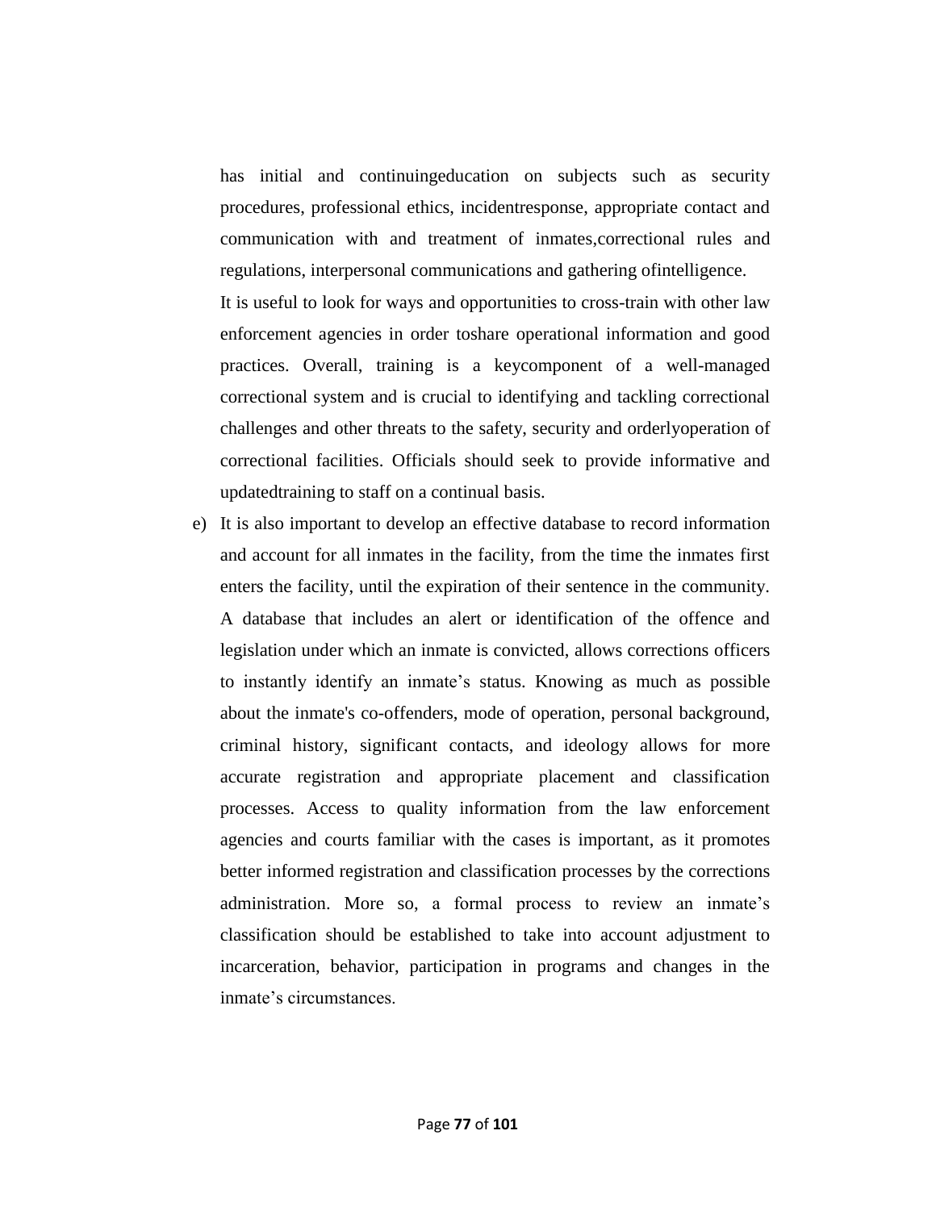has initial and continuingeducation on subjects such as security procedures, professional ethics, incidentresponse, appropriate contact and communication with and treatment of inmates,correctional rules and regulations, interpersonal communications and gathering ofintelligence.

It is useful to look for ways and opportunities to cross-train with other law enforcement agencies in order toshare operational information and good practices. Overall, training is a keycomponent of a well-managed correctional system and is crucial to identifying and tackling correctional challenges and other threats to the safety, security and orderlyoperation of correctional facilities. Officials should seek to provide informative and updatedtraining to staff on a continual basis.

e) It is also important to develop an effective database to record information and account for all inmates in the facility, from the time the inmates first enters the facility, until the expiration of their sentence in the community. A database that includes an alert or identification of the offence and legislation under which an inmate is convicted, allows corrections officers to instantly identify an inmate's status. Knowing as much as possible about the inmate's co-offenders, mode of operation, personal background, criminal history, significant contacts, and ideology allows for more accurate registration and appropriate placement and classification processes. Access to quality information from the law enforcement agencies and courts familiar with the cases is important, as it promotes better informed registration and classification processes by the corrections administration. More so, a formal process to review an inmate's classification should be established to take into account adjustment to incarceration, behavior, participation in programs and changes in the inmate's circumstances.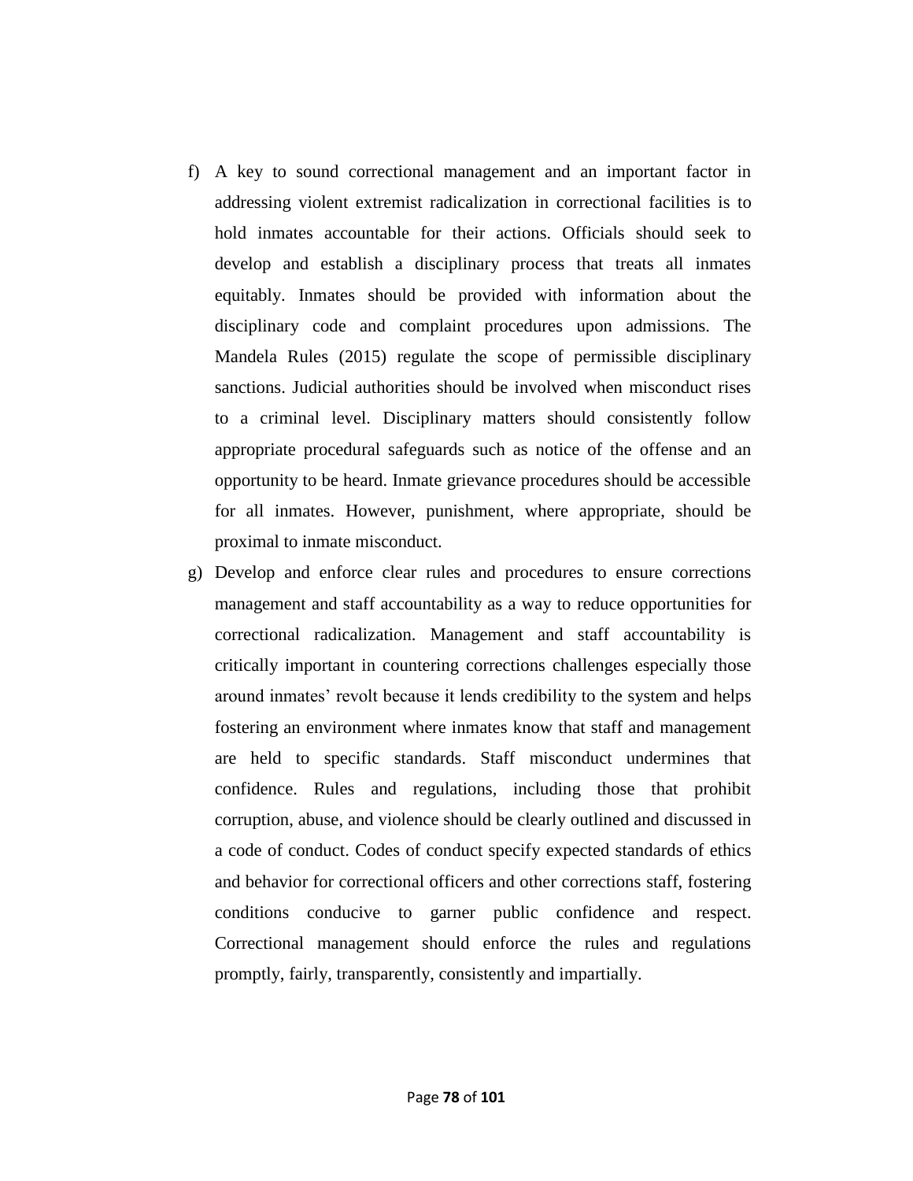f) A key to sound correctional management and an important factor in addressing violent extremist radicalization in correctional facilities is to hold inmates accountable for their actions. Officials should seek to develop and establish a disciplinary process that treats all inmates equitably. Inmates should be provided with information about the disciplinary code and complaint procedures upon admissions. The Mandela Rules (2015) regulate the scope of permissible disciplinary sanctions. Judicial authorities should be involved when misconduct rises to a criminal level. Disciplinary matters should consistently follow appropriate procedural safeguards such as notice of the offense and an opportunity to be heard. Inmate grievance procedures should be accessible for all inmates. However, punishment, where appropriate, should be proximal to inmate misconduct.

g) Develop and enforce clear rules and procedures to ensure corrections management and staff accountability as a way to reduce opportunities for correctional radicalization. Management and staff accountability is critically important in countering corrections challenges especially those around inmates' revolt because it lends credibility to the system and helps fostering an environment where inmates know that staff and management are held to specific standards. Staff misconduct undermines that confidence. Rules and regulations, including those that prohibit corruption, abuse, and violence should be clearly outlined and discussed in a code of conduct. Codes of conduct specify expected standards of ethics and behavior for correctional officers and other corrections staff, fostering conditions conducive to garner public confidence and respect. Correctional management should enforce the rules and regulations promptly, fairly, transparently, consistently and impartially.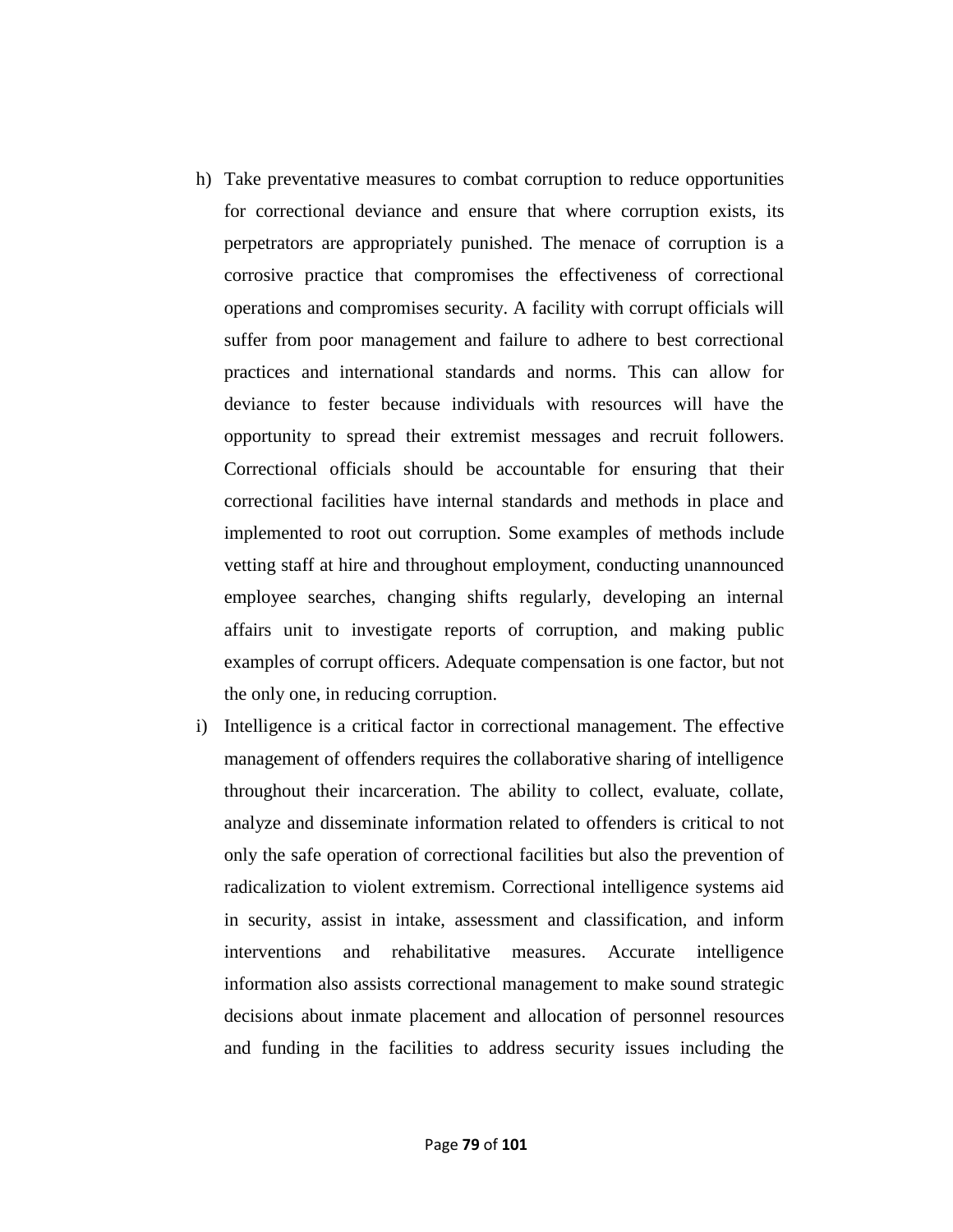h) Take preventative measures to combat corruption to reduce opportunities for correctional deviance and ensure that where corruption exists, its perpetrators are appropriately punished. The menace of corruption is a corrosive practice that compromises the effectiveness of correctional operations and compromises security. A facility with corrupt officials will suffer from poor management and failure to adhere to best correctional practices and international standards and norms. This can allow for deviance to fester because individuals with resources will have the opportunity to spread their extremist messages and recruit followers. Correctional officials should be accountable for ensuring that their correctional facilities have internal standards and methods in place and implemented to root out corruption. Some examples of methods include vetting staff at hire and throughout employment, conducting unannounced employee searches, changing shifts regularly, developing an internal affairs unit to investigate reports of corruption, and making public examples of corrupt officers. Adequate compensation is one factor, but not the only one, in reducing corruption.

i) Intelligence is a critical factor in correctional management. The effective management of offenders requires the collaborative sharing of intelligence throughout their incarceration. The ability to collect, evaluate, collate, analyze and disseminate information related to offenders is critical to not only the safe operation of correctional facilities but also the prevention of radicalization to violent extremism. Correctional intelligence systems aid in security, assist in intake, assessment and classification, and inform interventions and rehabilitative measures. Accurate intelligence information also assists correctional management to make sound strategic decisions about inmate placement and allocation of personnel resources and funding in the facilities to address security issues including the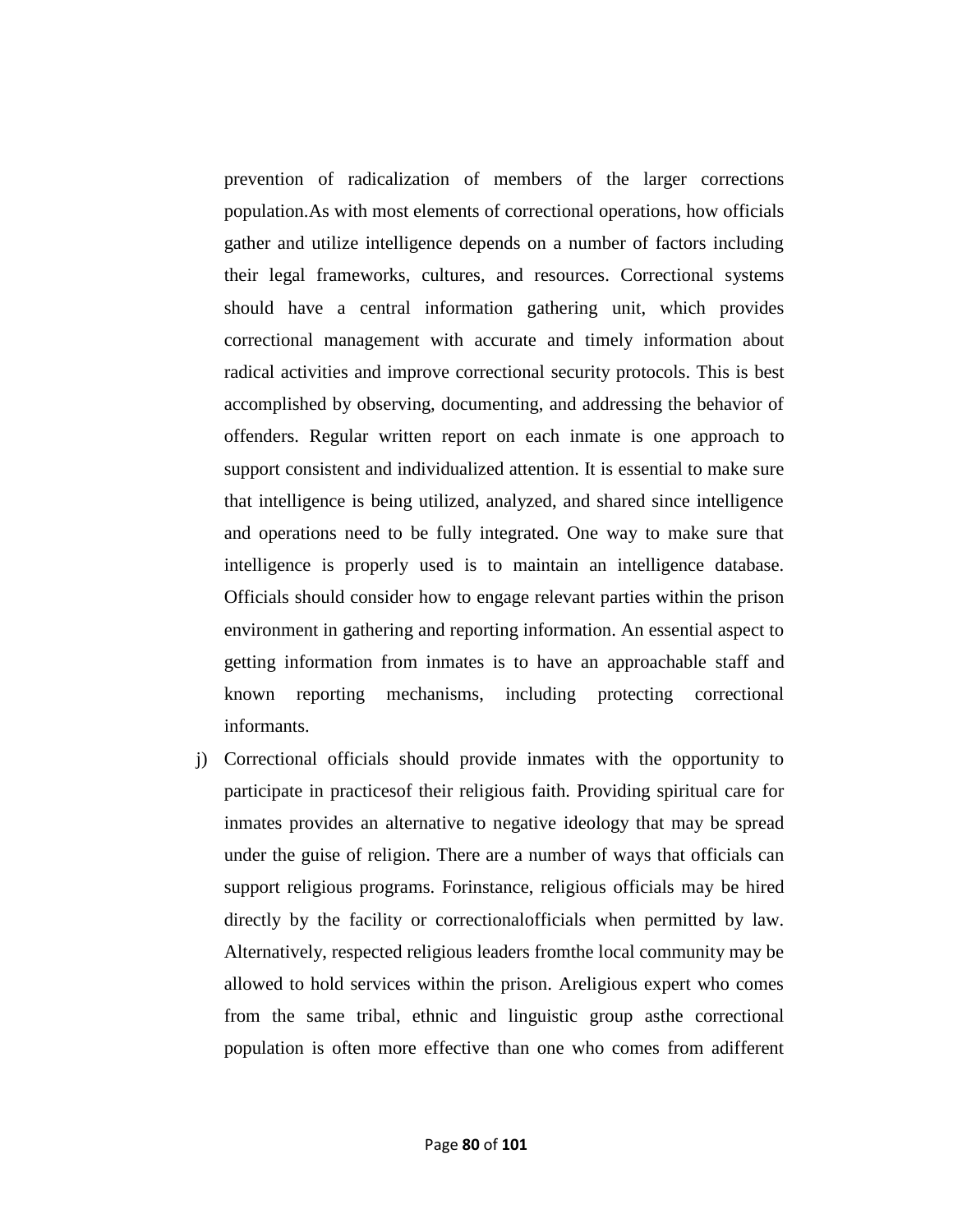prevention of radicalization of members of the larger corrections population.As with most elements of correctional operations, how officials gather and utilize intelligence depends on a number of factors including their legal frameworks, cultures, and resources. Correctional systems should have a central information gathering unit, which provides correctional management with accurate and timely information about radical activities and improve correctional security protocols. This is best accomplished by observing, documenting, and addressing the behavior of offenders. Regular written report on each inmate is one approach to support consistent and individualized attention. It is essential to make sure that intelligence is being utilized, analyzed, and shared since intelligence and operations need to be fully integrated. One way to make sure that intelligence is properly used is to maintain an intelligence database. Officials should consider how to engage relevant parties within the prison environment in gathering and reporting information. An essential aspect to getting information from inmates is to have an approachable staff and known reporting mechanisms, including protecting correctional informants.

j) Correctional officials should provide inmates with the opportunity to participate in practicesof their religious faith. Providing spiritual care for inmates provides an alternative to negative ideology that may be spread under the guise of religion. There are a number of ways that officials can support religious programs. Forinstance, religious officials may be hired directly by the facility or correctionalofficials when permitted by law. Alternatively, respected religious leaders fromthe local community may be allowed to hold services within the prison. Areligious expert who comes from the same tribal, ethnic and linguistic group asthe correctional population is often more effective than one who comes from adifferent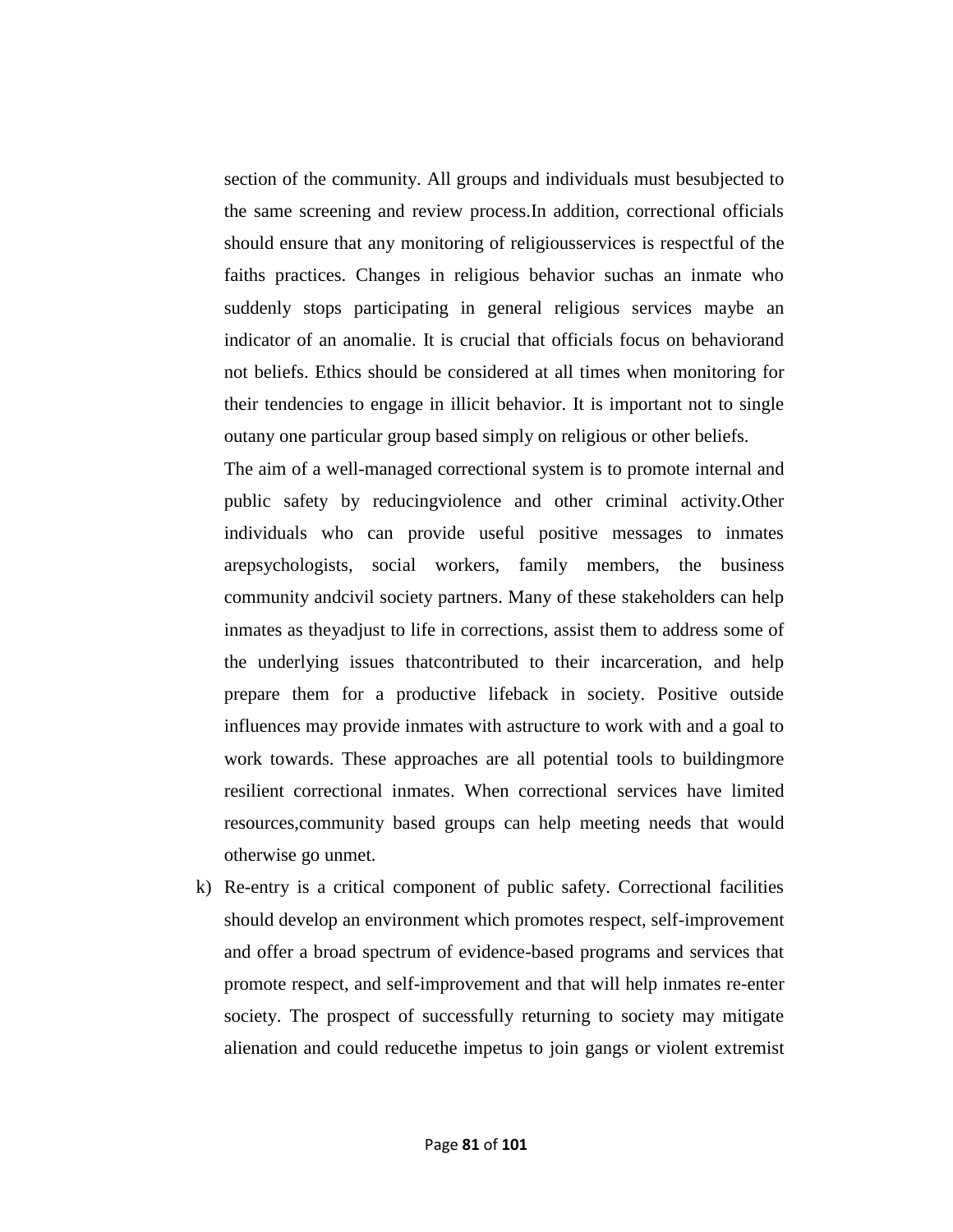section of the community. All groups and individuals must besubjected to the same screening and review process.In addition, correctional officials should ensure that any monitoring of religiousservices is respectful of the faiths practices. Changes in religious behavior suchas an inmate who suddenly stops participating in general religious services maybe an indicator of an anomalie. It is crucial that officials focus on behaviorand not beliefs. Ethics should be considered at all times when monitoring for their tendencies to engage in illicit behavior. It is important not to single outany one particular group based simply on religious or other beliefs.

The aim of a well-managed correctional system is to promote internal and public safety by reducingviolence and other criminal activity.Other individuals who can provide useful positive messages to inmates arepsychologists, social workers, family members, the business community andcivil society partners. Many of these stakeholders can help inmates as theyadjust to life in corrections, assist them to address some of the underlying issues thatcontributed to their incarceration, and help prepare them for a productive lifeback in society. Positive outside influences may provide inmates with astructure to work with and a goal to work towards. These approaches are all potential tools to buildingmore resilient correctional inmates. When correctional services have limited resources,community based groups can help meeting needs that would otherwise go unmet.

k) Re-entry is a critical component of public safety. Correctional facilities should develop an environment which promotes respect, self-improvement and offer a broad spectrum of evidence-based programs and services that promote respect, and self-improvement and that will help inmates re-enter society. The prospect of successfully returning to society may mitigate alienation and could reducethe impetus to join gangs or violent extremist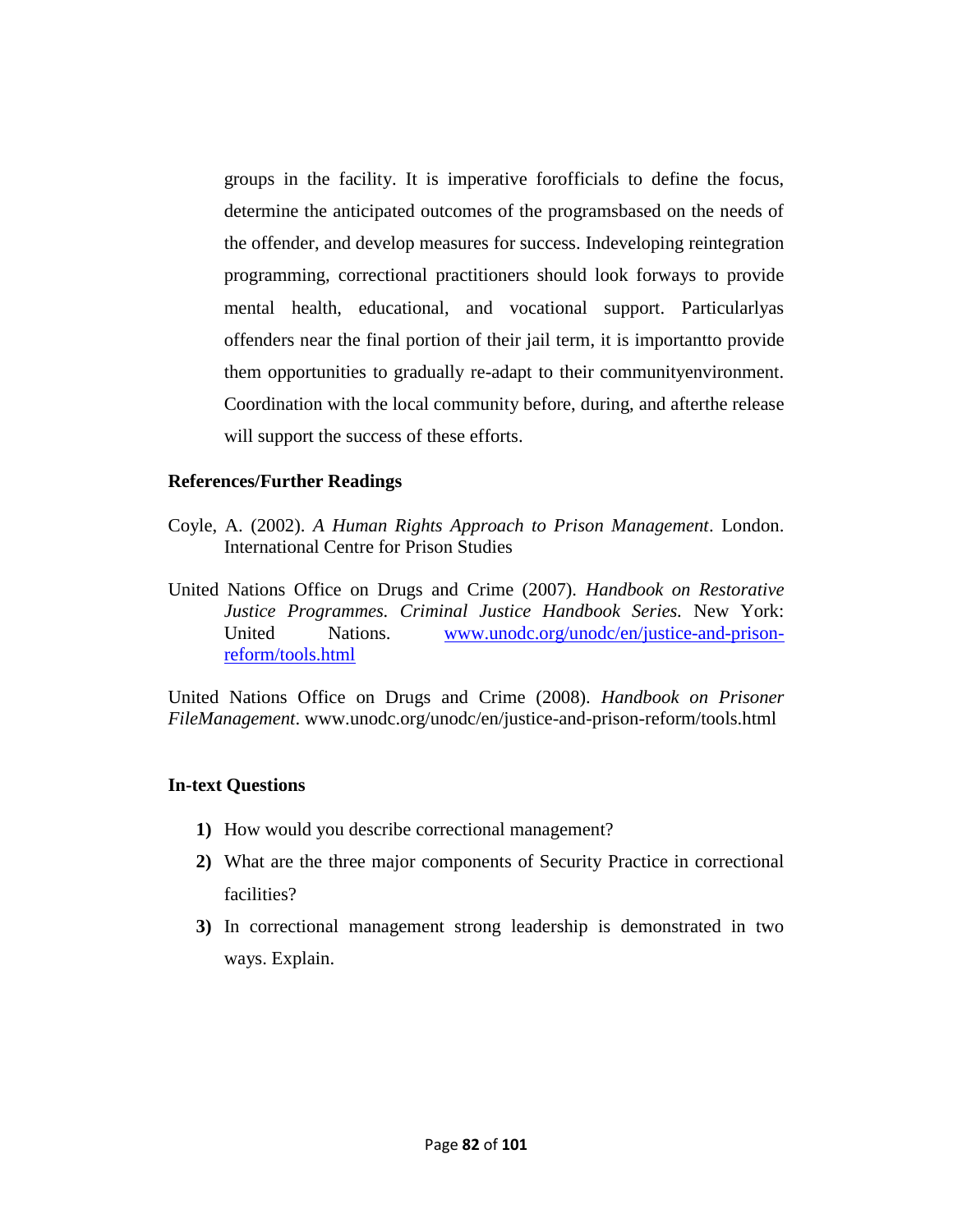groups in the facility. It is imperative forofficials to define the focus, determine the anticipated outcomes of the programsbased on the needs of the offender, and develop measures for success. Indeveloping reintegration programming, correctional practitioners should look forways to provide mental health, educational, and vocational support. Particularlyas offenders near the final portion of their jail term, it is importantto provide them opportunities to gradually re-adapt to their communityenvironment. Coordination with the local community before, during, and afterthe release will support the success of these efforts.

### References/Further Readings

Coyle, A. (2002). *A Human Rights Approach to Prison Management*. London. International Centre for Prison Studies

United Nations Office on Drugs and Crime (2007). *Handbook on Restorative Justice Programmes. Criminal Justice Handbook Series.* New York: United Nations. [www.unodc.org/unodc/en/justice-and-prison-reform/tools.html](www.unodc.org/unodc/en/justice-and-prison-reform/tools.html)

United Nations Office on Drugs and Crime (2008). *Handbook on Prisoner FileManagement*. www.unodc.org/unodc/en/justice-and-prison-reform/tools.html

### In-text Questions

1) How would you describe correctional management?
2) What are the three major components of Security Practice in correctional facilities?
3) In correctional management strong leadership is demonstrated in two ways. Explain.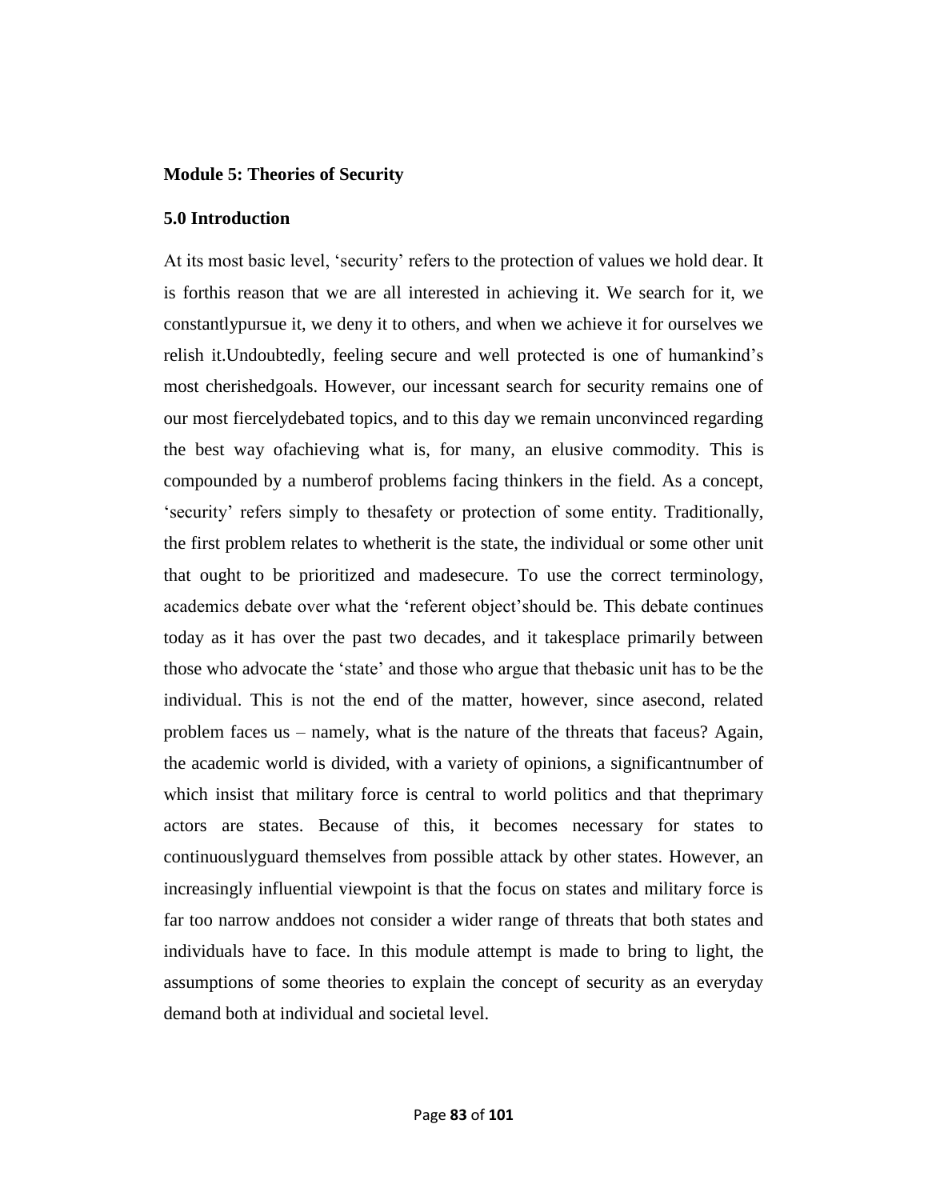**Module 5: Theories of Security**

**5.0 Introduction**

At its most basic level, 'security' refers to the protection of values we hold dear. It is forthis reason that we are all interested in achieving it. We search for it, we constantlypursue it, we deny it to others, and when we achieve it for ourselves we relish it.Undoubtedly, feeling secure and well protected is one of humankind's most cherishedgoals. However, our incessant search for security remains one of our most fiercelydebated topics, and to this day we remain unconvinced regarding the best way ofachieving what is, for many, an elusive commodity. This is compounded by a numberof problems facing thinkers in the field. As a concept, 'security' refers simply to thesafety or protection of some entity. Traditionally, the first problem relates to whetherit is the state, the individual or some other unit that ought to be prioritized and madesecure. To use the correct terminology, academics debate over what the 'referent object'should be. This debate continues today as it has over the past two decades, and it takesplace primarily between those who advocate the 'state' and those who argue that thebasic unit has to be the individual. This is not the end of the matter, however, since asecond, related problem faces us – namely, what is the nature of the threats that faceus? Again, the academic world is divided, with a variety of opinions, a significantnumber of which insist that military force is central to world politics and that theprimary actors are states. Because of this, it becomes necessary for states to continuouslyguard themselves from possible attack by other states. However, an increasingly influential viewpoint is that the focus on states and military force is far too narrow anddoes not consider a wider range of threats that both states and individuals have to face. In this module attempt is made to bring to light, the assumptions of some theories to explain the concept of security as an everyday demand both at individual and societal level.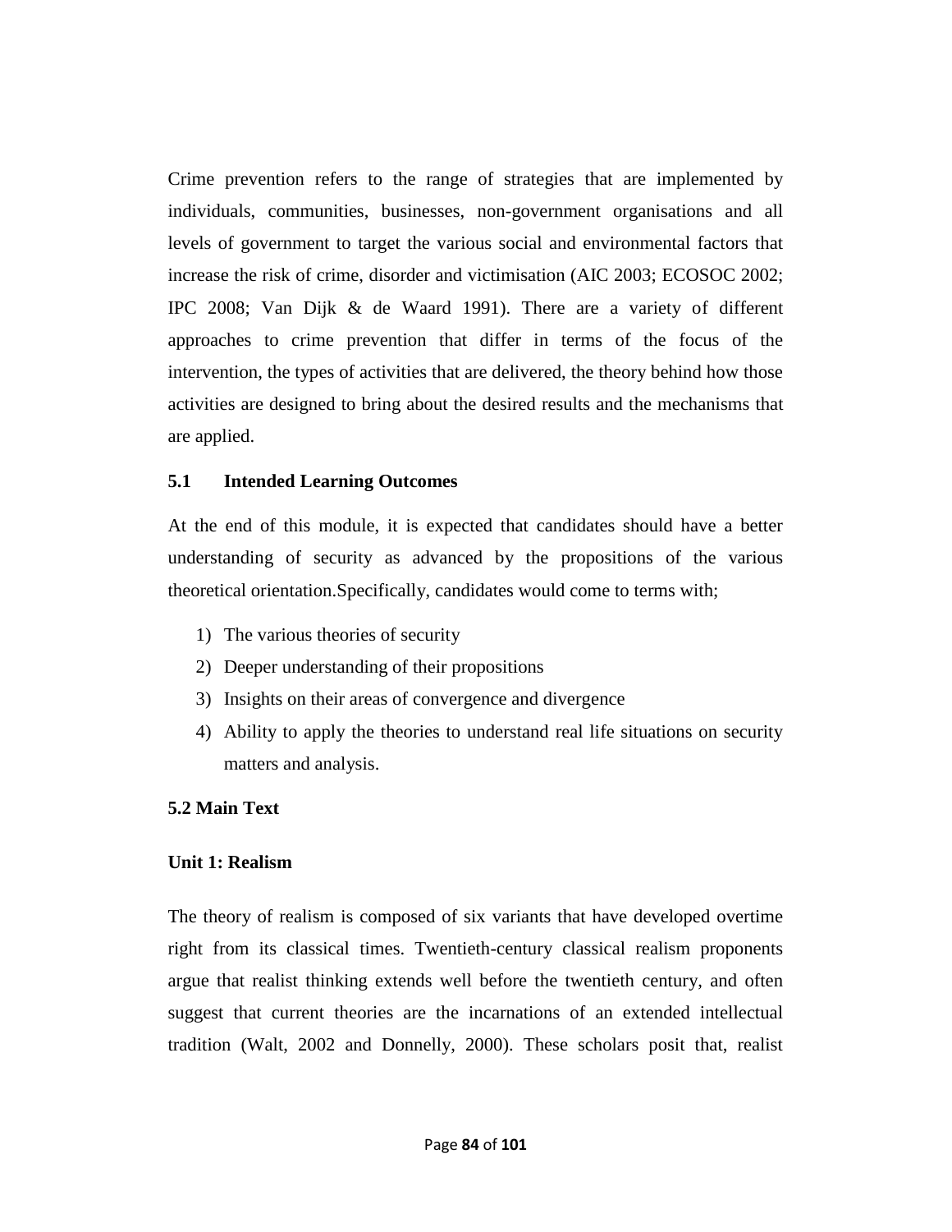Crime prevention refers to the range of strategies that are implemented by individuals, communities, businesses, non-government organisations and all levels of government to target the various social and environmental factors that increase the risk of crime, disorder and victimisation (AIC 2003; ECOSOC 2002; IPC 2008; Van Dijk & de Waard 1991). There are a variety of different approaches to crime prevention that differ in terms of the focus of the intervention, the types of activities that are delivered, the theory behind how those activities are designed to bring about the desired results and the mechanisms that are applied.

### 5.1 Intended Learning Outcomes

At the end of this module, it is expected that candidates should have a better understanding of security as advanced by the propositions of the various theoretical orientation.Specifically, candidates would come to terms with;

1) The various theories of security
2) Deeper understanding of their propositions
3) Insights on their areas of convergence and divergence
4) Ability to apply the theories to understand real life situations on security matters and analysis.

### 5.2 Main Text

#### Unit 1: Realism

The theory of realism is composed of six variants that have developed overtime right from its classical times. Twentieth-century classical realism proponents argue that realist thinking extends well before the twentieth century, and often suggest that current theories are the incarnations of an extended intellectual tradition (Walt, 2002 and Donnelly, 2000). These scholars posit that, realist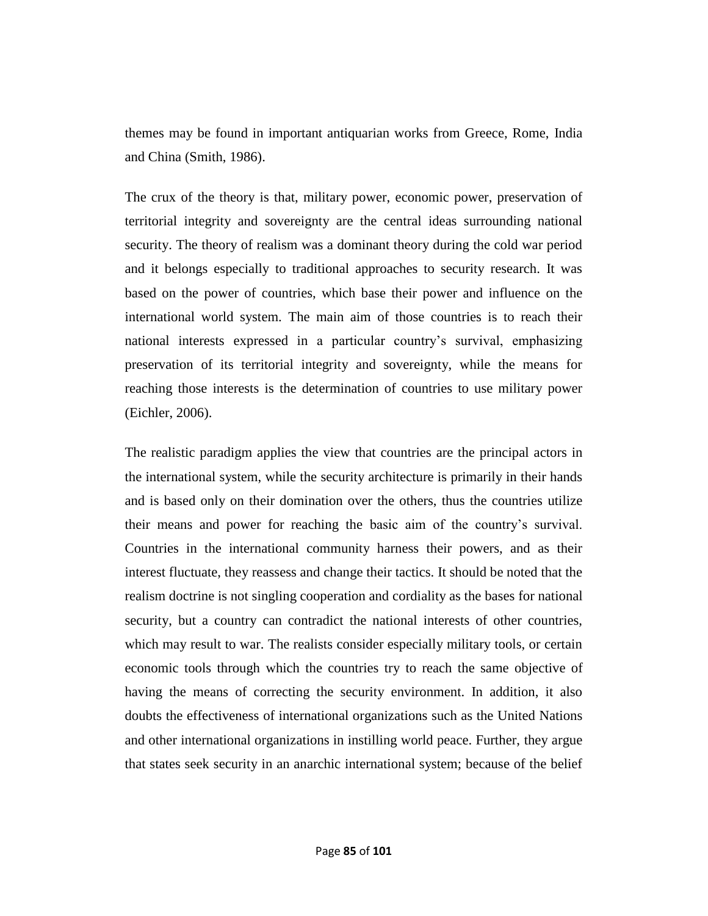themes may be found in important antiquarian works from Greece, Rome, India and China (Smith, 1986).

The crux of the theory is that, military power, economic power, preservation of territorial integrity and sovereignty are the central ideas surrounding national security. The theory of realism was a dominant theory during the cold war period and it belongs especially to traditional approaches to security research. It was based on the power of countries, which base their power and influence on the international world system. The main aim of those countries is to reach their national interests expressed in a particular country's survival, emphasizing preservation of its territorial integrity and sovereignty, while the means for reaching those interests is the determination of countries to use military power (Eichler, 2006).

The realistic paradigm applies the view that countries are the principal actors in the international system, while the security architecture is primarily in their hands and is based only on their domination over the others, thus the countries utilize their means and power for reaching the basic aim of the country's survival. Countries in the international community harness their powers, and as their interest fluctuate, they reassess and change their tactics. It should be noted that the realism doctrine is not singling cooperation and cordiality as the bases for national security, but a country can contradict the national interests of other countries, which may result to war. The realists consider especially military tools, or certain economic tools through which the countries try to reach the same objective of having the means of correcting the security environment. In addition, it also doubts the effectiveness of international organizations such as the United Nations and other international organizations in instilling world peace. Further, they argue that states seek security in an anarchic international system; because of the belief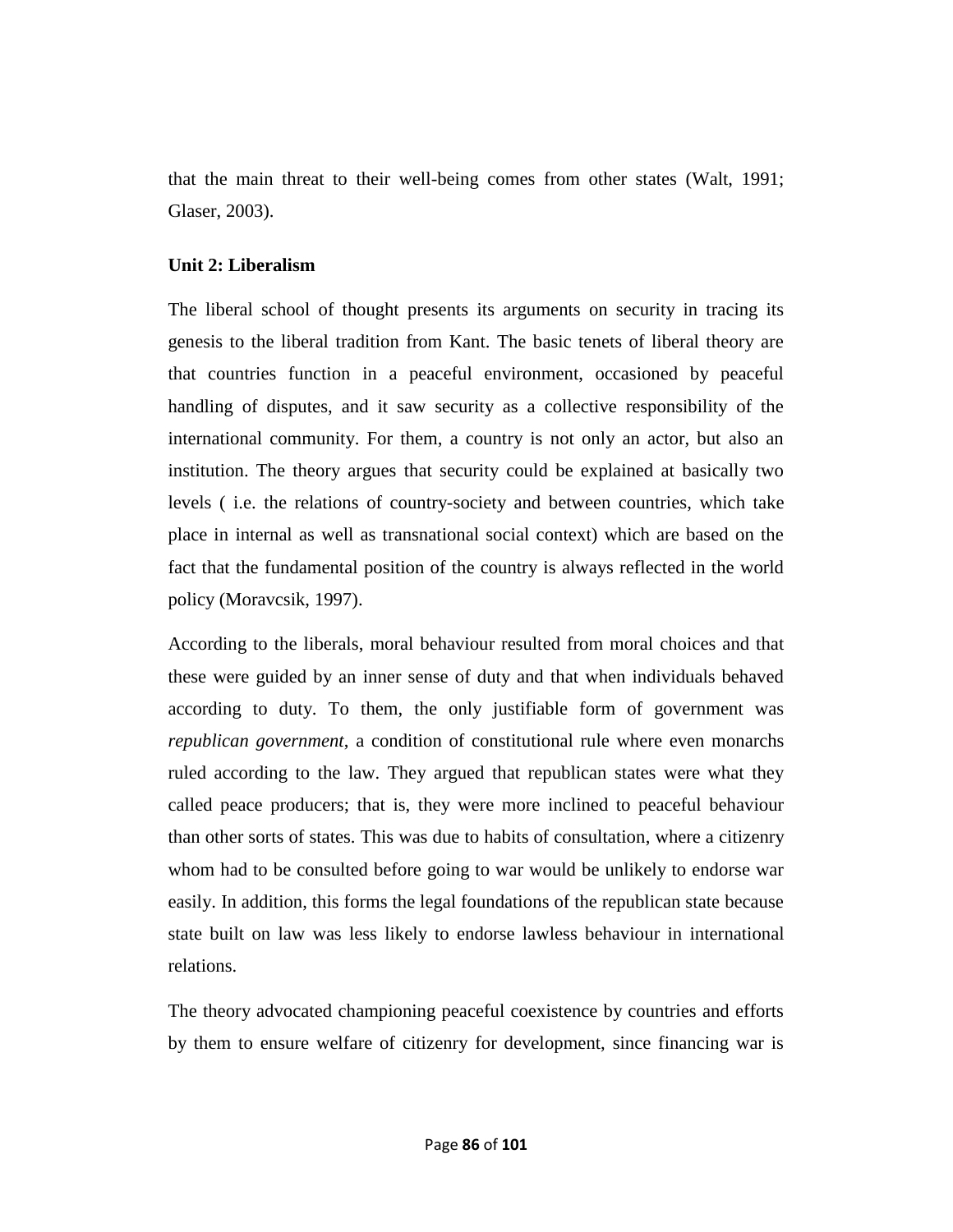that the main threat to their well-being comes from other states (Walt, 1991; Glaser, 2003).

**Unit 2: Liberalism**

The liberal school of thought presents its arguments on security in tracing its genesis to the liberal tradition from Kant. The basic tenets of liberal theory are that countries function in a peaceful environment, occasioned by peaceful handling of disputes, and it saw security as a collective responsibility of the international community. For them, a country is not only an actor, but also an institution. The theory argues that security could be explained at basically two levels ( i.e. the relations of country-society and between countries, which take place in internal as well as transnational social context) which are based on the fact that the fundamental position of the country is always reflected in the world policy (Moravcsik, 1997).

According to the liberals, moral behaviour resulted from moral choices and that these were guided by an inner sense of duty and that when individuals behaved according to duty. To them, the only justifiable form of government was *republican government*, a condition of constitutional rule where even monarchs ruled according to the law. They argued that republican states were what they called peace producers; that is, they were more inclined to peaceful behaviour than other sorts of states. This was due to habits of consultation, where a citizenry whom had to be consulted before going to war would be unlikely to endorse war easily. In addition, this forms the legal foundations of the republican state because state built on law was less likely to endorse lawless behaviour in international relations.

The theory advocated championing peaceful coexistence by countries and efforts by them to ensure welfare of citizenry for development, since financing war is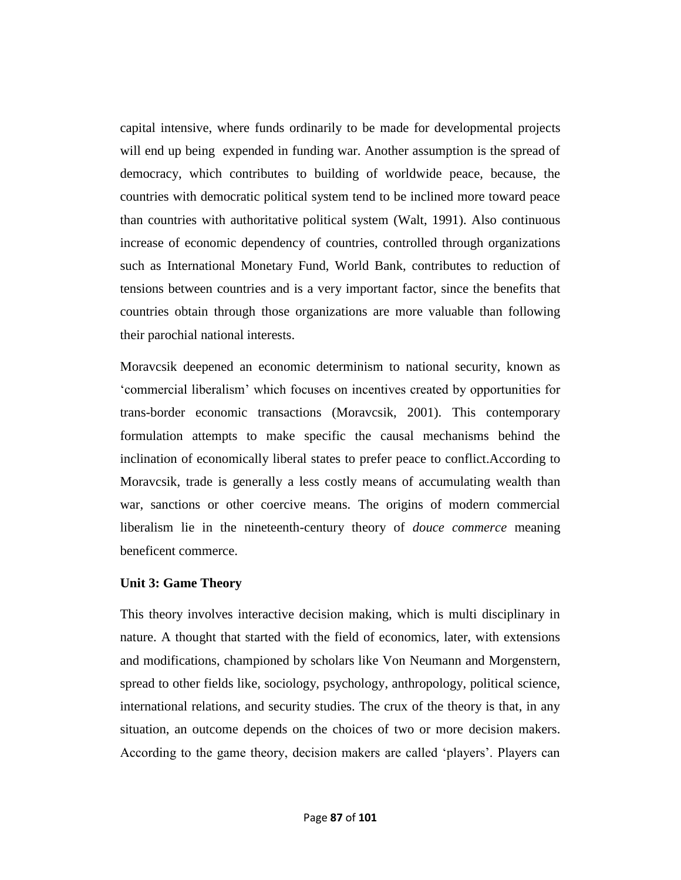capital intensive, where funds ordinarily to be made for developmental projects will end up being expended in funding war. Another assumption is the spread of democracy, which contributes to building of worldwide peace, because, the countries with democratic political system tend to be inclined more toward peace than countries with authoritative political system (Walt, 1991). Also continuous increase of economic dependency of countries, controlled through organizations such as International Monetary Fund, World Bank, contributes to reduction of tensions between countries and is a very important factor, since the benefits that countries obtain through those organizations are more valuable than following their parochial national interests.

Moravcsik deepened an economic determinism to national security, known as 'commercial liberalism' which focuses on incentives created by opportunities for trans-border economic transactions (Moravcsik, 2001). This contemporary formulation attempts to make specific the causal mechanisms behind the inclination of economically liberal states to prefer peace to conflict.According to Moravcsik, trade is generally a less costly means of accumulating wealth than war, sanctions or other coercive means. The origins of modern commercial liberalism lie in the nineteenth-century theory of *douce commerce* meaning beneficent commerce.

**Unit 3: Game Theory**

This theory involves interactive decision making, which is multi disciplinary in nature. A thought that started with the field of economics, later, with extensions and modifications, championed by scholars like Von Neumann and Morgenstern, spread to other fields like, sociology, psychology, anthropology, political science, international relations, and security studies. The crux of the theory is that, in any situation, an outcome depends on the choices of two or more decision makers. According to the game theory, decision makers are called 'players'. Players can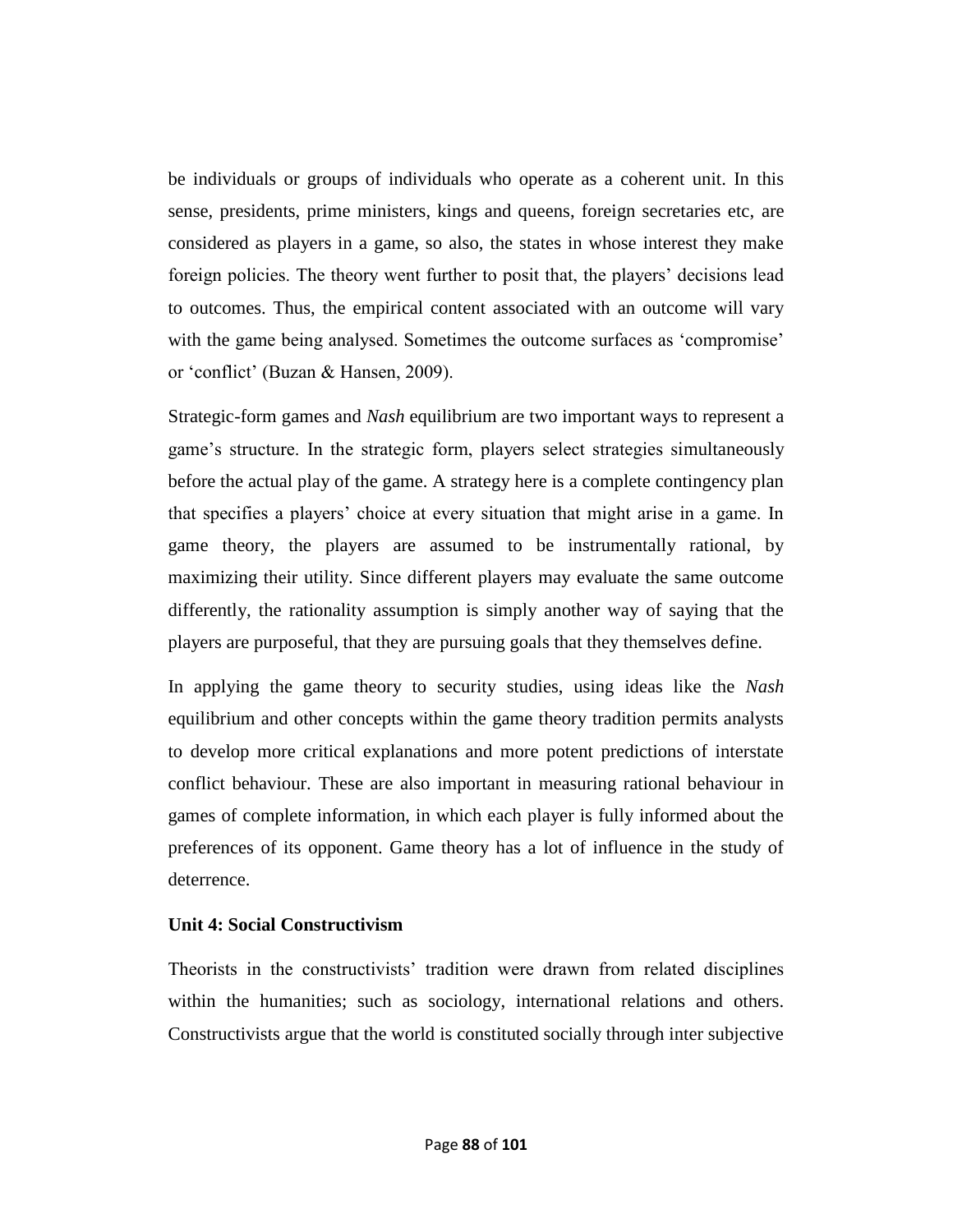be individuals or groups of individuals who operate as a coherent unit. In this sense, presidents, prime ministers, kings and queens, foreign secretaries etc, are considered as players in a game, so also, the states in whose interest they make foreign policies. The theory went further to posit that, the players' decisions lead to outcomes. Thus, the empirical content associated with an outcome will vary with the game being analysed. Sometimes the outcome surfaces as 'compromise' or 'conflict' (Buzan & Hansen, 2009).

Strategic-form games and *Nash* equilibrium are two important ways to represent a game's structure. In the strategic form, players select strategies simultaneously before the actual play of the game. A strategy here is a complete contingency plan that specifies a players' choice at every situation that might arise in a game. In game theory, the players are assumed to be instrumentally rational, by maximizing their utility. Since different players may evaluate the same outcome differently, the rationality assumption is simply another way of saying that the players are purposeful, that they are pursuing goals that they themselves define.

In applying the game theory to security studies, using ideas like the *Nash* equilibrium and other concepts within the game theory tradition permits analysts to develop more critical explanations and more potent predictions of interstate conflict behaviour. These are also important in measuring rational behaviour in games of complete information, in which each player is fully informed about the preferences of its opponent. Game theory has a lot of influence in the study of deterrence.

**Unit 4: Social Constructivism**

Theorists in the constructivists' tradition were drawn from related disciplines within the humanities; such as sociology, international relations and others. Constructivists argue that the world is constituted socially through inter subjective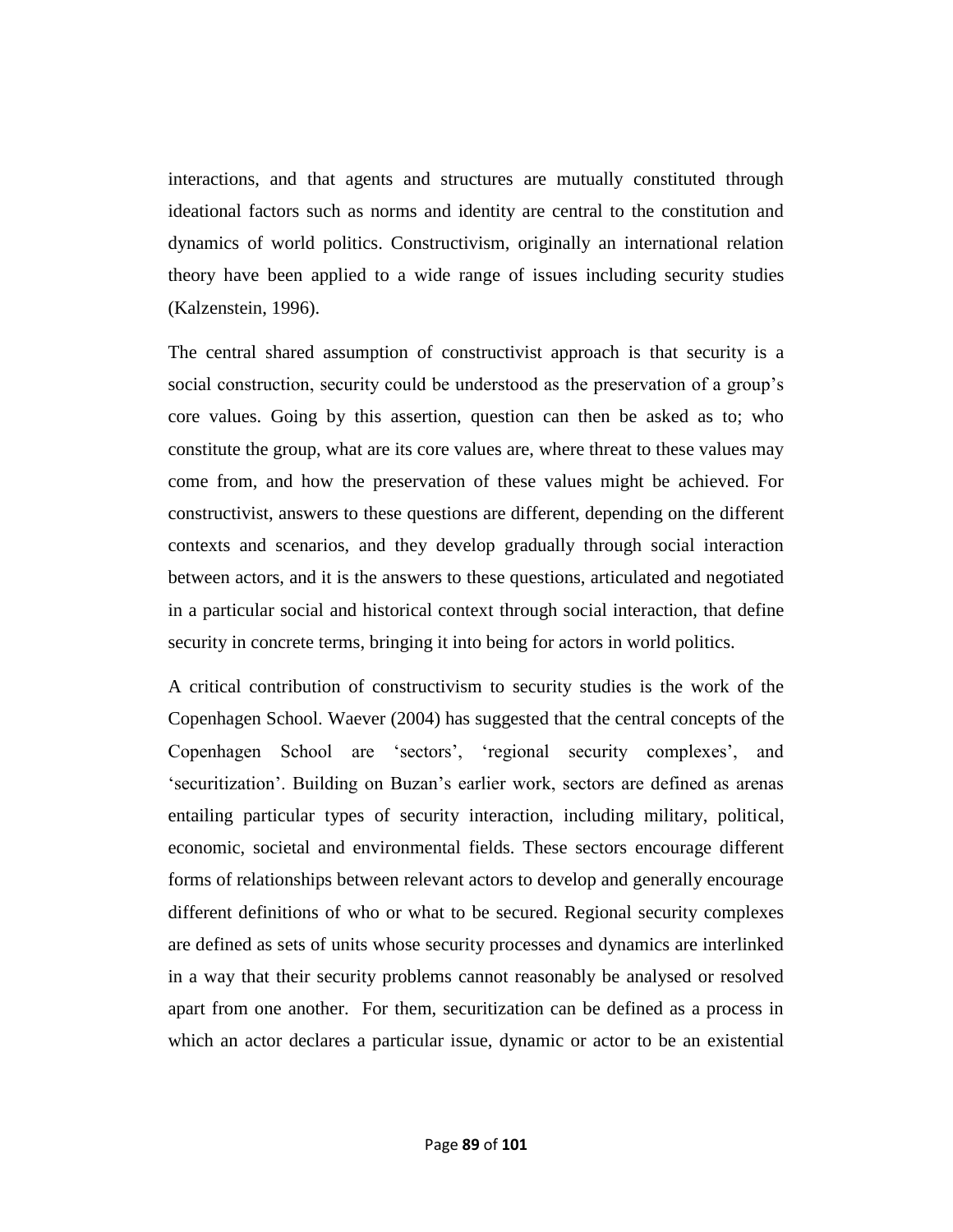interactions, and that agents and structures are mutually constituted through ideational factors such as norms and identity are central to the constitution and dynamics of world politics. Constructivism, originally an international relation theory have been applied to a wide range of issues including security studies (Kalzenstein, 1996).

The central shared assumption of constructivist approach is that security is a social construction, security could be understood as the preservation of a group's core values. Going by this assertion, question can then be asked as to; who constitute the group, what are its core values are, where threat to these values may come from, and how the preservation of these values might be achieved. For constructivist, answers to these questions are different, depending on the different contexts and scenarios, and they develop gradually through social interaction between actors, and it is the answers to these questions, articulated and negotiated in a particular social and historical context through social interaction, that define security in concrete terms, bringing it into being for actors in world politics.

A critical contribution of constructivism to security studies is the work of the Copenhagen School. Waever (2004) has suggested that the central concepts of the Copenhagen School are 'sectors', 'regional security complexes', and 'securitization'. Building on Buzan's earlier work, sectors are defined as arenas entailing particular types of security interaction, including military, political, economic, societal and environmental fields. These sectors encourage different forms of relationships between relevant actors to develop and generally encourage different definitions of who or what to be secured. Regional security complexes are defined as sets of units whose security processes and dynamics are interlinked in a way that their security problems cannot reasonably be analysed or resolved apart from one another. For them, securitization can be defined as a process in which an actor declares a particular issue, dynamic or actor to be an existential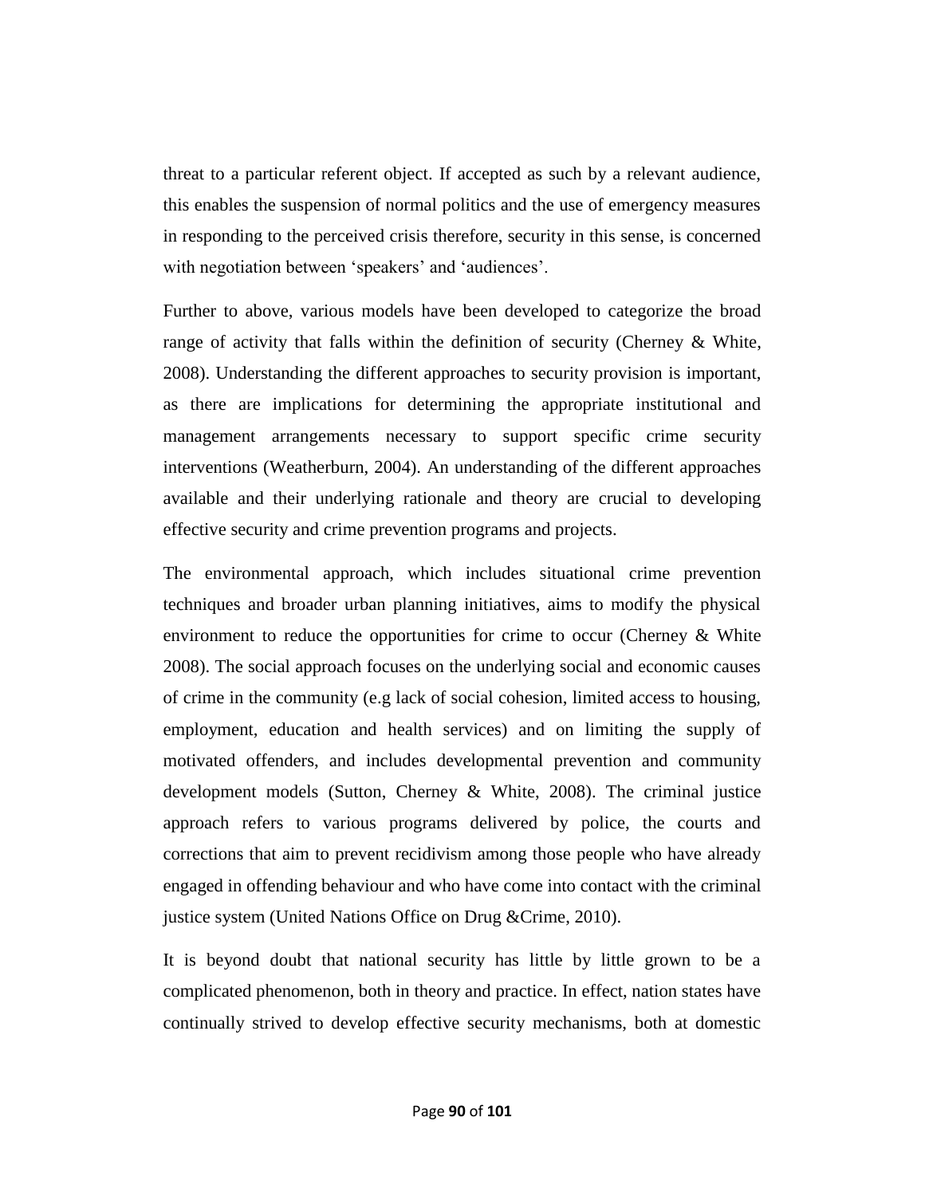threat to a particular referent object. If accepted as such by a relevant audience, this enables the suspension of normal politics and the use of emergency measures in responding to the perceived crisis therefore, security in this sense, is concerned with negotiation between 'speakers' and 'audiences'.

Further to above, various models have been developed to categorize the broad range of activity that falls within the definition of security (Cherney & White, 2008). Understanding the different approaches to security provision is important, as there are implications for determining the appropriate institutional and management arrangements necessary to support specific crime security interventions (Weatherburn, 2004). An understanding of the different approaches available and their underlying rationale and theory are crucial to developing effective security and crime prevention programs and projects.

The environmental approach, which includes situational crime prevention techniques and broader urban planning initiatives, aims to modify the physical environment to reduce the opportunities for crime to occur (Cherney & White 2008). The social approach focuses on the underlying social and economic causes of crime in the community (e.g lack of social cohesion, limited access to housing, employment, education and health services) and on limiting the supply of motivated offenders, and includes developmental prevention and community development models (Sutton, Cherney & White, 2008). The criminal justice approach refers to various programs delivered by police, the courts and corrections that aim to prevent recidivism among those people who have already engaged in offending behaviour and who have come into contact with the criminal justice system (United Nations Office on Drug &Crime, 2010).

It is beyond doubt that national security has little by little grown to be a complicated phenomenon, both in theory and practice. In effect, nation states have continually strived to develop effective security mechanisms, both at domestic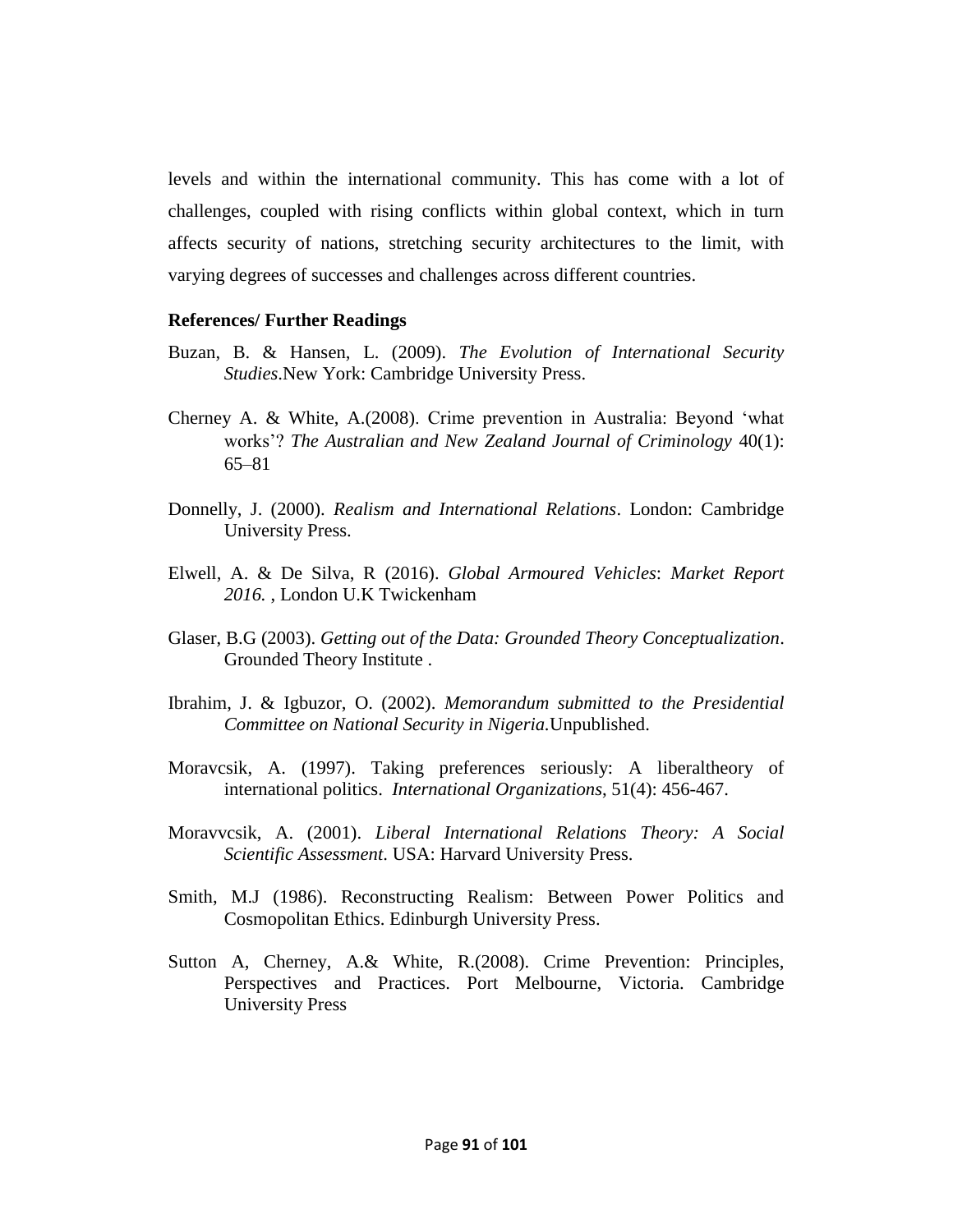levels and within the international community. This has come with a lot of challenges, coupled with rising conflicts within global context, which in turn affects security of nations, stretching security architectures to the limit, with varying degrees of successes and challenges across different countries.

**References/ Further Readings**

Buzan, B. & Hansen, L. (2009). *The Evolution of International Security Studies*.New York: Cambridge University Press.

Cherney A. & White, A.(2008). Crime prevention in Australia: Beyond 'what works'? *The Australian and New Zealand Journal of Criminology* 40(1): 65–81

Donnelly, J. (2000). *Realism and International Relations*. London: Cambridge University Press.

Elwell, A. & De Silva, R (2016). *Global Armoured Vehicles*: *Market Report 2016.* , London U.K Twickenham

Glaser, B.G (2003). *Getting out of the Data: Grounded Theory Conceptualization*. Grounded Theory Institute .

Ibrahim, J. & Igbuzor, O. (2002). *Memorandum submitted to the Presidential Committee on National Security in Nigeria.*Unpublished.

Moravcsik, A. (1997). Taking preferences seriously: A liberaltheory of international politics. *International Organizations*, 51(4): 456-467.

Moravvcsik, A. (2001). *Liberal International Relations Theory: A Social Scientific Assessment*. USA: Harvard University Press.

Smith, M.J (1986). Reconstructing Realism: Between Power Politics and Cosmopolitan Ethics. Edinburgh University Press.

Sutton A, Cherney, A.& White, R.(2008). Crime Prevention: Principles, Perspectives and Practices. Port Melbourne, Victoria. Cambridge University Press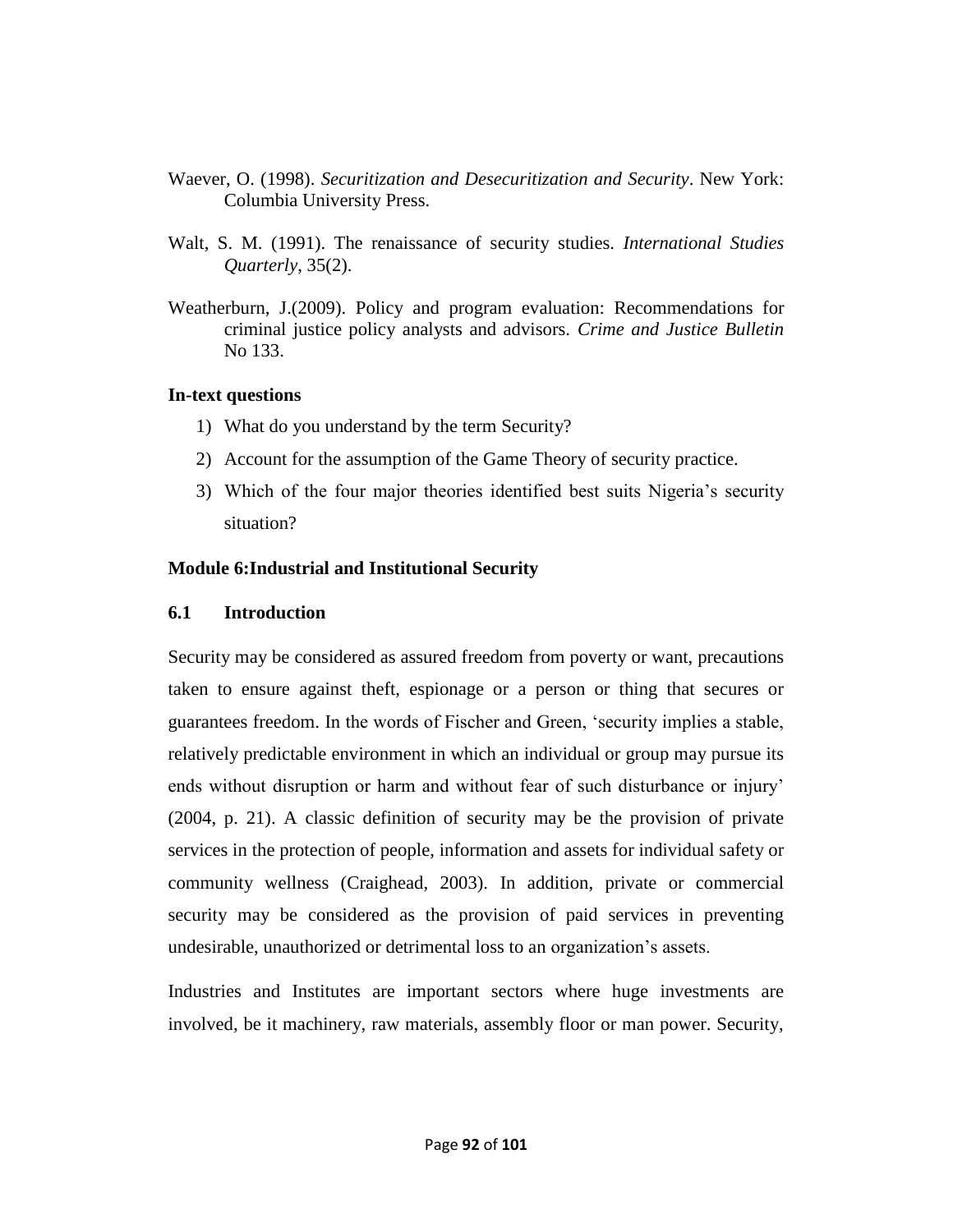Waever, O. (1998). *Securitization and Desecuritization and Security*. New York: Columbia University Press.

Walt, S. M. (1991). The renaissance of security studies. *International Studies Quarterly*, 35(2).

Weatherburn, J.(2009). Policy and program evaluation: Recommendations for criminal justice policy analysts and advisors. *Crime and Justice Bulletin* No 133.

**In-text questions**

1) What do you understand by the term Security?
2) Account for the assumption of the Game Theory of security practice.
3) Which of the four major theories identified best suits Nigeria's security situation?

## Module 6:Industrial and Institutional Security

### 6.1 Introduction

Security may be considered as assured freedom from poverty or want, precautions taken to ensure against theft, espionage or a person or thing that secures or guarantees freedom. In the words of Fischer and Green, 'security implies a stable, relatively predictable environment in which an individual or group may pursue its ends without disruption or harm and without fear of such disturbance or injury' (2004, p. 21). A classic definition of security may be the provision of private services in the protection of people, information and assets for individual safety or community wellness (Craighead, 2003). In addition, private or commercial security may be considered as the provision of paid services in preventing undesirable, unauthorized or detrimental loss to an organization's assets.

Industries and Institutes are important sectors where huge investments are involved, be it machinery, raw materials, assembly floor or man power. Security,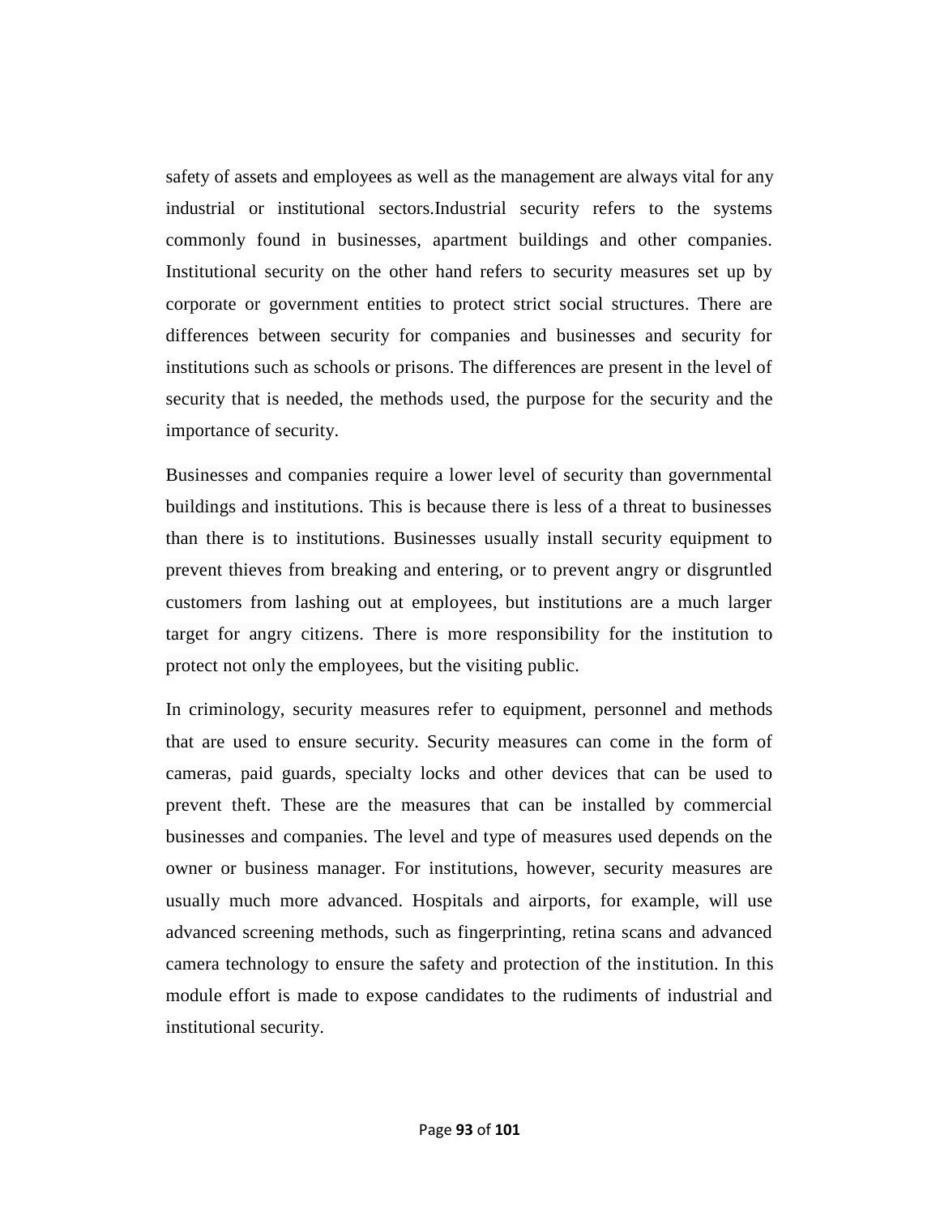safety of assets and employees as well as the management are always vital for any industrial or institutional sectors.Industrial security refers to the systems commonly found in businesses, apartment buildings and other companies. Institutional security on the other hand refers to security measures set up by corporate or government entities to protect strict social structures. There are differences between security for companies and businesses and security for institutions such as schools or prisons. The differences are present in the level of security that is needed, the methods used, the purpose for the security and the importance of security.

Businesses and companies require a lower level of security than governmental buildings and institutions. This is because there is less of a threat to businesses than there is to institutions. Businesses usually install security equipment to prevent thieves from breaking and entering, or to prevent angry or disgruntled customers from lashing out at employees, but institutions are a much larger target for angry citizens. There is more responsibility for the institution to protect not only the employees, but the visiting public.

In criminology, security measures refer to equipment, personnel and methods that are used to ensure security. Security measures can come in the form of cameras, paid guards, specialty locks and other devices that can be used to prevent theft. These are the measures that can be installed by commercial businesses and companies. The level and type of measures used depends on the owner or business manager. For institutions, however, security measures are usually much more advanced. Hospitals and airports, for example, will use advanced screening methods, such as fingerprinting, retina scans and advanced camera technology to ensure the safety and protection of the institution. In this module effort is made to expose candidates to the rudiments of industrial and institutional security.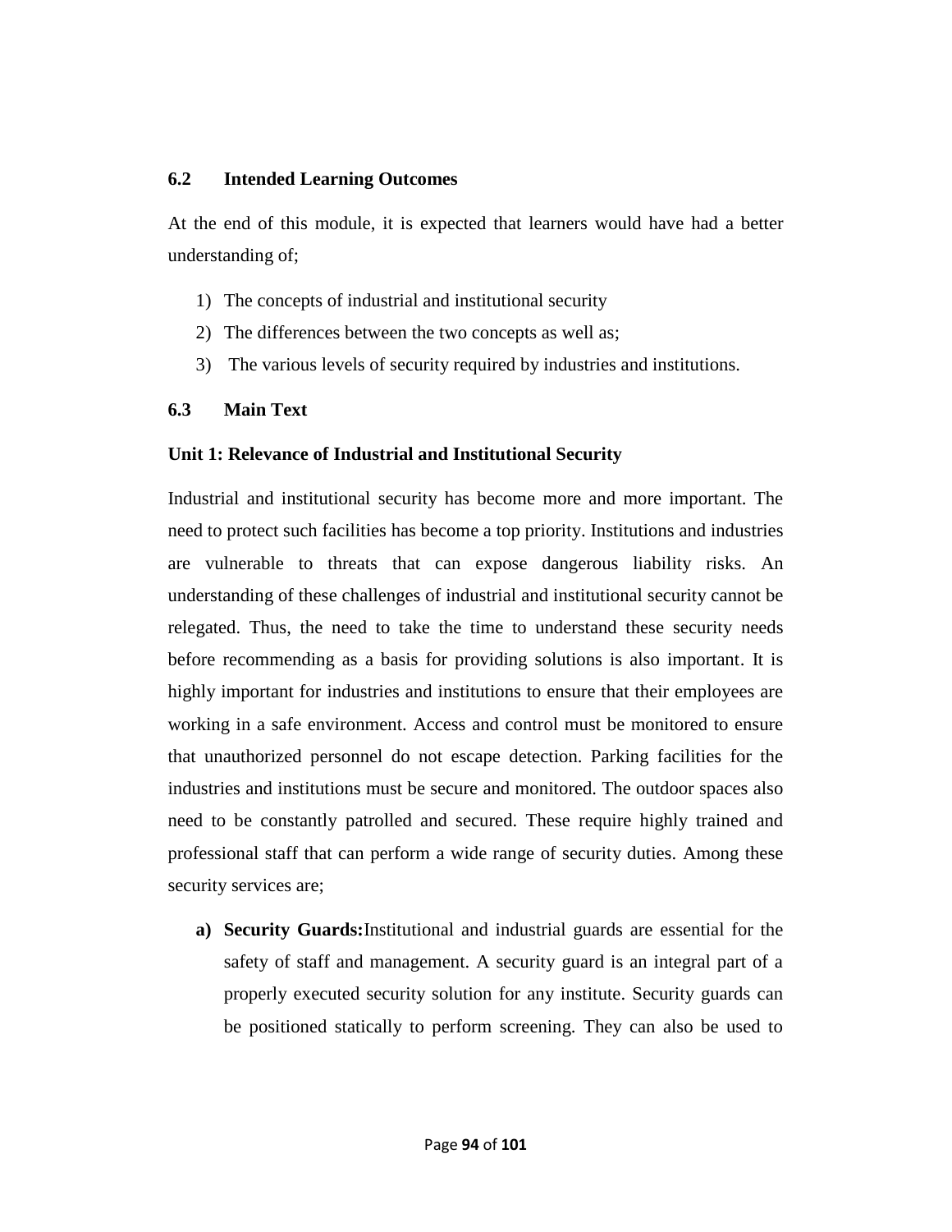## 6.2 Intended Learning Outcomes

At the end of this module, it is expected that learners would have had a better understanding of;

1) The concepts of industrial and institutional security
2) The differences between the two concepts as well as;
3) The various levels of security required by industries and institutions.

## 6.3 Main Text

### Unit 1: Relevance of Industrial and Institutional Security

Industrial and institutional security has become more and more important. The need to protect such facilities has become a top priority. Institutions and industries are vulnerable to threats that can expose dangerous liability risks. An understanding of these challenges of industrial and institutional security cannot be relegated. Thus, the need to take the time to understand these security needs before recommending as a basis for providing solutions is also important. It is highly important for industries and institutions to ensure that their employees are working in a safe environment. Access and control must be monitored to ensure that unauthorized personnel do not escape detection. Parking facilities for the industries and institutions must be secure and monitored. The outdoor spaces also need to be constantly patrolled and secured. These require highly trained and professional staff that can perform a wide range of security duties. Among these security services are;

a) **Security Guards:**Institutional and industrial guards are essential for the safety of staff and management. A security guard is an integral part of a properly executed security solution for any institute. Security guards can be positioned statically to perform screening. They can also be used to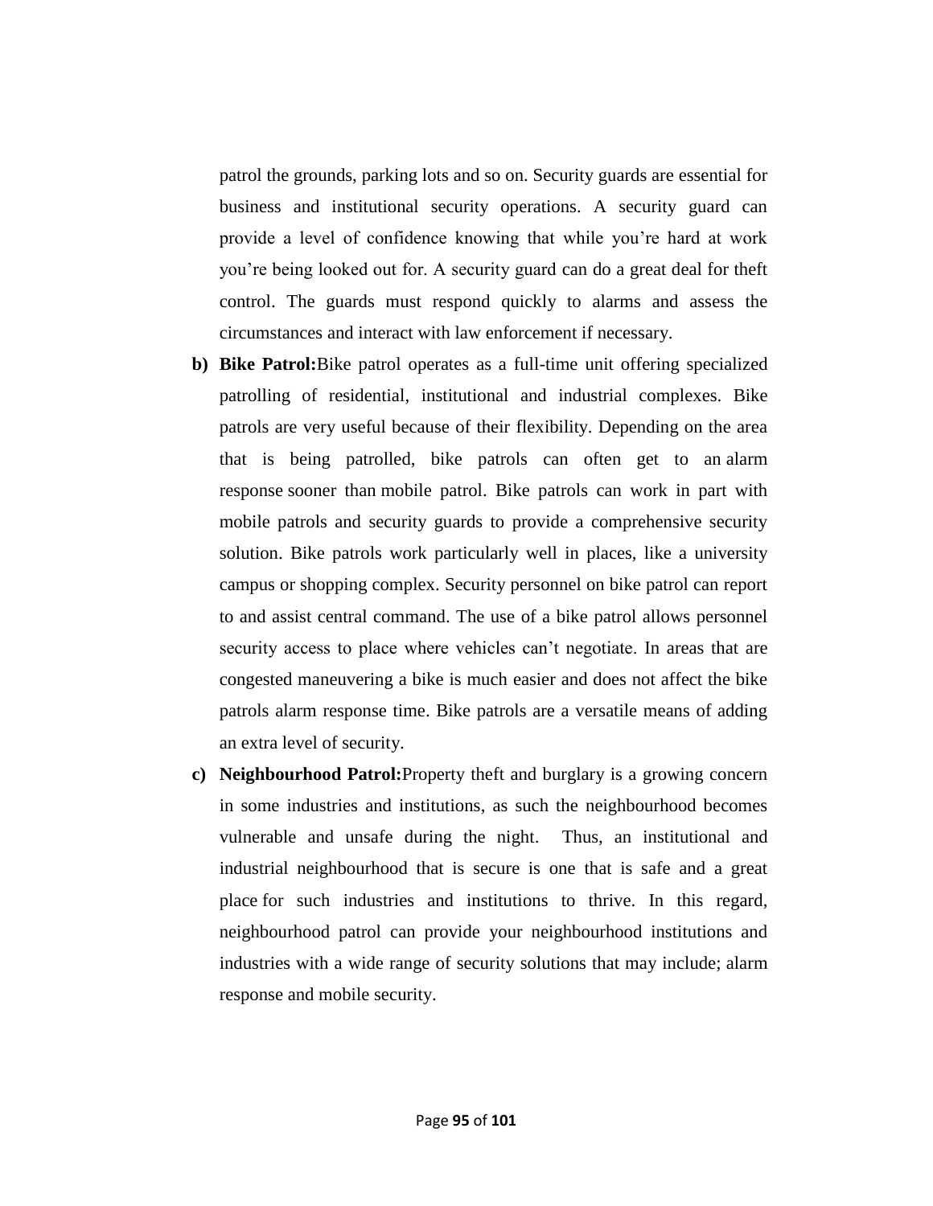patrol the grounds, parking lots and so on. Security guards are essential for business and institutional security operations. A security guard can provide a level of confidence knowing that while you're hard at work you're being looked out for. A security guard can do a great deal for theft control. The guards must respond quickly to alarms and assess the circumstances and interact with law enforcement if necessary.

b) **Bike Patrol:**Bike patrol operates as a full-time unit offering specialized patrolling of residential, institutional and industrial complexes. Bike patrols are very useful because of their flexibility. Depending on the area that is being patrolled, bike patrols can often get to an alarm response sooner than mobile patrol. Bike patrols can work in part with mobile patrols and security guards to provide a comprehensive security solution. Bike patrols work particularly well in places, like a university campus or shopping complex. Security personnel on bike patrol can report to and assist central command. The use of a bike patrol allows personnel security access to place where vehicles can't negotiate. In areas that are congested maneuvering a bike is much easier and does not affect the bike patrols alarm response time. Bike patrols are a versatile means of adding an extra level of security.

c) **Neighbourhood Patrol:**Property theft and burglary is a growing concern in some industries and institutions, as such the neighbourhood becomes vulnerable and unsafe during the night. Thus, an institutional and industrial neighbourhood that is secure is one that is safe and a great place for such industries and institutions to thrive. In this regard, neighbourhood patrol can provide your neighbourhood institutions and industries with a wide range of security solutions that may include; alarm response and mobile security.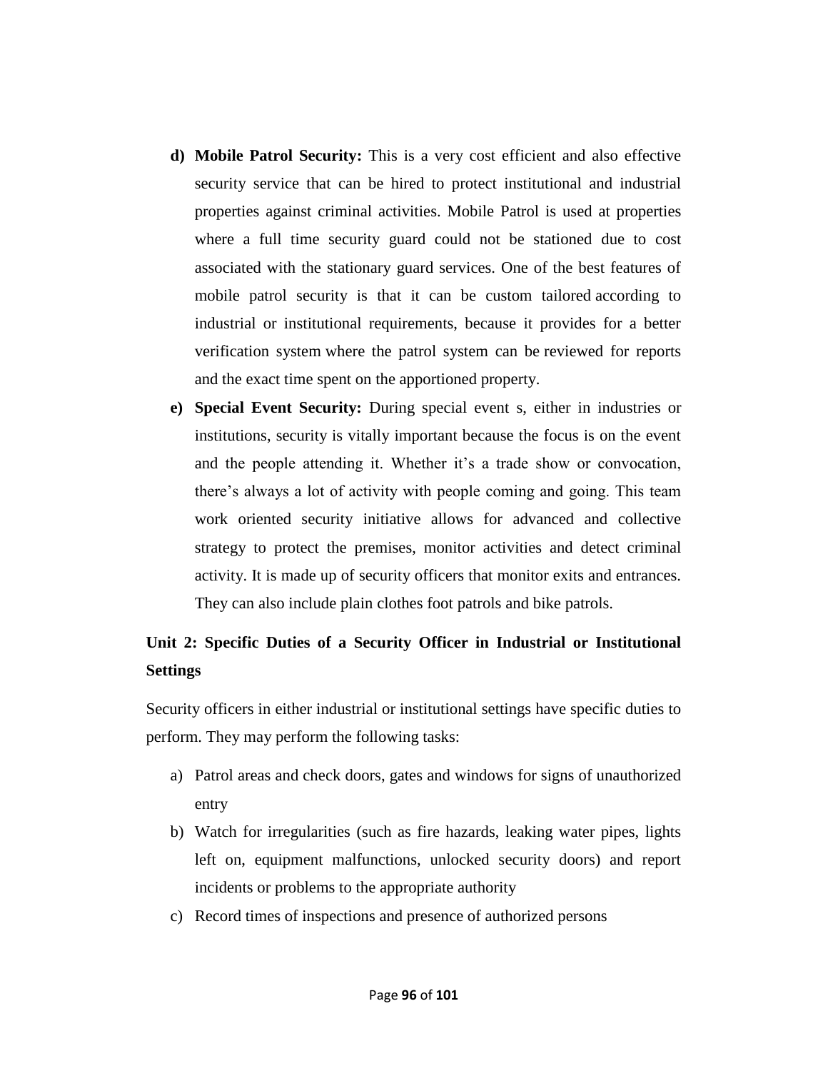d) **Mobile Patrol Security:** This is a very cost efficient and also effective security service that can be hired to protect institutional and industrial properties against criminal activities. Mobile Patrol is used at properties where a full time security guard could not be stationed due to cost associated with the stationary guard services. One of the best features of mobile patrol security is that it can be custom tailored according to industrial or institutional requirements, because it provides for a better verification system where the patrol system can be reviewed for reports and the exact time spent on the apportioned property.

e) **Special Event Security:** During special event s, either in industries or institutions, security is vitally important because the focus is on the event and the people attending it. Whether it's a trade show or convocation, there's always a lot of activity with people coming and going. This team work oriented security initiative allows for advanced and collective strategy to protect the premises, monitor activities and detect criminal activity. It is made up of security officers that monitor exits and entrances. They can also include plain clothes foot patrols and bike patrols.

## Unit 2: Specific Duties of a Security Officer in Industrial or Institutional Settings

Security officers in either industrial or institutional settings have specific duties to perform. They may perform the following tasks:

a) Patrol areas and check doors, gates and windows for signs of unauthorized entry

b) Watch for irregularities (such as fire hazards, leaking water pipes, lights left on, equipment malfunctions, unlocked security doors) and report incidents or problems to the appropriate authority

c) Record times of inspections and presence of authorized persons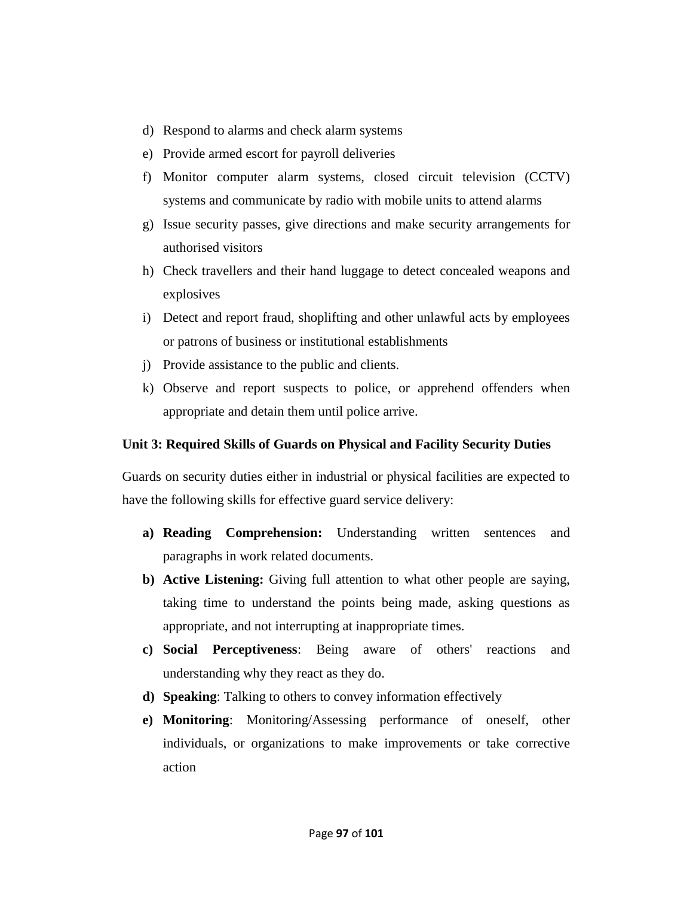d) Respond to alarms and check alarm systems
e) Provide armed escort for payroll deliveries
f) Monitor computer alarm systems, closed circuit television (CCTV) systems and communicate by radio with mobile units to attend alarms
g) Issue security passes, give directions and make security arrangements for authorised visitors
h) Check travellers and their hand luggage to detect concealed weapons and explosives
i) Detect and report fraud, shoplifting and other unlawful acts by employees or patrons of business or institutional establishments
j) Provide assistance to the public and clients.
k) Observe and report suspects to police, or apprehend offenders when appropriate and detain them until police arrive.

**Unit 3: Required Skills of Guards on Physical and Facility Security Duties**

Guards on security duties either in industrial or physical facilities are expected to have the following skills for effective guard service delivery:

**a) Reading Comprehension:** Understanding written sentences and paragraphs in work related documents.

**b) Active Listening:** Giving full attention to what other people are saying, taking time to understand the points being made, asking questions as appropriate, and not interrupting at inappropriate times.

**c) Social Perceptiveness**: Being aware of others' reactions and understanding why they react as they do.

**d) Speaking**: Talking to others to convey information effectively

**e) Monitoring**: Monitoring/Assessing performance of oneself, other individuals, or organizations to make improvements or take corrective action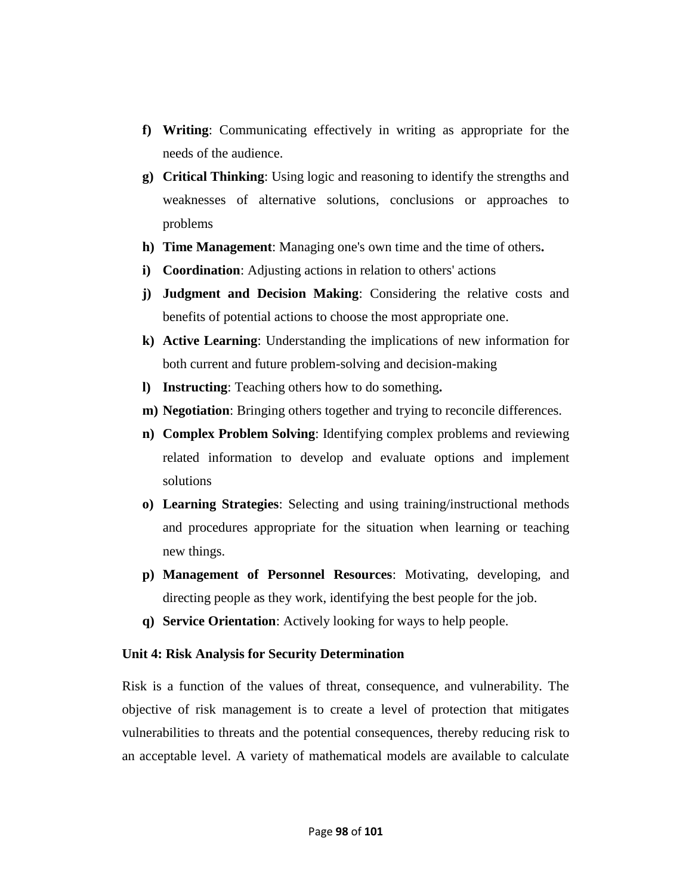f) **Writing**: Communicating effectively in writing as appropriate for the needs of the audience.

g) **Critical Thinking**: Using logic and reasoning to identify the strengths and weaknesses of alternative solutions, conclusions or approaches to problems

h) **Time Management**: Managing one's own time and the time of others**.**

i) **Coordination**: Adjusting actions in relation to others' actions

j) **Judgment and Decision Making**: Considering the relative costs and benefits of potential actions to choose the most appropriate one.

k) **Active Learning**: Understanding the implications of new information for both current and future problem-solving and decision-making

l) **Instructing**: Teaching others how to do something**.**

m) **Negotiation**: Bringing others together and trying to reconcile differences.

n) **Complex Problem Solving**: Identifying complex problems and reviewing related information to develop and evaluate options and implement solutions

o) **Learning Strategies**: Selecting and using training/instructional methods and procedures appropriate for the situation when learning or teaching new things.

p) **Management of Personnel Resources**: Motivating, developing, and directing people as they work, identifying the best people for the job.

q) **Service Orientation**: Actively looking for ways to help people.

**Unit 4: Risk Analysis for Security Determination**

Risk is a function of the values of threat, consequence, and vulnerability. The objective of risk management is to create a level of protection that mitigates vulnerabilities to threats and the potential consequences, thereby reducing risk to an acceptable level. A variety of mathematical models are available to calculate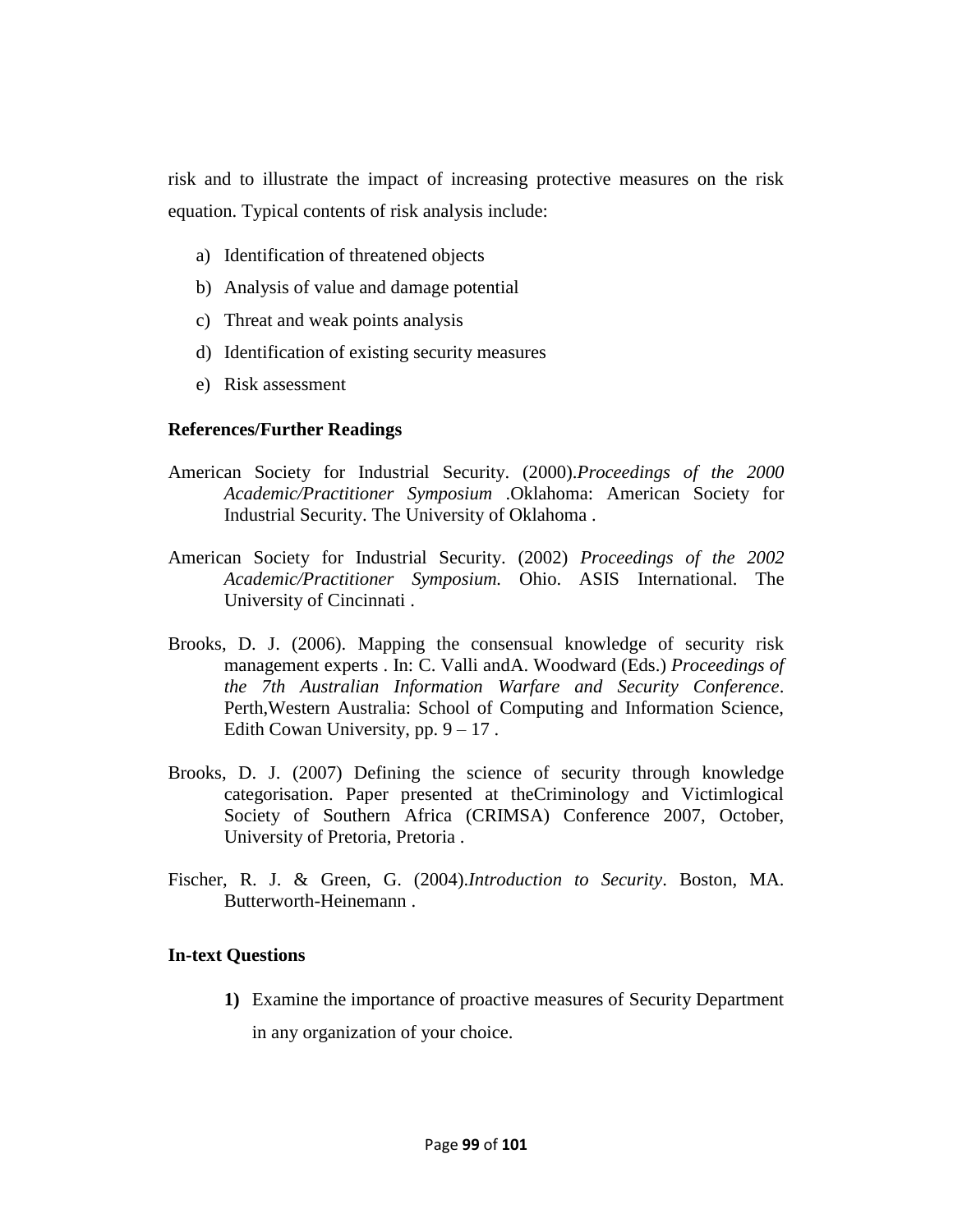risk and to illustrate the impact of increasing protective measures on the risk equation. Typical contents of risk analysis include:

a) Identification of threatened objects
b) Analysis of value and damage potential
c) Threat and weak points analysis
d) Identification of existing security measures
e) Risk assessment

**References/Further Readings**

American Society for Industrial Security. (2000).*Proceedings of the 2000 Academic/Practitioner Symposium* .Oklahoma: American Society for Industrial Security. The University of Oklahoma .

American Society for Industrial Security. (2002) *Proceedings of the 2002 Academic/Practitioner Symposium.* Ohio. ASIS International. The University of Cincinnati .

Brooks, D. J. (2006). Mapping the consensual knowledge of security risk management experts . In: C. Valli andA. Woodward (Eds.) *Proceedings of the 7th Australian Information Warfare and Security Conference*. Perth,Western Australia: School of Computing and Information Science, Edith Cowan University, pp. 9 – 17 .

Brooks, D. J. (2007) Defining the science of security through knowledge categorisation. Paper presented at theCriminology and Victimlogical Society of Southern Africa (CRIMSA) Conference 2007, October, University of Pretoria, Pretoria .

Fischer, R. J. & Green, G. (2004).*Introduction to Security*. Boston, MA. Butterworth-Heinemann .

**In-text Questions**

**1)** Examine the importance of proactive measures of Security Department in any organization of your choice.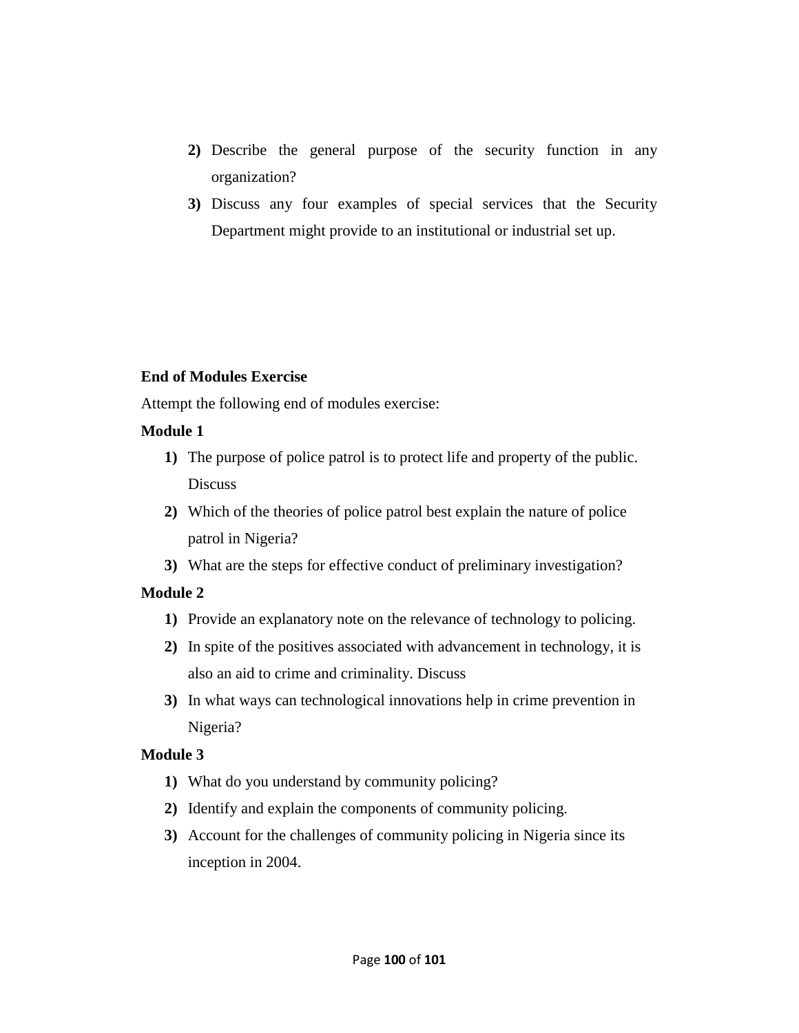2) Describe the general purpose of the security function in any organization?
3) Discuss any four examples of special services that the Security Department might provide to an institutional or industrial set up.

**End of Modules Exercise**

Attempt the following end of modules exercise:

**Module 1**

1) The purpose of police patrol is to protect life and property of the public. Discuss
2) Which of the theories of police patrol best explain the nature of police patrol in Nigeria?
3) What are the steps for effective conduct of preliminary investigation?

**Module 2**

1) Provide an explanatory note on the relevance of technology to policing.
2) In spite of the positives associated with advancement in technology, it is also an aid to crime and criminality. Discuss
3) In what ways can technological innovations help in crime prevention in Nigeria?

**Module 3**

1) What do you understand by community policing?
2) Identify and explain the components of community policing.
3) Account for the challenges of community policing in Nigeria since its inception in 2004.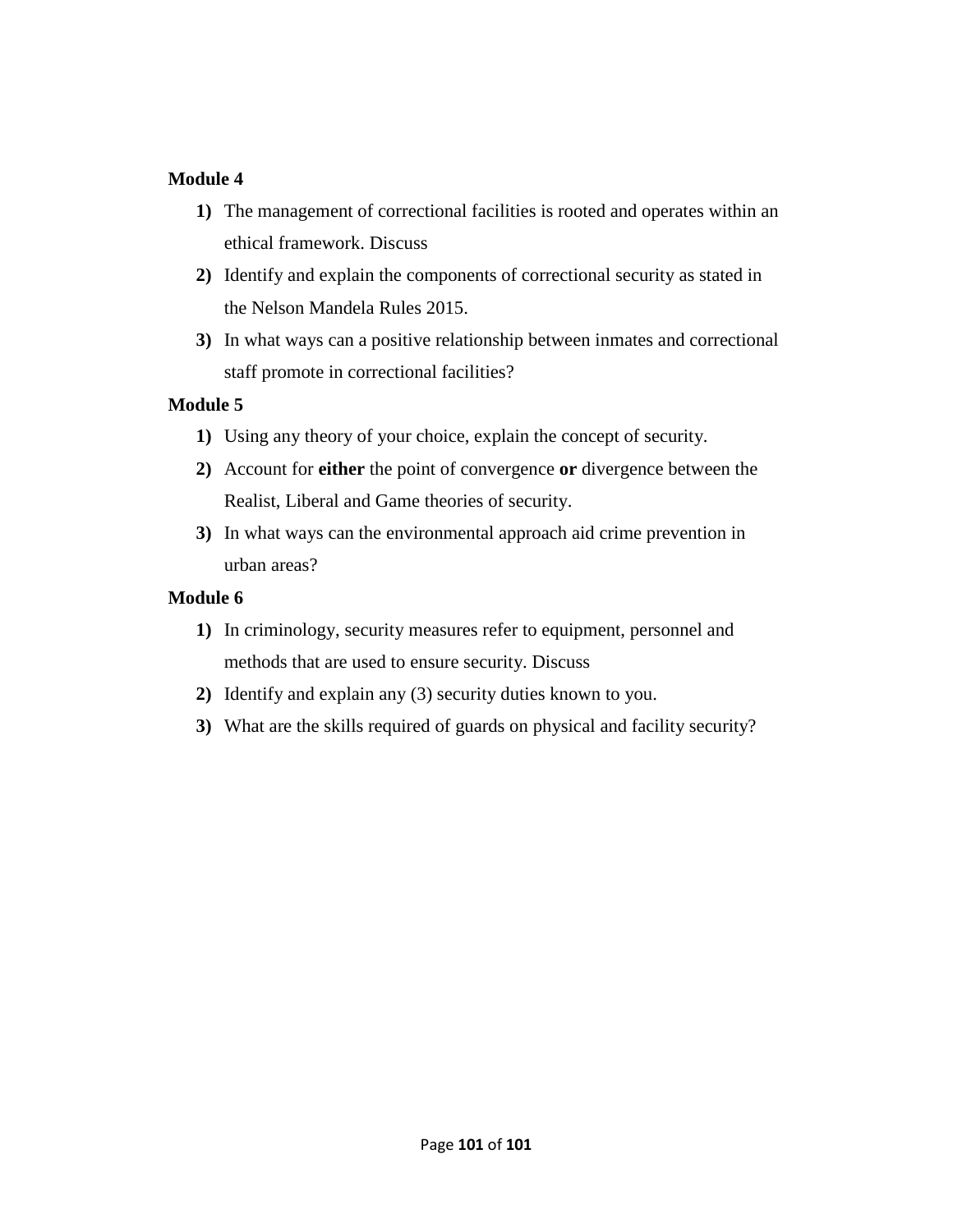**Module 4**

1) The management of correctional facilities is rooted and operates within an ethical framework. Discuss
2) Identify and explain the components of correctional security as stated in the Nelson Mandela Rules 2015.
3) In what ways can a positive relationship between inmates and correctional staff promote in correctional facilities?

**Module 5**

1) Using any theory of your choice, explain the concept of security.
2) Account for **either** the point of convergence **or** divergence between the Realist, Liberal and Game theories of security.
3) In what ways can the environmental approach aid crime prevention in urban areas?

**Module 6**

1) In criminology, security measures refer to equipment, personnel and methods that are used to ensure security. Discuss
2) Identify and explain any (3) security duties known to you.
3) What are the skills required of guards on physical and facility security?